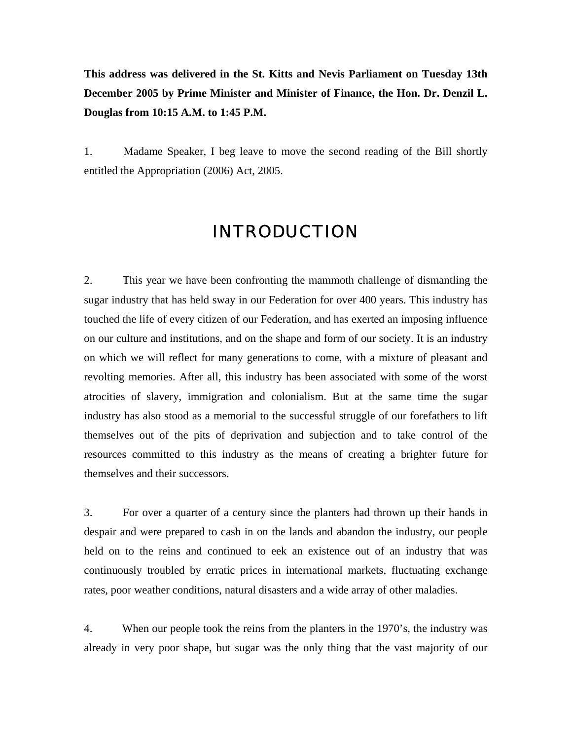**This address was delivered in the St. Kitts and Nevis Parliament on Tuesday 13th December 2005 by Prime Minister and Minister of Finance, the Hon. Dr. Denzil L. Douglas from 10:15 A.M. to 1:45 P.M.**

1. Madame Speaker, I beg leave to move the second reading of the Bill shortly entitled the Appropriation (2006) Act, 2005.

# INTRODUCTION

2. This year we have been confronting the mammoth challenge of dismantling the sugar industry that has held sway in our Federation for over 400 years. This industry has touched the life of every citizen of our Federation, and has exerted an imposing influence on our culture and institutions, and on the shape and form of our society. It is an industry on which we will reflect for many generations to come, with a mixture of pleasant and revolting memories. After all, this industry has been associated with some of the worst atrocities of slavery, immigration and colonialism. But at the same time the sugar industry has also stood as a memorial to the successful struggle of our forefathers to lift themselves out of the pits of deprivation and subjection and to take control of the resources committed to this industry as the means of creating a brighter future for themselves and their successors.

3. For over a quarter of a century since the planters had thrown up their hands in despair and were prepared to cash in on the lands and abandon the industry, our people held on to the reins and continued to eek an existence out of an industry that was continuously troubled by erratic prices in international markets, fluctuating exchange rates, poor weather conditions, natural disasters and a wide array of other maladies.

4. When our people took the reins from the planters in the 1970's, the industry was already in very poor shape, but sugar was the only thing that the vast majority of our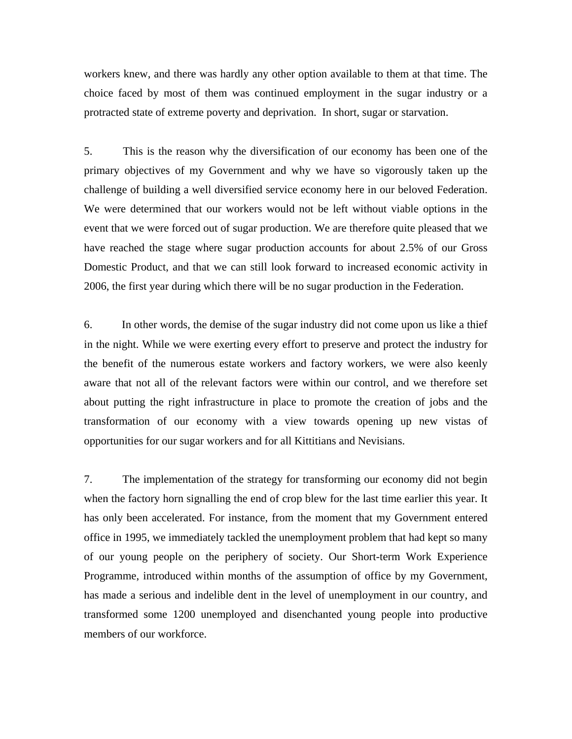workers knew, and there was hardly any other option available to them at that time. The choice faced by most of them was continued employment in the sugar industry or a protracted state of extreme poverty and deprivation. In short, sugar or starvation.

5. This is the reason why the diversification of our economy has been one of the primary objectives of my Government and why we have so vigorously taken up the challenge of building a well diversified service economy here in our beloved Federation. We were determined that our workers would not be left without viable options in the event that we were forced out of sugar production. We are therefore quite pleased that we have reached the stage where sugar production accounts for about 2.5% of our Gross Domestic Product, and that we can still look forward to increased economic activity in 2006, the first year during which there will be no sugar production in the Federation.

6. In other words, the demise of the sugar industry did not come upon us like a thief in the night. While we were exerting every effort to preserve and protect the industry for the benefit of the numerous estate workers and factory workers, we were also keenly aware that not all of the relevant factors were within our control, and we therefore set about putting the right infrastructure in place to promote the creation of jobs and the transformation of our economy with a view towards opening up new vistas of opportunities for our sugar workers and for all Kittitians and Nevisians.

7. The implementation of the strategy for transforming our economy did not begin when the factory horn signalling the end of crop blew for the last time earlier this year. It has only been accelerated. For instance, from the moment that my Government entered office in 1995, we immediately tackled the unemployment problem that had kept so many of our young people on the periphery of society. Our Short-term Work Experience Programme, introduced within months of the assumption of office by my Government, has made a serious and indelible dent in the level of unemployment in our country, and transformed some 1200 unemployed and disenchanted young people into productive members of our workforce.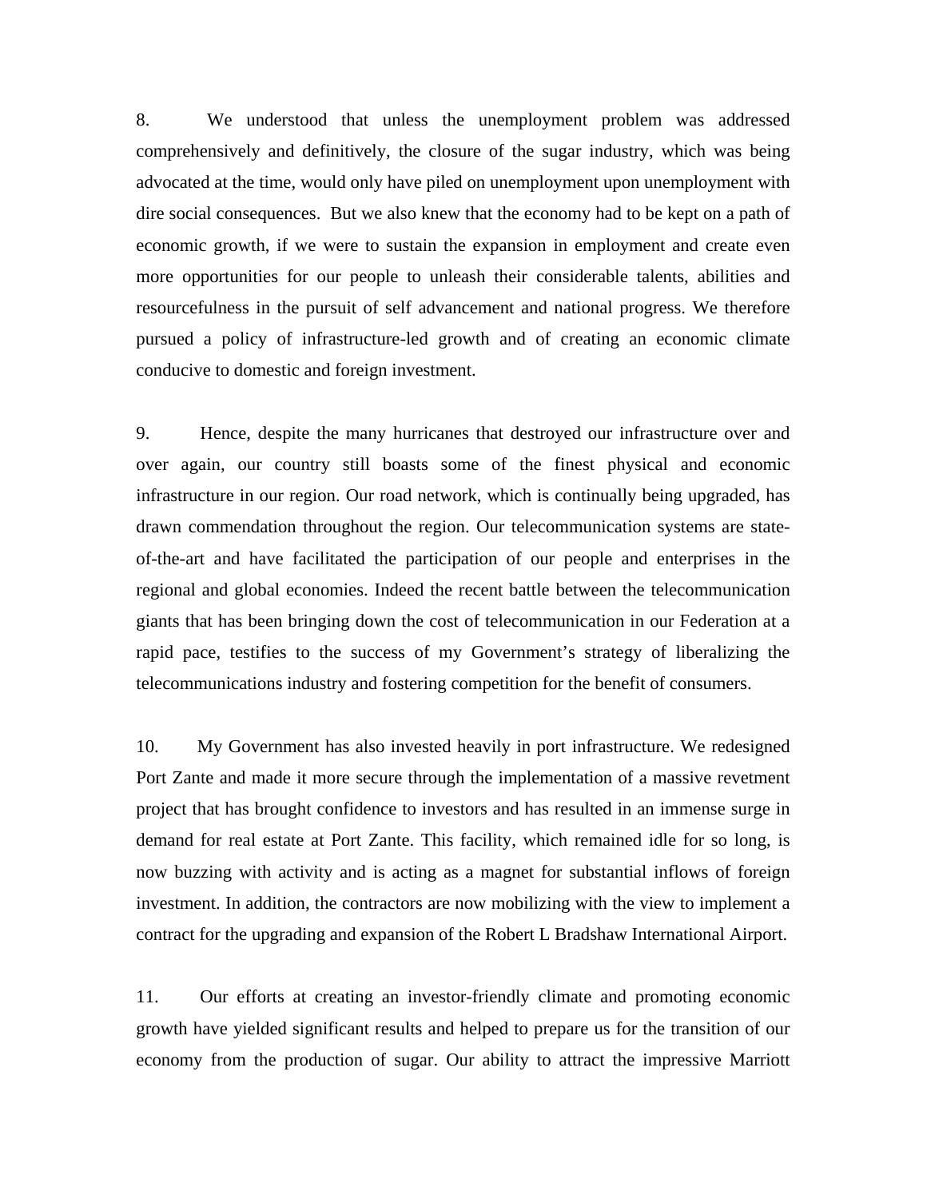8. We understood that unless the unemployment problem was addressed comprehensively and definitively, the closure of the sugar industry, which was being advocated at the time, would only have piled on unemployment upon unemployment with dire social consequences. But we also knew that the economy had to be kept on a path of economic growth, if we were to sustain the expansion in employment and create even more opportunities for our people to unleash their considerable talents, abilities and resourcefulness in the pursuit of self advancement and national progress. We therefore pursued a policy of infrastructure-led growth and of creating an economic climate conducive to domestic and foreign investment.

9. Hence, despite the many hurricanes that destroyed our infrastructure over and over again, our country still boasts some of the finest physical and economic infrastructure in our region. Our road network, which is continually being upgraded, has drawn commendation throughout the region. Our telecommunication systems are state-of-the-art and have facilitated the participation of our people and enterprises in the regional and global economies. Indeed the recent battle between the telecommunication giants that has been bringing down the cost of telecommunication in our Federation at a rapid pace, testifies to the success of my Government's strategy of liberalizing the telecommunications industry and fostering competition for the benefit of consumers.

10. My Government has also invested heavily in port infrastructure. We redesigned Port Zante and made it more secure through the implementation of a massive revetment project that has brought confidence to investors and has resulted in an immense surge in demand for real estate at Port Zante. This facility, which remained idle for so long, is now buzzing with activity and is acting as a magnet for substantial inflows of foreign investment. In addition, the contractors are now mobilizing with the view to implement a contract for the upgrading and expansion of the Robert L Bradshaw International Airport.

11. Our efforts at creating an investor-friendly climate and promoting economic growth have yielded significant results and helped to prepare us for the transition of our economy from the production of sugar. Our ability to attract the impressive Marriott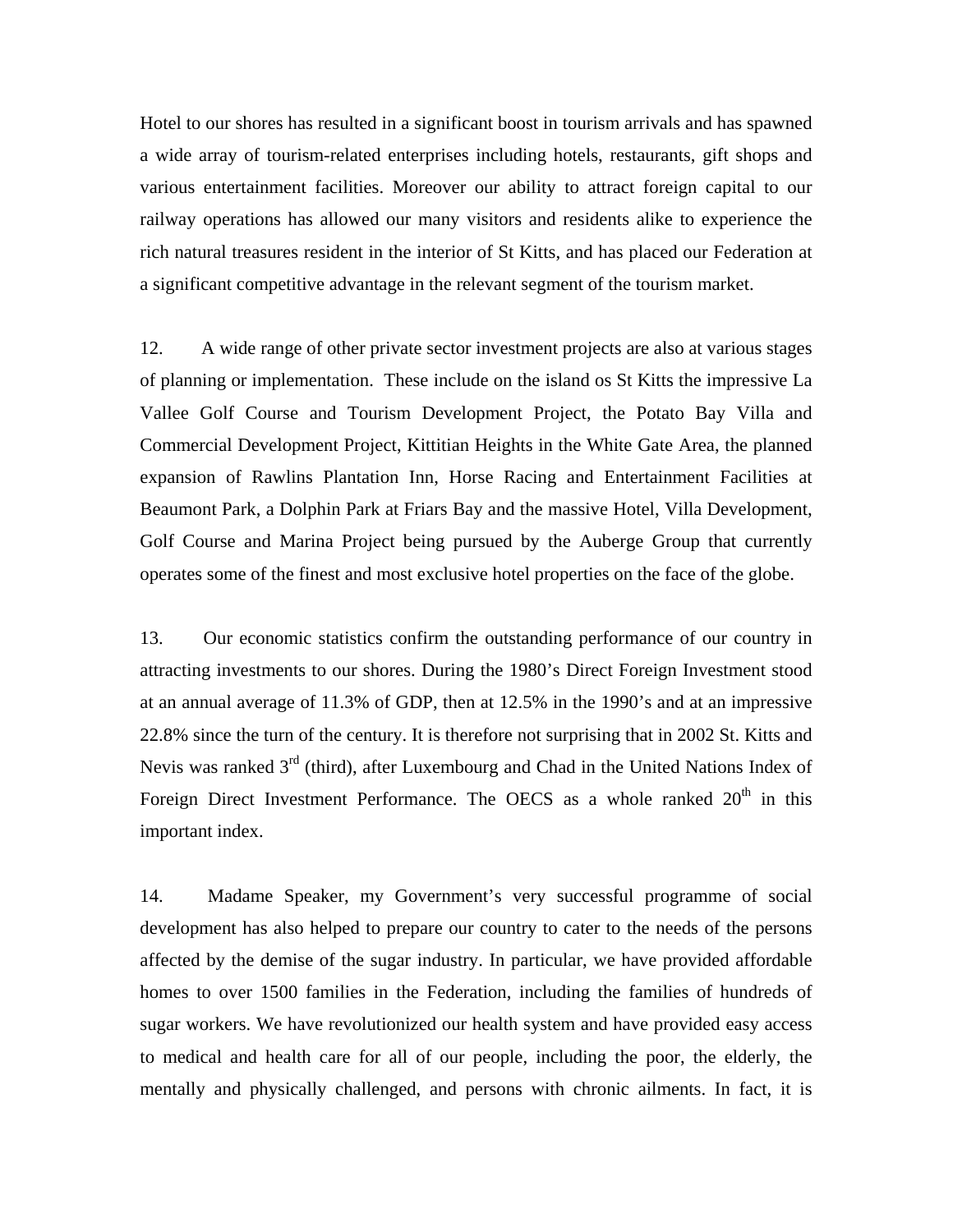Hotel to our shores has resulted in a significant boost in tourism arrivals and has spawned a wide array of tourism-related enterprises including hotels, restaurants, gift shops and various entertainment facilities. Moreover our ability to attract foreign capital to our railway operations has allowed our many visitors and residents alike to experience the rich natural treasures resident in the interior of St Kitts, and has placed our Federation at a significant competitive advantage in the relevant segment of the tourism market.

12. A wide range of other private sector investment projects are also at various stages of planning or implementation. These include on the island os St Kitts the impressive La Vallee Golf Course and Tourism Development Project, the Potato Bay Villa and Commercial Development Project, Kittitian Heights in the White Gate Area, the planned expansion of Rawlins Plantation Inn, Horse Racing and Entertainment Facilities at Beaumont Park, a Dolphin Park at Friars Bay and the massive Hotel, Villa Development, Golf Course and Marina Project being pursued by the Auberge Group that currently operates some of the finest and most exclusive hotel properties on the face of the globe.

13. Our economic statistics confirm the outstanding performance of our country in attracting investments to our shores. During the 1980's Direct Foreign Investment stood at an annual average of 11.3% of GDP, then at 12.5% in the 1990's and at an impressive 22.8% since the turn of the century. It is therefore not surprising that in 2002 St. Kitts and Nevis was ranked 3rd (third), after Luxembourg and Chad in the United Nations Index of Foreign Direct Investment Performance. The OECS as a whole ranked 20th in this important index.

14. Madame Speaker, my Government's very successful programme of social development has also helped to prepare our country to cater to the needs of the persons affected by the demise of the sugar industry. In particular, we have provided affordable homes to over 1500 families in the Federation, including the families of hundreds of sugar workers. We have revolutionized our health system and have provided easy access to medical and health care for all of our people, including the poor, the elderly, the mentally and physically challenged, and persons with chronic ailments. In fact, it is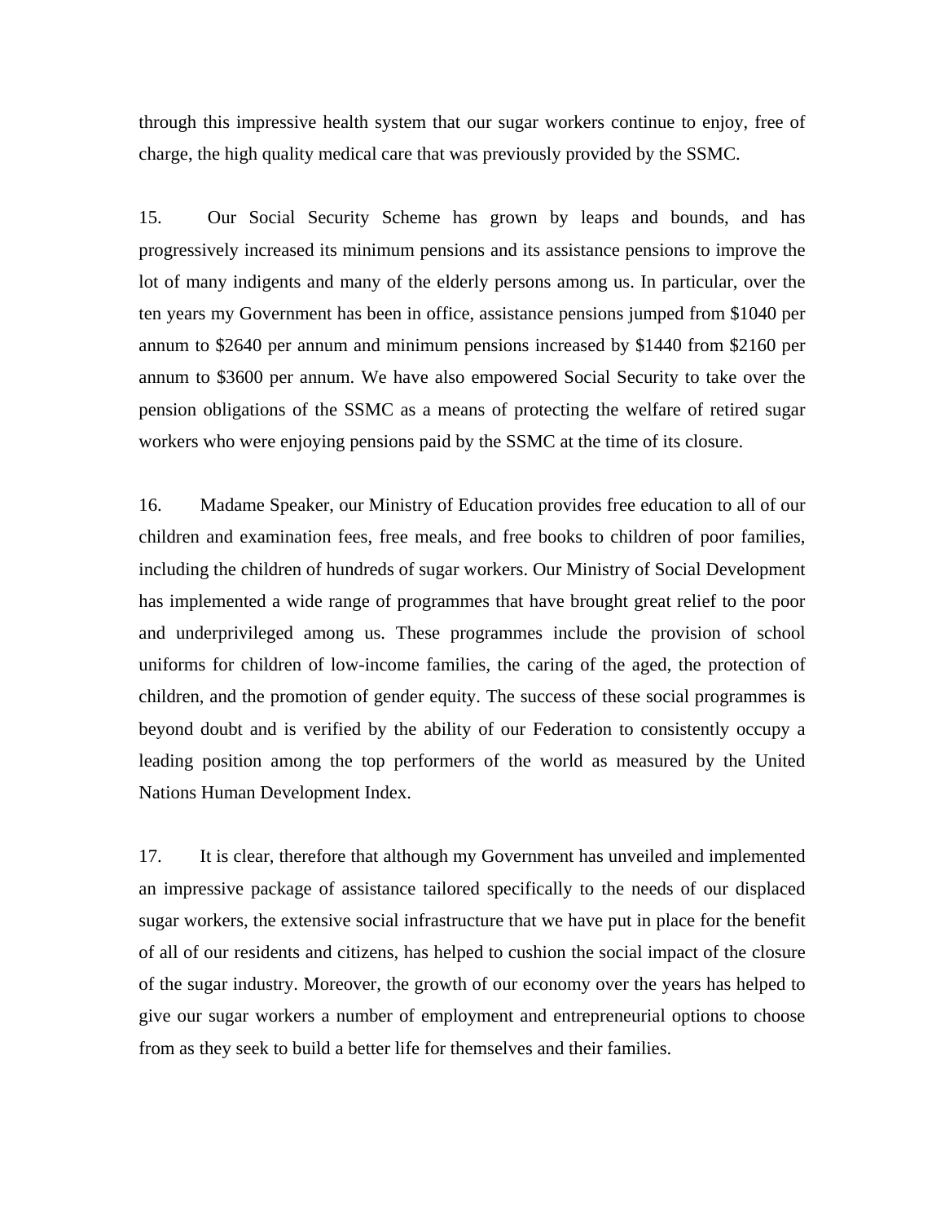through this impressive health system that our sugar workers continue to enjoy, free of charge, the high quality medical care that was previously provided by the SSMC.

15. Our Social Security Scheme has grown by leaps and bounds, and has progressively increased its minimum pensions and its assistance pensions to improve the lot of many indigents and many of the elderly persons among us. In particular, over the ten years my Government has been in office, assistance pensions jumped from $1040 per annum to $2640 per annum and minimum pensions increased by $1440 from $2160 per annum to $3600 per annum. We have also empowered Social Security to take over the pension obligations of the SSMC as a means of protecting the welfare of retired sugar workers who were enjoying pensions paid by the SSMC at the time of its closure.

16. Madame Speaker, our Ministry of Education provides free education to all of our children and examination fees, free meals, and free books to children of poor families, including the children of hundreds of sugar workers. Our Ministry of Social Development has implemented a wide range of programmes that have brought great relief to the poor and underprivileged among us. These programmes include the provision of school uniforms for children of low-income families, the caring of the aged, the protection of children, and the promotion of gender equity. The success of these social programmes is beyond doubt and is verified by the ability of our Federation to consistently occupy a leading position among the top performers of the world as measured by the United Nations Human Development Index.

17. It is clear, therefore that although my Government has unveiled and implemented an impressive package of assistance tailored specifically to the needs of our displaced sugar workers, the extensive social infrastructure that we have put in place for the benefit of all of our residents and citizens, has helped to cushion the social impact of the closure of the sugar industry. Moreover, the growth of our economy over the years has helped to give our sugar workers a number of employment and entrepreneurial options to choose from as they seek to build a better life for themselves and their families.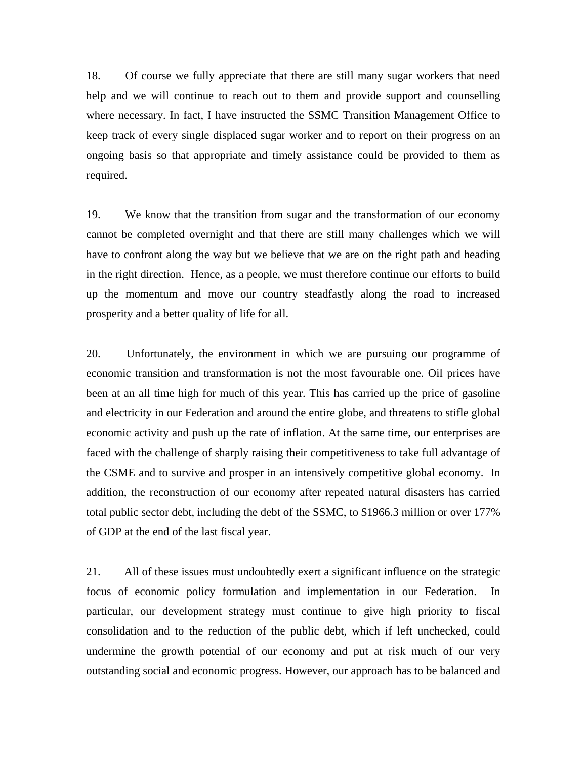18. Of course we fully appreciate that there are still many sugar workers that need help and we will continue to reach out to them and provide support and counselling where necessary. In fact, I have instructed the SSMC Transition Management Office to keep track of every single displaced sugar worker and to report on their progress on an ongoing basis so that appropriate and timely assistance could be provided to them as required.

19. We know that the transition from sugar and the transformation of our economy cannot be completed overnight and that there are still many challenges which we will have to confront along the way but we believe that we are on the right path and heading in the right direction. Hence, as a people, we must therefore continue our efforts to build up the momentum and move our country steadfastly along the road to increased prosperity and a better quality of life for all.

20. Unfortunately, the environment in which we are pursuing our programme of economic transition and transformation is not the most favourable one. Oil prices have been at an all time high for much of this year. This has carried up the price of gasoline and electricity in our Federation and around the entire globe, and threatens to stifle global economic activity and push up the rate of inflation. At the same time, our enterprises are faced with the challenge of sharply raising their competitiveness to take full advantage of the CSME and to survive and prosper in an intensively competitive global economy. In addition, the reconstruction of our economy after repeated natural disasters has carried total public sector debt, including the debt of the SSMC, to $1966.3 million or over 177% of GDP at the end of the last fiscal year.

21. All of these issues must undoubtedly exert a significant influence on the strategic focus of economic policy formulation and implementation in our Federation. In particular, our development strategy must continue to give high priority to fiscal consolidation and to the reduction of the public debt, which if left unchecked, could undermine the growth potential of our economy and put at risk much of our very outstanding social and economic progress. However, our approach has to be balanced and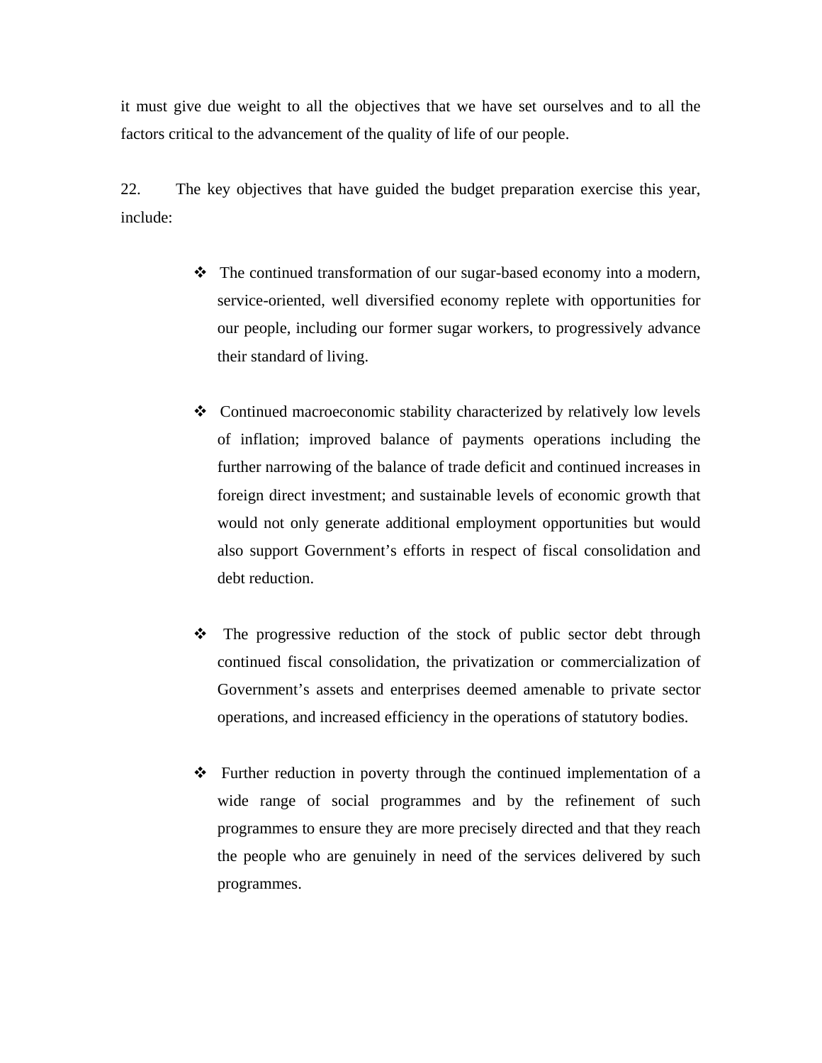it must give due weight to all the objectives that we have set ourselves and to all the factors critical to the advancement of the quality of life of our people.

22. The key objectives that have guided the budget preparation exercise this year, include:

- The continued transformation of our sugar-based economy into a modern, service-oriented, well diversified economy replete with opportunities for our people, including our former sugar workers, to progressively advance their standard of living.

- Continued macroeconomic stability characterized by relatively low levels of inflation; improved balance of payments operations including the further narrowing of the balance of trade deficit and continued increases in foreign direct investment; and sustainable levels of economic growth that would not only generate additional employment opportunities but would also support Government's efforts in respect of fiscal consolidation and debt reduction.

- The progressive reduction of the stock of public sector debt through continued fiscal consolidation, the privatization or commercialization of Government's assets and enterprises deemed amenable to private sector operations, and increased efficiency in the operations of statutory bodies.

- Further reduction in poverty through the continued implementation of a wide range of social programmes and by the refinement of such programmes to ensure they are more precisely directed and that they reach the people who are genuinely in need of the services delivered by such programmes.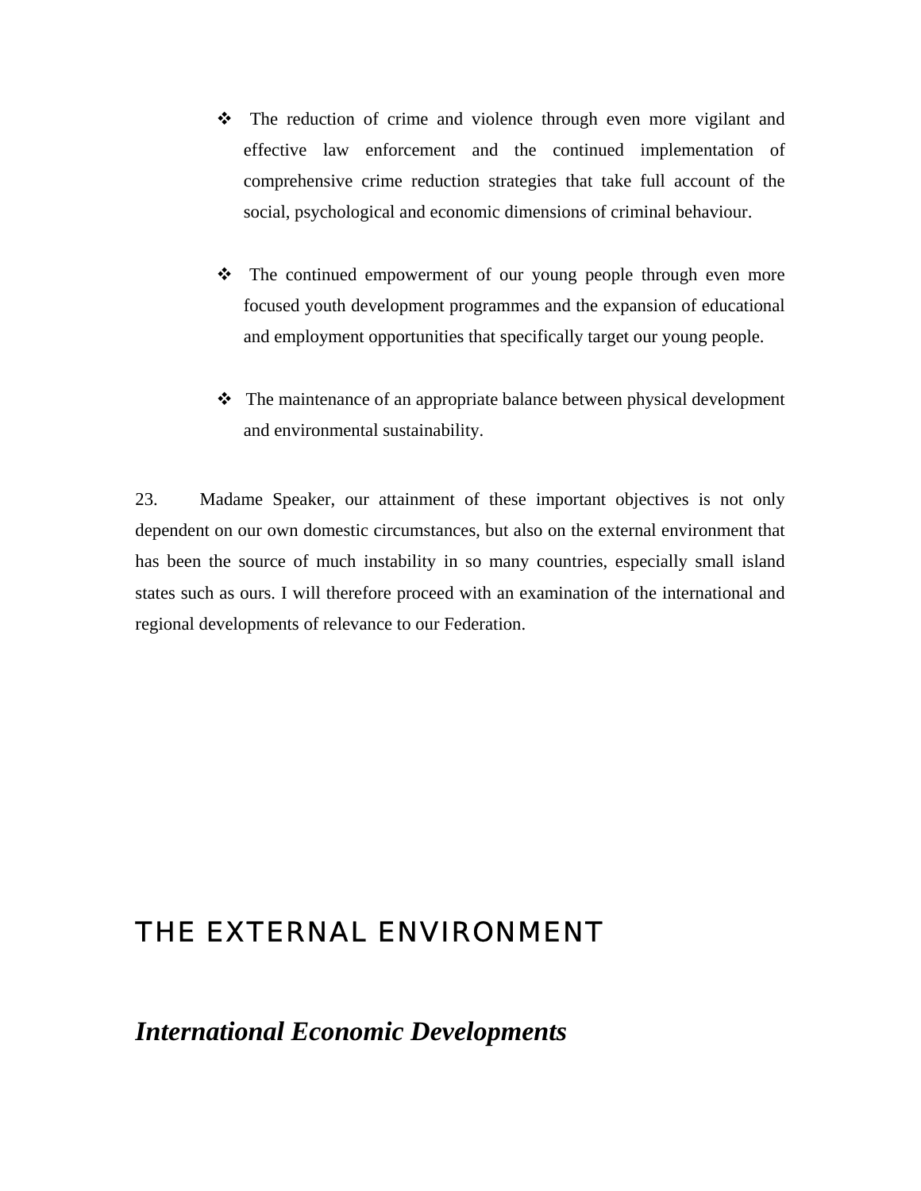- The reduction of crime and violence through even more vigilant and effective law enforcement and the continued implementation of comprehensive crime reduction strategies that take full account of the social, psychological and economic dimensions of criminal behaviour.

- The continued empowerment of our young people through even more focused youth development programmes and the expansion of educational and employment opportunities that specifically target our young people.

- The maintenance of an appropriate balance between physical development and environmental sustainability.

23. Madame Speaker, our attainment of these important objectives is not only dependent on our own domestic circumstances, but also on the external environment that has been the source of much instability in so many countries, especially small island states such as ours. I will therefore proceed with an examination of the international and regional developments of relevance to our Federation.

# THE EXTERNAL ENVIRONMENT

## *International Economic Developments*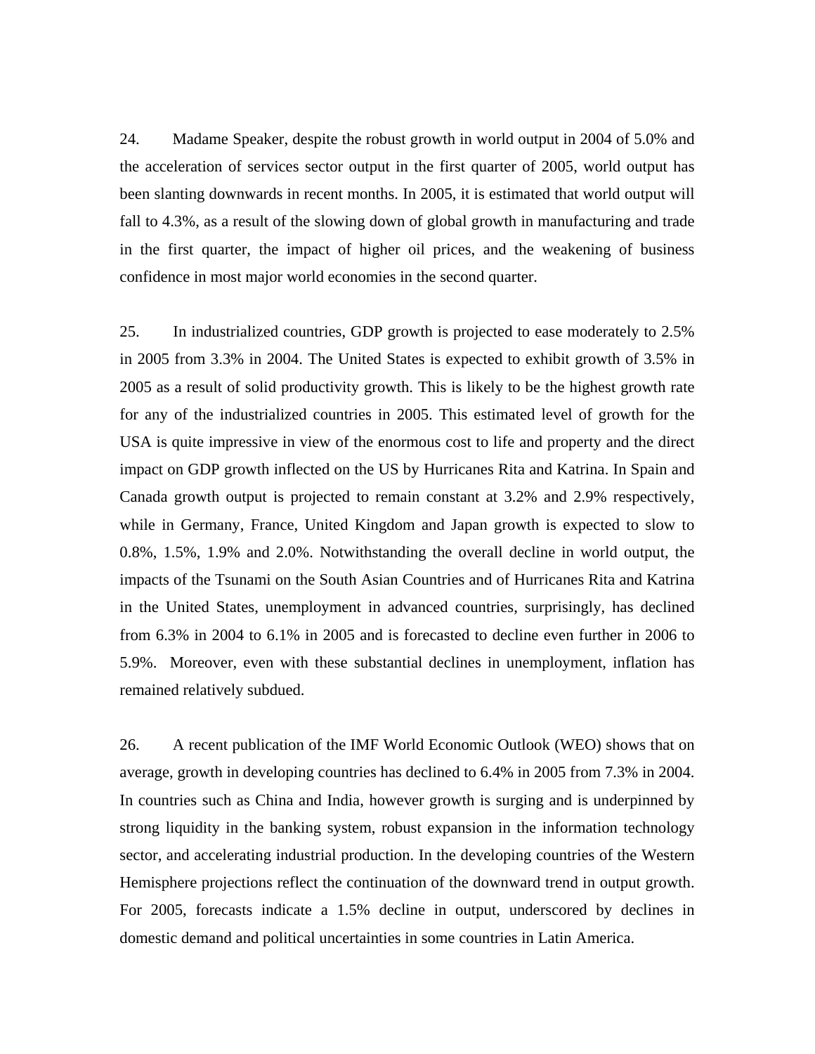24. Madame Speaker, despite the robust growth in world output in 2004 of 5.0% and the acceleration of services sector output in the first quarter of 2005, world output has been slanting downwards in recent months. In 2005, it is estimated that world output will fall to 4.3%, as a result of the slowing down of global growth in manufacturing and trade in the first quarter, the impact of higher oil prices, and the weakening of business confidence in most major world economies in the second quarter.

25. In industrialized countries, GDP growth is projected to ease moderately to 2.5% in 2005 from 3.3% in 2004. The United States is expected to exhibit growth of 3.5% in 2005 as a result of solid productivity growth. This is likely to be the highest growth rate for any of the industrialized countries in 2005. This estimated level of growth for the USA is quite impressive in view of the enormous cost to life and property and the direct impact on GDP growth inflected on the US by Hurricanes Rita and Katrina. In Spain and Canada growth output is projected to remain constant at 3.2% and 2.9% respectively, while in Germany, France, United Kingdom and Japan growth is expected to slow to 0.8%, 1.5%, 1.9% and 2.0%. Notwithstanding the overall decline in world output, the impacts of the Tsunami on the South Asian Countries and of Hurricanes Rita and Katrina in the United States, unemployment in advanced countries, surprisingly, has declined from 6.3% in 2004 to 6.1% in 2005 and is forecasted to decline even further in 2006 to 5.9%. Moreover, even with these substantial declines in unemployment, inflation has remained relatively subdued.

26. A recent publication of the IMF World Economic Outlook (WEO) shows that on average, growth in developing countries has declined to 6.4% in 2005 from 7.3% in 2004. In countries such as China and India, however growth is surging and is underpinned by strong liquidity in the banking system, robust expansion in the information technology sector, and accelerating industrial production. In the developing countries of the Western Hemisphere projections reflect the continuation of the downward trend in output growth. For 2005, forecasts indicate a 1.5% decline in output, underscored by declines in domestic demand and political uncertainties in some countries in Latin America.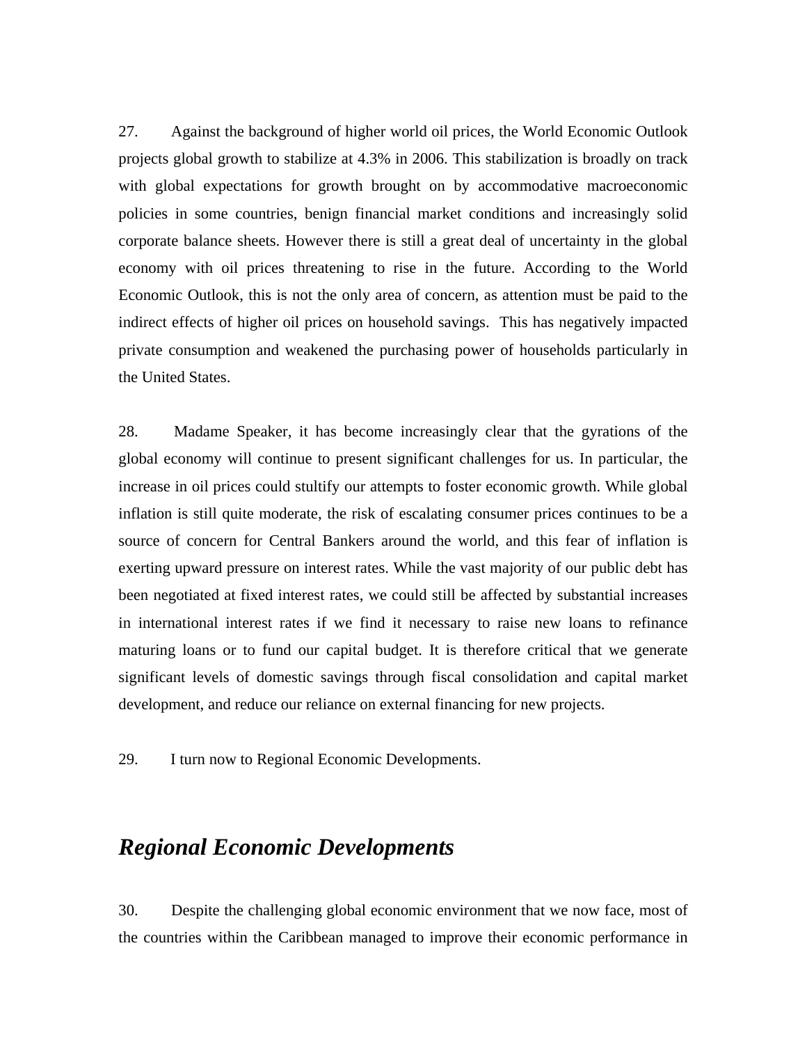27. Against the background of higher world oil prices, the World Economic Outlook projects global growth to stabilize at 4.3% in 2006. This stabilization is broadly on track with global expectations for growth brought on by accommodative macroeconomic policies in some countries, benign financial market conditions and increasingly solid corporate balance sheets. However there is still a great deal of uncertainty in the global economy with oil prices threatening to rise in the future. According to the World Economic Outlook, this is not the only area of concern, as attention must be paid to the indirect effects of higher oil prices on household savings. This has negatively impacted private consumption and weakened the purchasing power of households particularly in the United States.

28. Madame Speaker, it has become increasingly clear that the gyrations of the global economy will continue to present significant challenges for us. In particular, the increase in oil prices could stultify our attempts to foster economic growth. While global inflation is still quite moderate, the risk of escalating consumer prices continues to be a source of concern for Central Bankers around the world, and this fear of inflation is exerting upward pressure on interest rates. While the vast majority of our public debt has been negotiated at fixed interest rates, we could still be affected by substantial increases in international interest rates if we find it necessary to raise new loans to refinance maturing loans or to fund our capital budget. It is therefore critical that we generate significant levels of domestic savings through fiscal consolidation and capital market development, and reduce our reliance on external financing for new projects.

29. I turn now to Regional Economic Developments.

## *Regional Economic Developments*

30. Despite the challenging global economic environment that we now face, most of the countries within the Caribbean managed to improve their economic performance in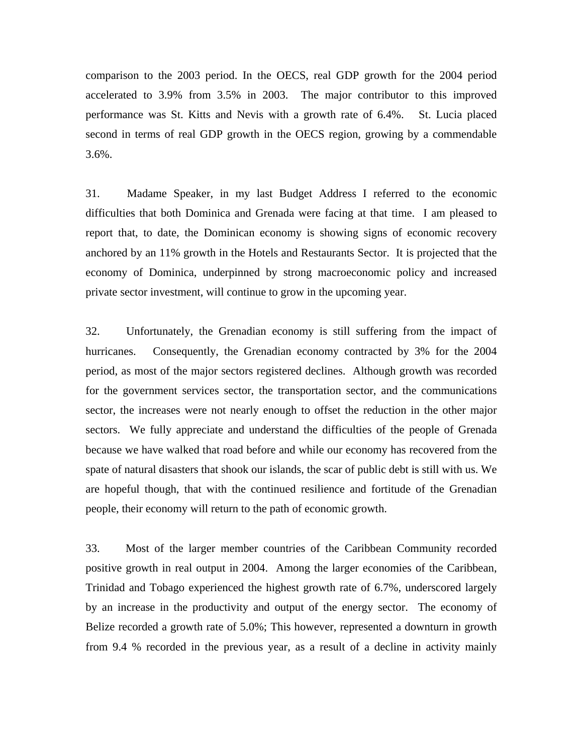comparison to the 2003 period. In the OECS, real GDP growth for the 2004 period accelerated to 3.9% from 3.5% in 2003. The major contributor to this improved performance was St. Kitts and Nevis with a growth rate of 6.4%. St. Lucia placed second in terms of real GDP growth in the OECS region, growing by a commendable 3.6%.

31. Madame Speaker, in my last Budget Address I referred to the economic difficulties that both Dominica and Grenada were facing at that time. I am pleased to report that, to date, the Dominican economy is showing signs of economic recovery anchored by an 11% growth in the Hotels and Restaurants Sector. It is projected that the economy of Dominica, underpinned by strong macroeconomic policy and increased private sector investment, will continue to grow in the upcoming year.

32. Unfortunately, the Grenadian economy is still suffering from the impact of hurricanes. Consequently, the Grenadian economy contracted by 3% for the 2004 period, as most of the major sectors registered declines. Although growth was recorded for the government services sector, the transportation sector, and the communications sector, the increases were not nearly enough to offset the reduction in the other major sectors. We fully appreciate and understand the difficulties of the people of Grenada because we have walked that road before and while our economy has recovered from the spate of natural disasters that shook our islands, the scar of public debt is still with us. We are hopeful though, that with the continued resilience and fortitude of the Grenadian people, their economy will return to the path of economic growth.

33. Most of the larger member countries of the Caribbean Community recorded positive growth in real output in 2004. Among the larger economies of the Caribbean, Trinidad and Tobago experienced the highest growth rate of 6.7%, underscored largely by an increase in the productivity and output of the energy sector. The economy of Belize recorded a growth rate of 5.0%; This however, represented a downturn in growth from 9.4 % recorded in the previous year, as a result of a decline in activity mainly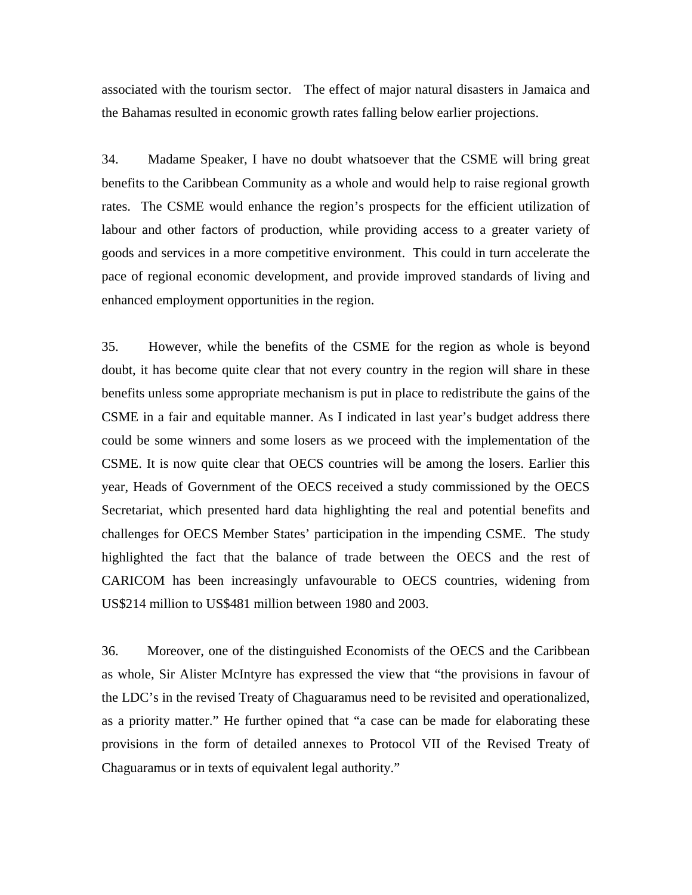associated with the tourism sector. The effect of major natural disasters in Jamaica and the Bahamas resulted in economic growth rates falling below earlier projections.

34. Madame Speaker, I have no doubt whatsoever that the CSME will bring great benefits to the Caribbean Community as a whole and would help to raise regional growth rates. The CSME would enhance the region's prospects for the efficient utilization of labour and other factors of production, while providing access to a greater variety of goods and services in a more competitive environment. This could in turn accelerate the pace of regional economic development, and provide improved standards of living and enhanced employment opportunities in the region.

35. However, while the benefits of the CSME for the region as whole is beyond doubt, it has become quite clear that not every country in the region will share in these benefits unless some appropriate mechanism is put in place to redistribute the gains of the CSME in a fair and equitable manner. As I indicated in last year's budget address there could be some winners and some losers as we proceed with the implementation of the CSME. It is now quite clear that OECS countries will be among the losers. Earlier this year, Heads of Government of the OECS received a study commissioned by the OECS Secretariat, which presented hard data highlighting the real and potential benefits and challenges for OECS Member States' participation in the impending CSME. The study highlighted the fact that the balance of trade between the OECS and the rest of CARICOM has been increasingly unfavourable to OECS countries, widening from US$214 million to US$481 million between 1980 and 2003.

36. Moreover, one of the distinguished Economists of the OECS and the Caribbean as whole, Sir Alister McIntyre has expressed the view that "the provisions in favour of the LDC's in the revised Treaty of Chaguaramus need to be revisited and operationalized, as a priority matter." He further opined that "a case can be made for elaborating these provisions in the form of detailed annexes to Protocol VII of the Revised Treaty of Chaguaramus or in texts of equivalent legal authority."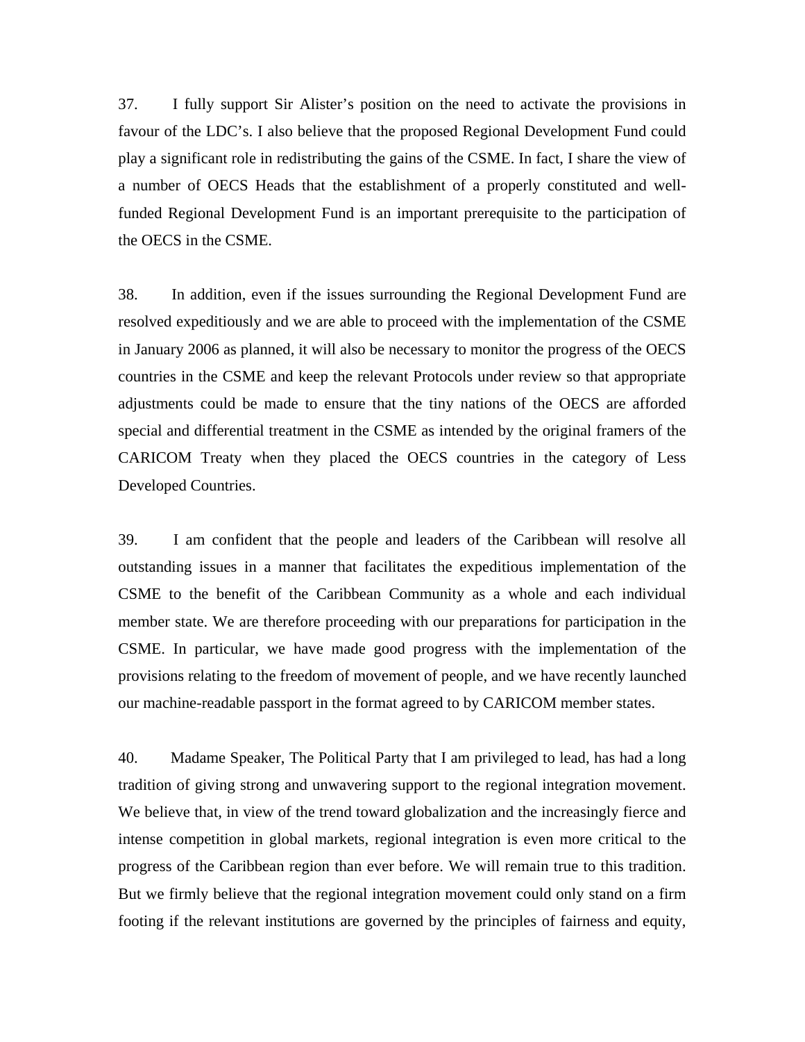37. I fully support Sir Alister's position on the need to activate the provisions in favour of the LDC's. I also believe that the proposed Regional Development Fund could play a significant role in redistributing the gains of the CSME. In fact, I share the view of a number of OECS Heads that the establishment of a properly constituted and well-funded Regional Development Fund is an important prerequisite to the participation of the OECS in the CSME.

38. In addition, even if the issues surrounding the Regional Development Fund are resolved expeditiously and we are able to proceed with the implementation of the CSME in January 2006 as planned, it will also be necessary to monitor the progress of the OECS countries in the CSME and keep the relevant Protocols under review so that appropriate adjustments could be made to ensure that the tiny nations of the OECS are afforded special and differential treatment in the CSME as intended by the original framers of the CARICOM Treaty when they placed the OECS countries in the category of Less Developed Countries.

39. I am confident that the people and leaders of the Caribbean will resolve all outstanding issues in a manner that facilitates the expeditious implementation of the CSME to the benefit of the Caribbean Community as a whole and each individual member state. We are therefore proceeding with our preparations for participation in the CSME. In particular, we have made good progress with the implementation of the provisions relating to the freedom of movement of people, and we have recently launched our machine-readable passport in the format agreed to by CARICOM member states.

40. Madame Speaker, The Political Party that I am privileged to lead, has had a long tradition of giving strong and unwavering support to the regional integration movement. We believe that, in view of the trend toward globalization and the increasingly fierce and intense competition in global markets, regional integration is even more critical to the progress of the Caribbean region than ever before. We will remain true to this tradition. But we firmly believe that the regional integration movement could only stand on a firm footing if the relevant institutions are governed by the principles of fairness and equity,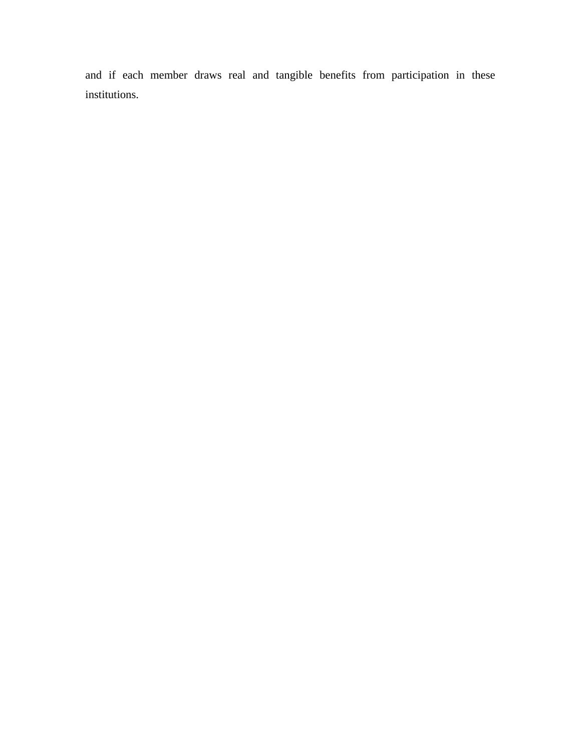and if each member draws real and tangible benefits from participation in these institutions.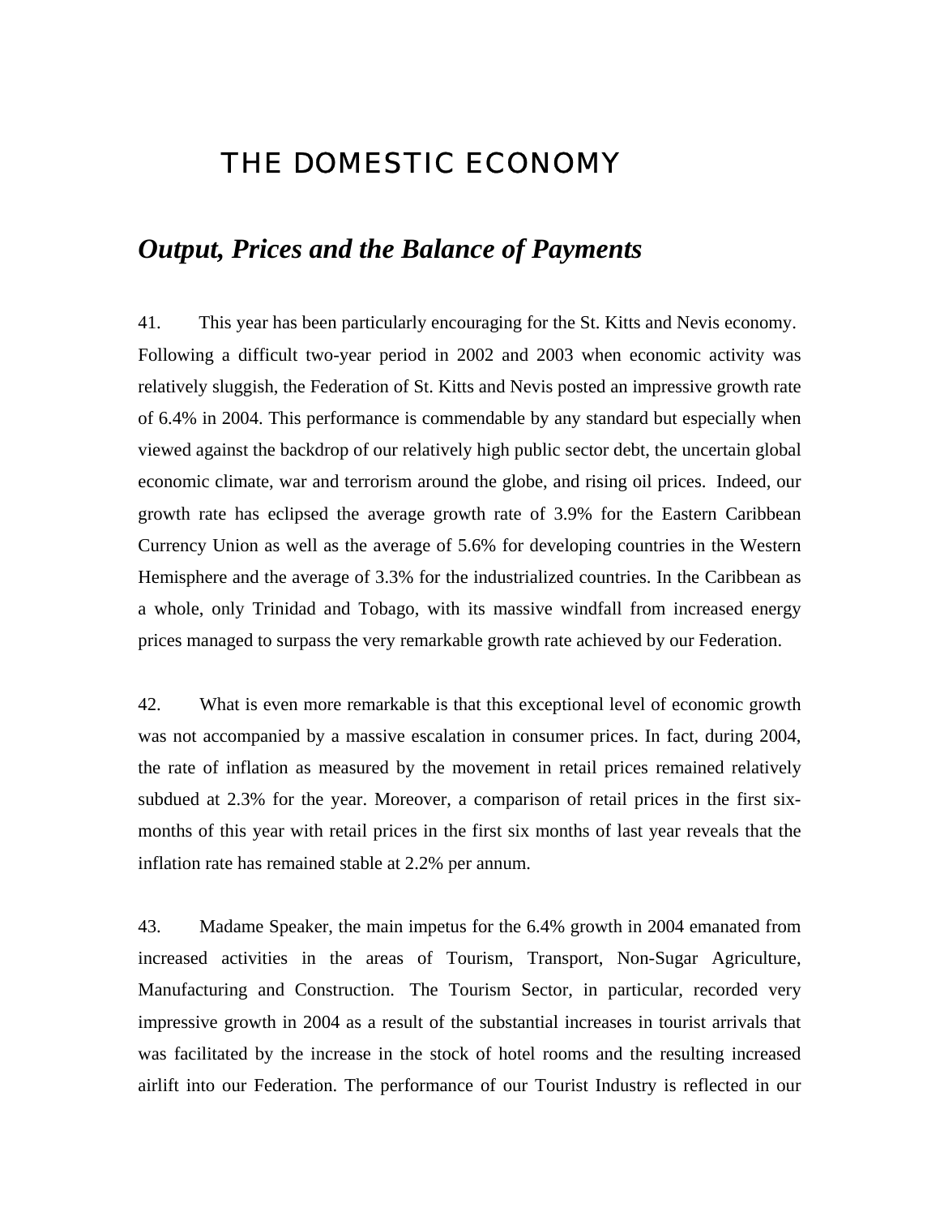# THE DOMESTIC ECONOMY

## *Output, Prices and the Balance of Payments*

41. This year has been particularly encouraging for the St. Kitts and Nevis economy. Following a difficult two-year period in 2002 and 2003 when economic activity was relatively sluggish, the Federation of St. Kitts and Nevis posted an impressive growth rate of 6.4% in 2004. This performance is commendable by any standard but especially when viewed against the backdrop of our relatively high public sector debt, the uncertain global economic climate, war and terrorism around the globe, and rising oil prices. Indeed, our growth rate has eclipsed the average growth rate of 3.9% for the Eastern Caribbean Currency Union as well as the average of 5.6% for developing countries in the Western Hemisphere and the average of 3.3% for the industrialized countries. In the Caribbean as a whole, only Trinidad and Tobago, with its massive windfall from increased energy prices managed to surpass the very remarkable growth rate achieved by our Federation.

42. What is even more remarkable is that this exceptional level of economic growth was not accompanied by a massive escalation in consumer prices. In fact, during 2004, the rate of inflation as measured by the movement in retail prices remained relatively subdued at 2.3% for the year. Moreover, a comparison of retail prices in the first six-months of this year with retail prices in the first six months of last year reveals that the inflation rate has remained stable at 2.2% per annum.

43. Madame Speaker, the main impetus for the 6.4% growth in 2004 emanated from increased activities in the areas of Tourism, Transport, Non-Sugar Agriculture, Manufacturing and Construction. The Tourism Sector, in particular, recorded very impressive growth in 2004 as a result of the substantial increases in tourist arrivals that was facilitated by the increase in the stock of hotel rooms and the resulting increased airlift into our Federation. The performance of our Tourist Industry is reflected in our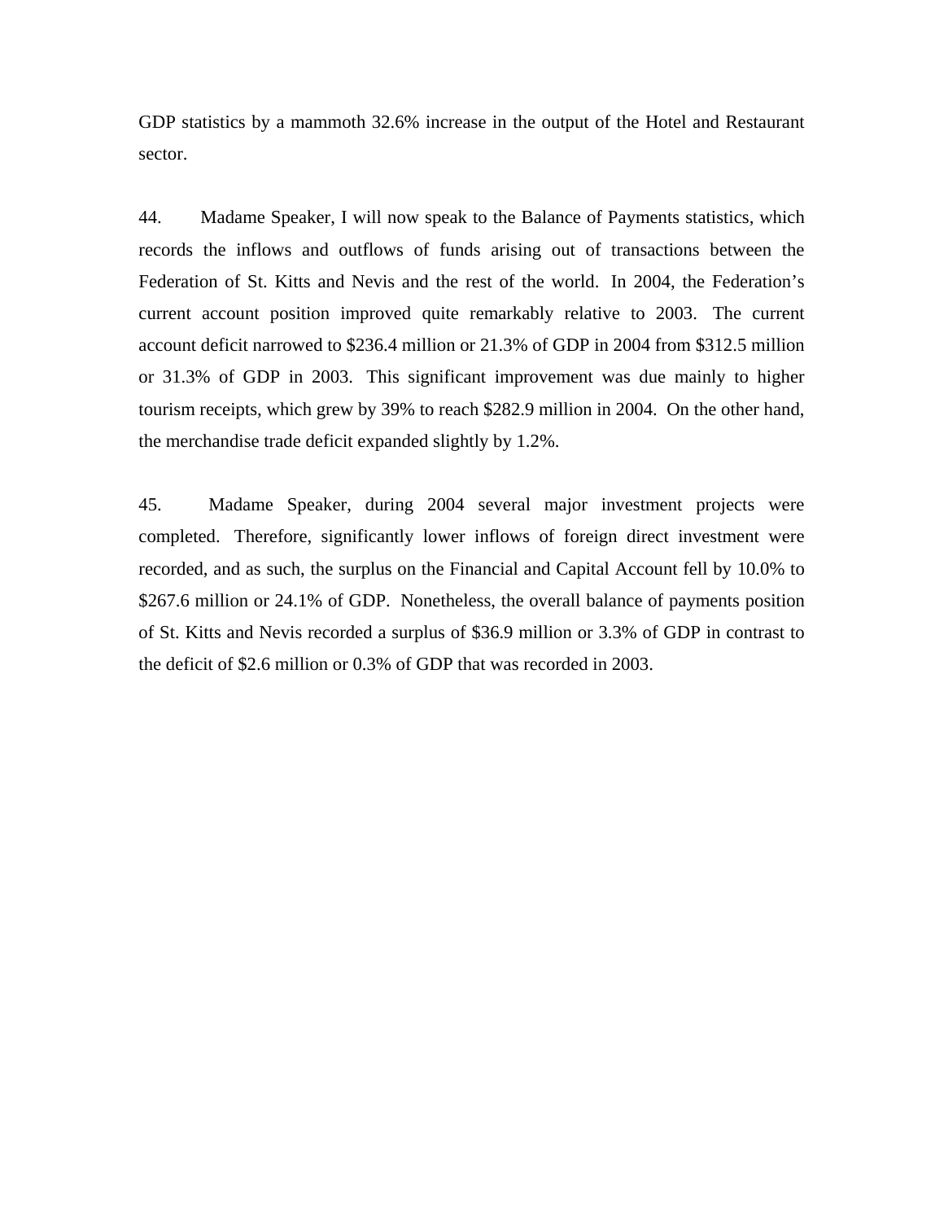GDP statistics by a mammoth 32.6% increase in the output of the Hotel and Restaurant sector.

44. Madame Speaker, I will now speak to the Balance of Payments statistics, which records the inflows and outflows of funds arising out of transactions between the Federation of St. Kitts and Nevis and the rest of the world. In 2004, the Federation's current account position improved quite remarkably relative to 2003. The current account deficit narrowed to $236.4 million or 21.3% of GDP in 2004 from $312.5 million or 31.3% of GDP in 2003. This significant improvement was due mainly to higher tourism receipts, which grew by 39% to reach $282.9 million in 2004. On the other hand, the merchandise trade deficit expanded slightly by 1.2%.

45. Madame Speaker, during 2004 several major investment projects were completed. Therefore, significantly lower inflows of foreign direct investment were recorded, and as such, the surplus on the Financial and Capital Account fell by 10.0% to $267.6 million or 24.1% of GDP. Nonetheless, the overall balance of payments position of St. Kitts and Nevis recorded a surplus of $36.9 million or 3.3% of GDP in contrast to the deficit of $2.6 million or 0.3% of GDP that was recorded in 2003.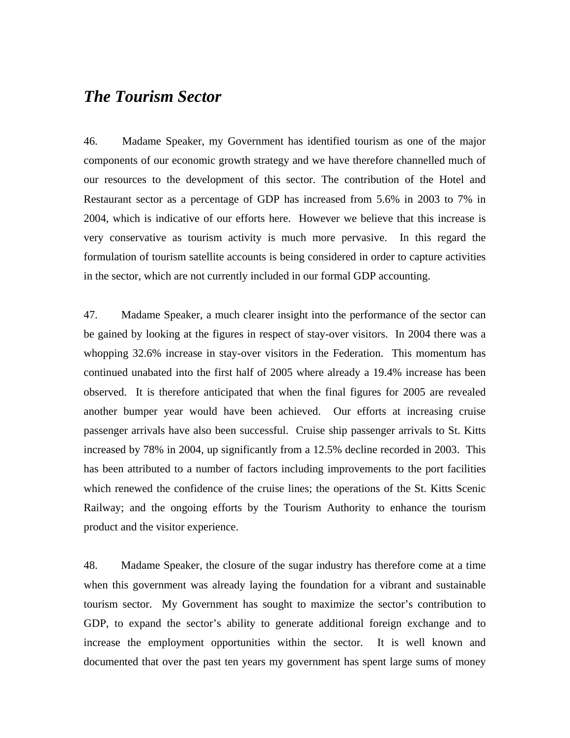## *The Tourism Sector*

46. Madame Speaker, my Government has identified tourism as one of the major components of our economic growth strategy and we have therefore channelled much of our resources to the development of this sector. The contribution of the Hotel and Restaurant sector as a percentage of GDP has increased from 5.6% in 2003 to 7% in 2004, which is indicative of our efforts here. However we believe that this increase is very conservative as tourism activity is much more pervasive. In this regard the formulation of tourism satellite accounts is being considered in order to capture activities in the sector, which are not currently included in our formal GDP accounting.

47. Madame Speaker, a much clearer insight into the performance of the sector can be gained by looking at the figures in respect of stay-over visitors. In 2004 there was a whopping 32.6% increase in stay-over visitors in the Federation. This momentum has continued unabated into the first half of 2005 where already a 19.4% increase has been observed. It is therefore anticipated that when the final figures for 2005 are revealed another bumper year would have been achieved. Our efforts at increasing cruise passenger arrivals have also been successful. Cruise ship passenger arrivals to St. Kitts increased by 78% in 2004, up significantly from a 12.5% decline recorded in 2003. This has been attributed to a number of factors including improvements to the port facilities which renewed the confidence of the cruise lines; the operations of the St. Kitts Scenic Railway; and the ongoing efforts by the Tourism Authority to enhance the tourism product and the visitor experience.

48. Madame Speaker, the closure of the sugar industry has therefore come at a time when this government was already laying the foundation for a vibrant and sustainable tourism sector. My Government has sought to maximize the sector's contribution to GDP, to expand the sector's ability to generate additional foreign exchange and to increase the employment opportunities within the sector. It is well known and documented that over the past ten years my government has spent large sums of money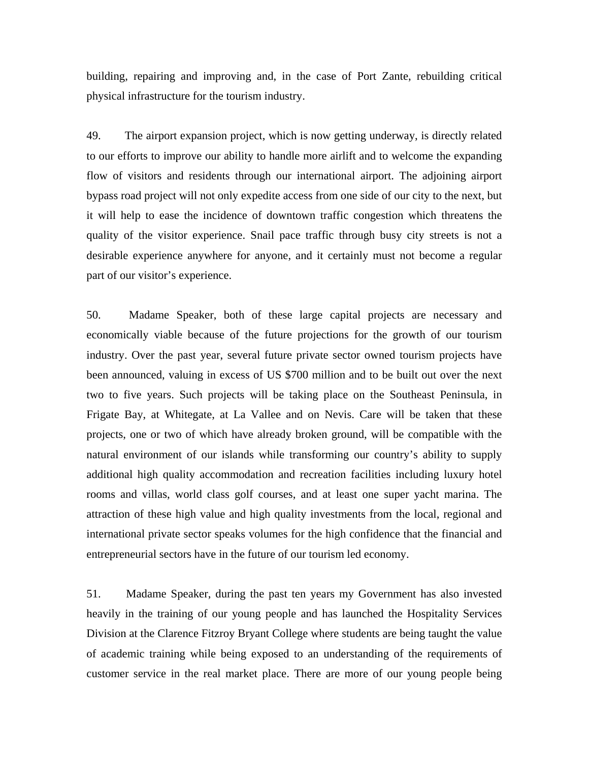building, repairing and improving and, in the case of Port Zante, rebuilding critical physical infrastructure for the tourism industry.

49. The airport expansion project, which is now getting underway, is directly related to our efforts to improve our ability to handle more airlift and to welcome the expanding flow of visitors and residents through our international airport. The adjoining airport bypass road project will not only expedite access from one side of our city to the next, but it will help to ease the incidence of downtown traffic congestion which threatens the quality of the visitor experience. Snail pace traffic through busy city streets is not a desirable experience anywhere for anyone, and it certainly must not become a regular part of our visitor's experience.

50. Madame Speaker, both of these large capital projects are necessary and economically viable because of the future projections for the growth of our tourism industry. Over the past year, several future private sector owned tourism projects have been announced, valuing in excess of US $700 million and to be built out over the next two to five years. Such projects will be taking place on the Southeast Peninsula, in Frigate Bay, at Whitegate, at La Vallee and on Nevis. Care will be taken that these projects, one or two of which have already broken ground, will be compatible with the natural environment of our islands while transforming our country's ability to supply additional high quality accommodation and recreation facilities including luxury hotel rooms and villas, world class golf courses, and at least one super yacht marina. The attraction of these high value and high quality investments from the local, regional and international private sector speaks volumes for the high confidence that the financial and entrepreneurial sectors have in the future of our tourism led economy.

51. Madame Speaker, during the past ten years my Government has also invested heavily in the training of our young people and has launched the Hospitality Services Division at the Clarence Fitzroy Bryant College where students are being taught the value of academic training while being exposed to an understanding of the requirements of customer service in the real market place. There are more of our young people being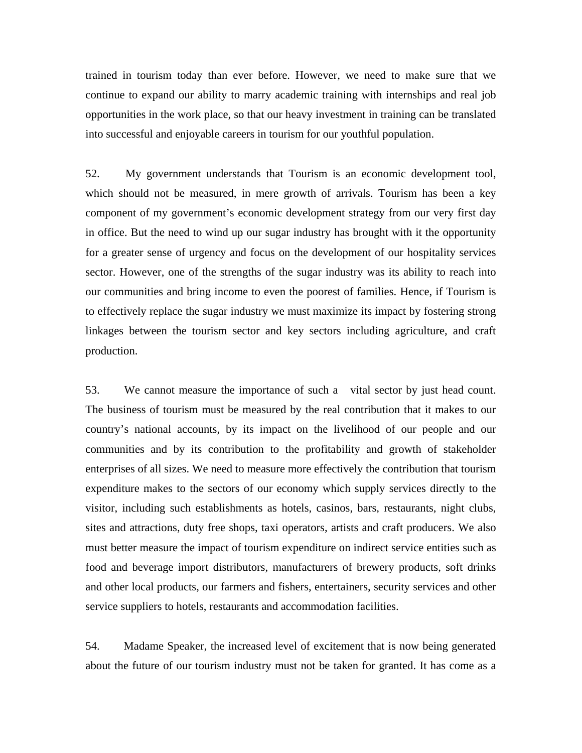trained in tourism today than ever before. However, we need to make sure that we continue to expand our ability to marry academic training with internships and real job opportunities in the work place, so that our heavy investment in training can be translated into successful and enjoyable careers in tourism for our youthful population.

52. My government understands that Tourism is an economic development tool, which should not be measured, in mere growth of arrivals. Tourism has been a key component of my government's economic development strategy from our very first day in office. But the need to wind up our sugar industry has brought with it the opportunity for a greater sense of urgency and focus on the development of our hospitality services sector. However, one of the strengths of the sugar industry was its ability to reach into our communities and bring income to even the poorest of families. Hence, if Tourism is to effectively replace the sugar industry we must maximize its impact by fostering strong linkages between the tourism sector and key sectors including agriculture, and craft production.

53. We cannot measure the importance of such a vital sector by just head count. The business of tourism must be measured by the real contribution that it makes to our country's national accounts, by its impact on the livelihood of our people and our communities and by its contribution to the profitability and growth of stakeholder enterprises of all sizes. We need to measure more effectively the contribution that tourism expenditure makes to the sectors of our economy which supply services directly to the visitor, including such establishments as hotels, casinos, bars, restaurants, night clubs, sites and attractions, duty free shops, taxi operators, artists and craft producers. We also must better measure the impact of tourism expenditure on indirect service entities such as food and beverage import distributors, manufacturers of brewery products, soft drinks and other local products, our farmers and fishers, entertainers, security services and other service suppliers to hotels, restaurants and accommodation facilities.

54. Madame Speaker, the increased level of excitement that is now being generated about the future of our tourism industry must not be taken for granted. It has come as a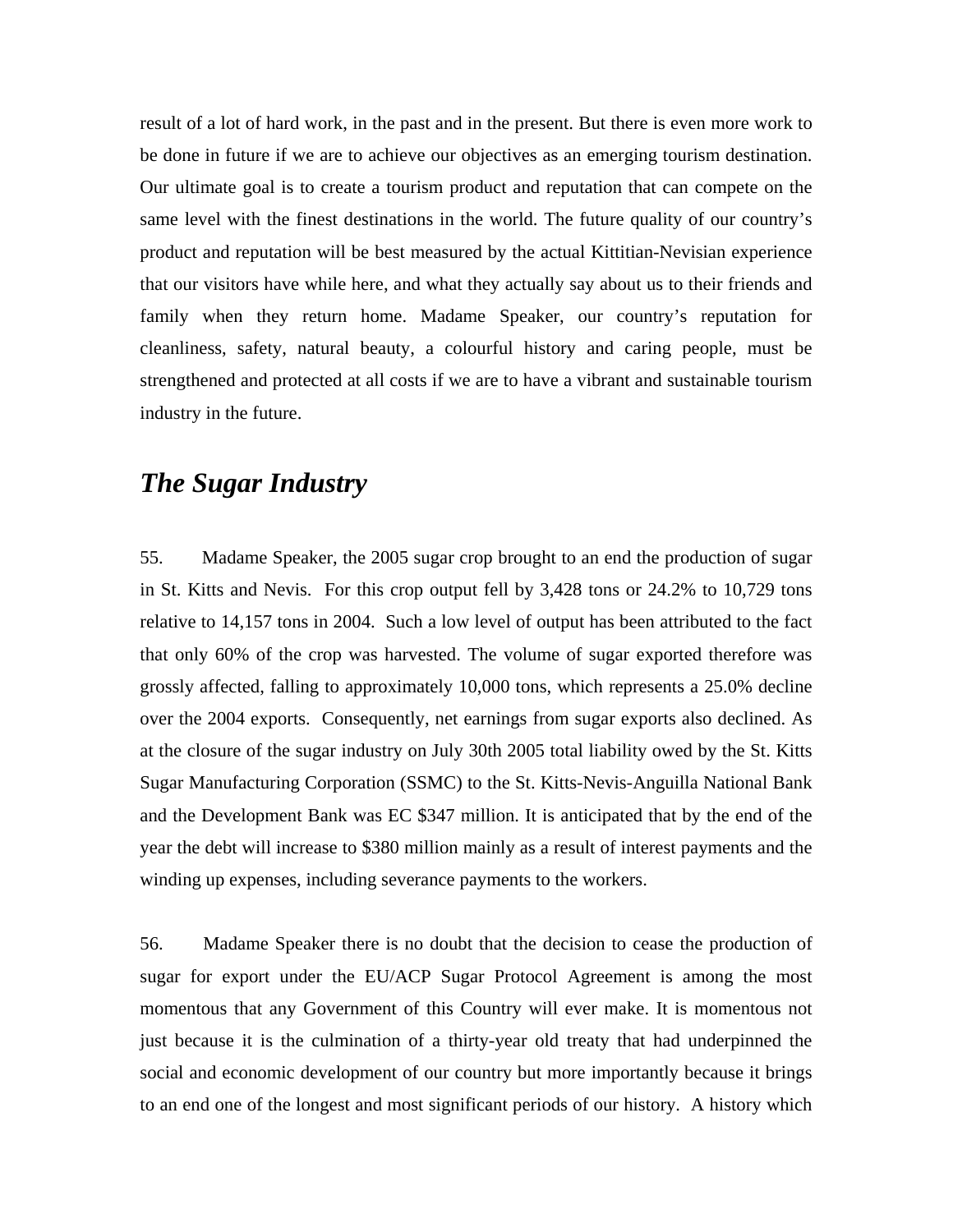result of a lot of hard work, in the past and in the present. But there is even more work to be done in future if we are to achieve our objectives as an emerging tourism destination. Our ultimate goal is to create a tourism product and reputation that can compete on the same level with the finest destinations in the world. The future quality of our country's product and reputation will be best measured by the actual Kittitian-Nevisian experience that our visitors have while here, and what they actually say about us to their friends and family when they return home. Madame Speaker, our country's reputation for cleanliness, safety, natural beauty, a colourful history and caring people, must be strengthened and protected at all costs if we are to have a vibrant and sustainable tourism industry in the future.

## *The Sugar Industry*

55. Madame Speaker, the 2005 sugar crop brought to an end the production of sugar in St. Kitts and Nevis. For this crop output fell by 3,428 tons or 24.2% to 10,729 tons relative to 14,157 tons in 2004. Such a low level of output has been attributed to the fact that only 60% of the crop was harvested. The volume of sugar exported therefore was grossly affected, falling to approximately 10,000 tons, which represents a 25.0% decline over the 2004 exports. Consequently, net earnings from sugar exports also declined. As at the closure of the sugar industry on July 30th 2005 total liability owed by the St. Kitts Sugar Manufacturing Corporation (SSMC) to the St. Kitts-Nevis-Anguilla National Bank and the Development Bank was EC $347 million. It is anticipated that by the end of the year the debt will increase to $380 million mainly as a result of interest payments and the winding up expenses, including severance payments to the workers.

56. Madame Speaker there is no doubt that the decision to cease the production of sugar for export under the EU/ACP Sugar Protocol Agreement is among the most momentous that any Government of this Country will ever make. It is momentous not just because it is the culmination of a thirty-year old treaty that had underpinned the social and economic development of our country but more importantly because it brings to an end one of the longest and most significant periods of our history. A history which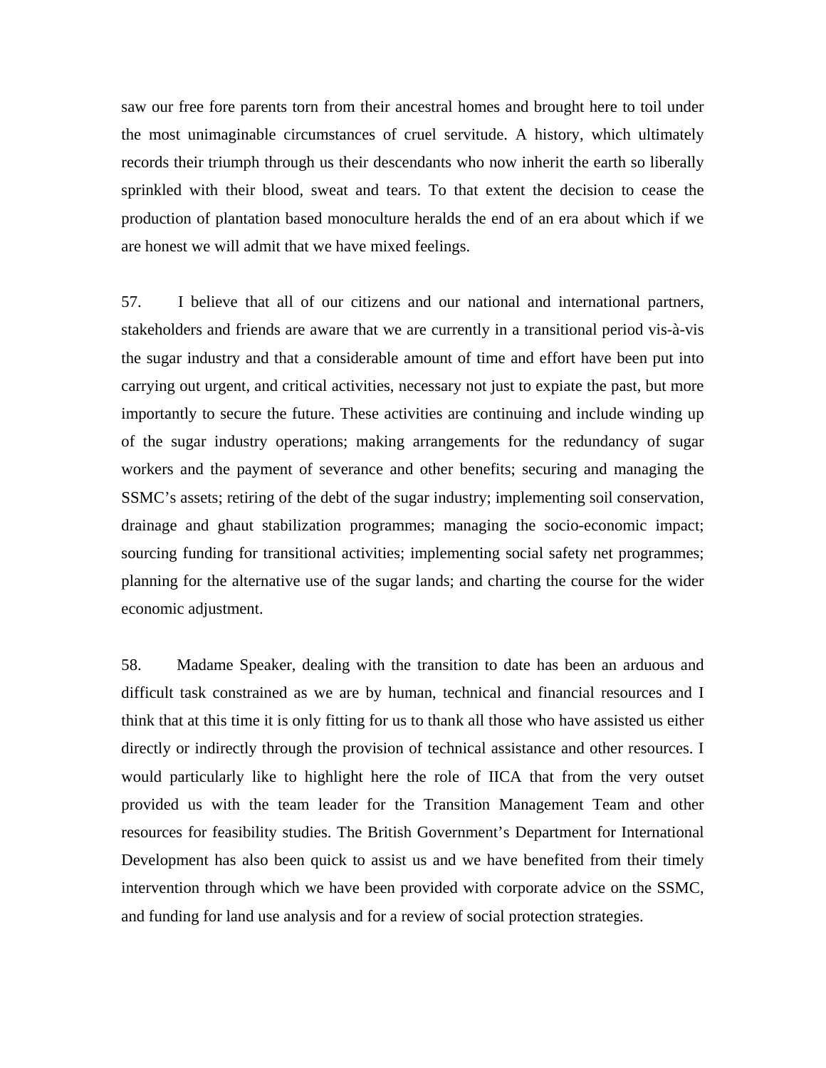saw our free fore parents torn from their ancestral homes and brought here to toil under the most unimaginable circumstances of cruel servitude. A history, which ultimately records their triumph through us their descendants who now inherit the earth so liberally sprinkled with their blood, sweat and tears. To that extent the decision to cease the production of plantation based monoculture heralds the end of an era about which if we are honest we will admit that we have mixed feelings.

57. I believe that all of our citizens and our national and international partners, stakeholders and friends are aware that we are currently in a transitional period vis-à-vis the sugar industry and that a considerable amount of time and effort have been put into carrying out urgent, and critical activities, necessary not just to expiate the past, but more importantly to secure the future. These activities are continuing and include winding up of the sugar industry operations; making arrangements for the redundancy of sugar workers and the payment of severance and other benefits; securing and managing the SSMC's assets; retiring of the debt of the sugar industry; implementing soil conservation, drainage and ghaut stabilization programmes; managing the socio-economic impact; sourcing funding for transitional activities; implementing social safety net programmes; planning for the alternative use of the sugar lands; and charting the course for the wider economic adjustment.

58. Madame Speaker, dealing with the transition to date has been an arduous and difficult task constrained as we are by human, technical and financial resources and I think that at this time it is only fitting for us to thank all those who have assisted us either directly or indirectly through the provision of technical assistance and other resources. I would particularly like to highlight here the role of IICA that from the very outset provided us with the team leader for the Transition Management Team and other resources for feasibility studies. The British Government's Department for International Development has also been quick to assist us and we have benefited from their timely intervention through which we have been provided with corporate advice on the SSMC, and funding for land use analysis and for a review of social protection strategies.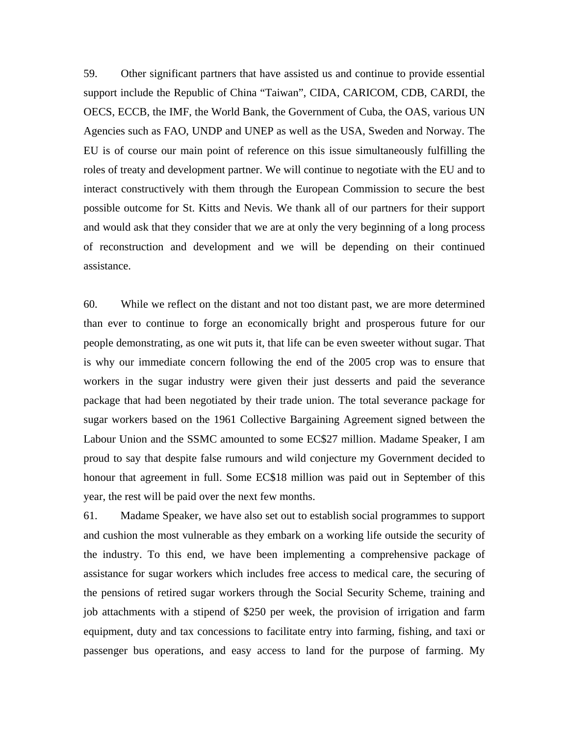59. Other significant partners that have assisted us and continue to provide essential support include the Republic of China "Taiwan", CIDA, CARICOM, CDB, CARDI, the OECS, ECCB, the IMF, the World Bank, the Government of Cuba, the OAS, various UN Agencies such as FAO, UNDP and UNEP as well as the USA, Sweden and Norway. The EU is of course our main point of reference on this issue simultaneously fulfilling the roles of treaty and development partner. We will continue to negotiate with the EU and to interact constructively with them through the European Commission to secure the best possible outcome for St. Kitts and Nevis. We thank all of our partners for their support and would ask that they consider that we are at only the very beginning of a long process of reconstruction and development and we will be depending on their continued assistance.

60. While we reflect on the distant and not too distant past, we are more determined than ever to continue to forge an economically bright and prosperous future for our people demonstrating, as one wit puts it, that life can be even sweeter without sugar. That is why our immediate concern following the end of the 2005 crop was to ensure that workers in the sugar industry were given their just desserts and paid the severance package that had been negotiated by their trade union. The total severance package for sugar workers based on the 1961 Collective Bargaining Agreement signed between the Labour Union and the SSMC amounted to some EC$27 million. Madame Speaker, I am proud to say that despite false rumours and wild conjecture my Government decided to honour that agreement in full. Some EC$18 million was paid out in September of this year, the rest will be paid over the next few months.

61. Madame Speaker, we have also set out to establish social programmes to support and cushion the most vulnerable as they embark on a working life outside the security of the industry. To this end, we have been implementing a comprehensive package of assistance for sugar workers which includes free access to medical care, the securing of the pensions of retired sugar workers through the Social Security Scheme, training and job attachments with a stipend of $250 per week, the provision of irrigation and farm equipment, duty and tax concessions to facilitate entry into farming, fishing, and taxi or passenger bus operations, and easy access to land for the purpose of farming. My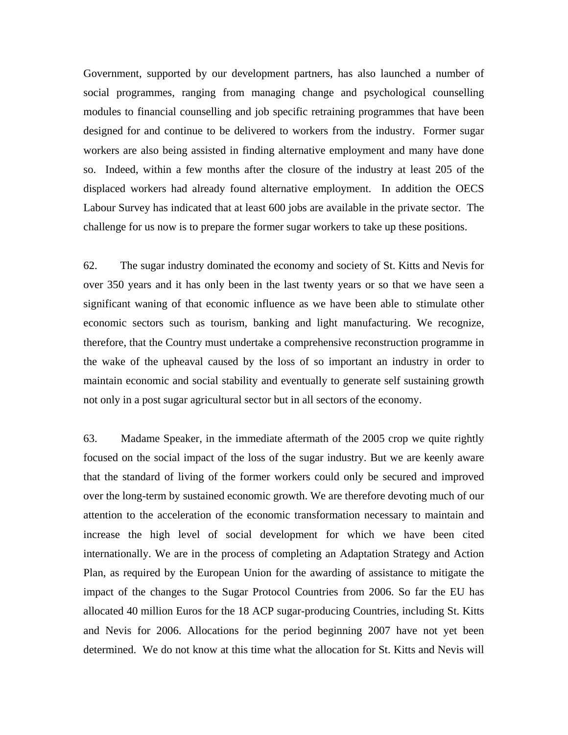Government, supported by our development partners, has also launched a number of social programmes, ranging from managing change and psychological counselling modules to financial counselling and job specific retraining programmes that have been designed for and continue to be delivered to workers from the industry. Former sugar workers are also being assisted in finding alternative employment and many have done so. Indeed, within a few months after the closure of the industry at least 205 of the displaced workers had already found alternative employment. In addition the OECS Labour Survey has indicated that at least 600 jobs are available in the private sector. The challenge for us now is to prepare the former sugar workers to take up these positions.

62. The sugar industry dominated the economy and society of St. Kitts and Nevis for over 350 years and it has only been in the last twenty years or so that we have seen a significant waning of that economic influence as we have been able to stimulate other economic sectors such as tourism, banking and light manufacturing. We recognize, therefore, that the Country must undertake a comprehensive reconstruction programme in the wake of the upheaval caused by the loss of so important an industry in order to maintain economic and social stability and eventually to generate self sustaining growth not only in a post sugar agricultural sector but in all sectors of the economy.

63. Madame Speaker, in the immediate aftermath of the 2005 crop we quite rightly focused on the social impact of the loss of the sugar industry. But we are keenly aware that the standard of living of the former workers could only be secured and improved over the long-term by sustained economic growth. We are therefore devoting much of our attention to the acceleration of the economic transformation necessary to maintain and increase the high level of social development for which we have been cited internationally. We are in the process of completing an Adaptation Strategy and Action Plan, as required by the European Union for the awarding of assistance to mitigate the impact of the changes to the Sugar Protocol Countries from 2006. So far the EU has allocated 40 million Euros for the 18 ACP sugar-producing Countries, including St. Kitts and Nevis for 2006. Allocations for the period beginning 2007 have not yet been determined. We do not know at this time what the allocation for St. Kitts and Nevis will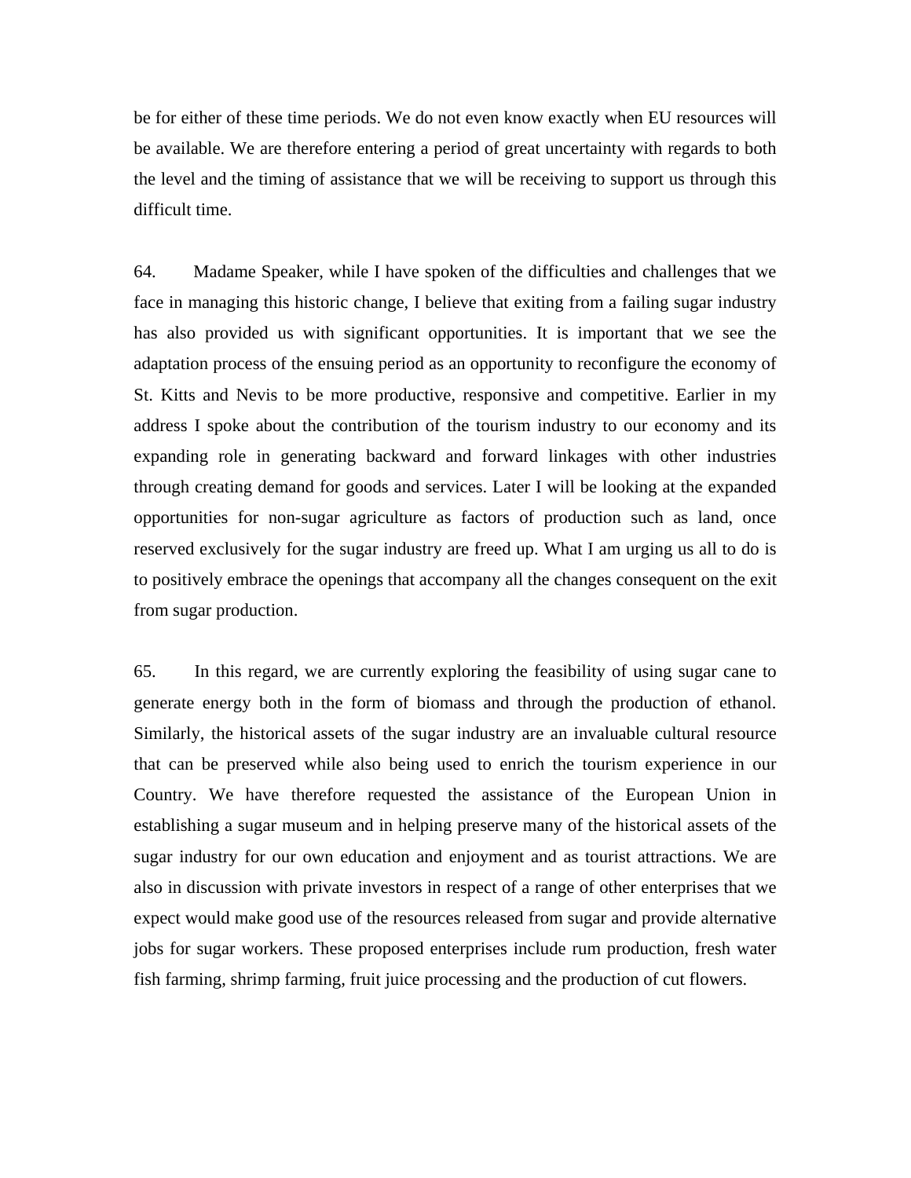be for either of these time periods. We do not even know exactly when EU resources will be available. We are therefore entering a period of great uncertainty with regards to both the level and the timing of assistance that we will be receiving to support us through this difficult time.

64. Madame Speaker, while I have spoken of the difficulties and challenges that we face in managing this historic change, I believe that exiting from a failing sugar industry has also provided us with significant opportunities. It is important that we see the adaptation process of the ensuing period as an opportunity to reconfigure the economy of St. Kitts and Nevis to be more productive, responsive and competitive. Earlier in my address I spoke about the contribution of the tourism industry to our economy and its expanding role in generating backward and forward linkages with other industries through creating demand for goods and services. Later I will be looking at the expanded opportunities for non-sugar agriculture as factors of production such as land, once reserved exclusively for the sugar industry are freed up. What I am urging us all to do is to positively embrace the openings that accompany all the changes consequent on the exit from sugar production.

65. In this regard, we are currently exploring the feasibility of using sugar cane to generate energy both in the form of biomass and through the production of ethanol. Similarly, the historical assets of the sugar industry are an invaluable cultural resource that can be preserved while also being used to enrich the tourism experience in our Country. We have therefore requested the assistance of the European Union in establishing a sugar museum and in helping preserve many of the historical assets of the sugar industry for our own education and enjoyment and as tourist attractions. We are also in discussion with private investors in respect of a range of other enterprises that we expect would make good use of the resources released from sugar and provide alternative jobs for sugar workers. These proposed enterprises include rum production, fresh water fish farming, shrimp farming, fruit juice processing and the production of cut flowers.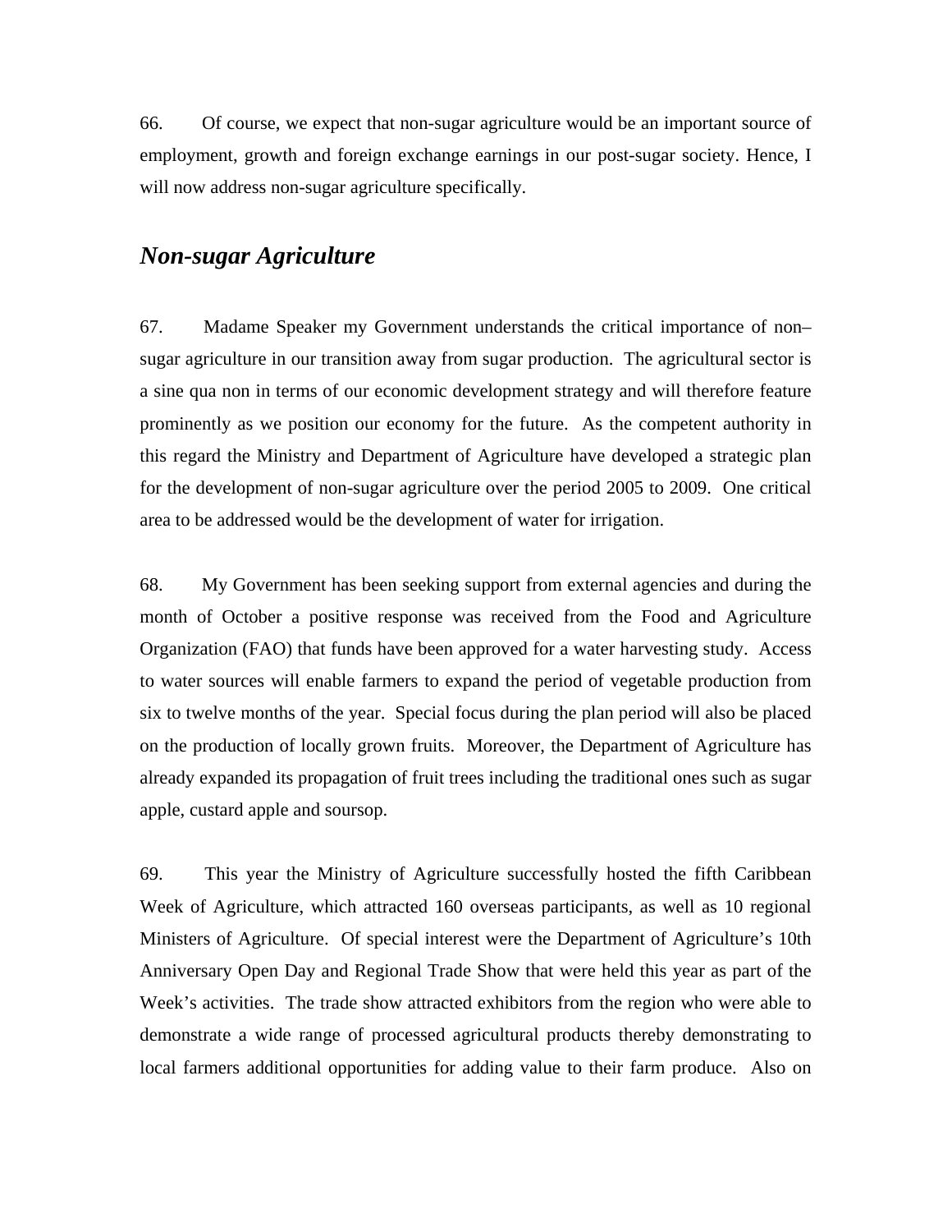66. Of course, we expect that non-sugar agriculture would be an important source of employment, growth and foreign exchange earnings in our post-sugar society. Hence, I will now address non-sugar agriculture specifically.

## *Non-sugar Agriculture*

67. Madame Speaker my Government understands the critical importance of non–sugar agriculture in our transition away from sugar production. The agricultural sector is a sine qua non in terms of our economic development strategy and will therefore feature prominently as we position our economy for the future. As the competent authority in this regard the Ministry and Department of Agriculture have developed a strategic plan for the development of non-sugar agriculture over the period 2005 to 2009. One critical area to be addressed would be the development of water for irrigation.

68. My Government has been seeking support from external agencies and during the month of October a positive response was received from the Food and Agriculture Organization (FAO) that funds have been approved for a water harvesting study. Access to water sources will enable farmers to expand the period of vegetable production from six to twelve months of the year. Special focus during the plan period will also be placed on the production of locally grown fruits. Moreover, the Department of Agriculture has already expanded its propagation of fruit trees including the traditional ones such as sugar apple, custard apple and soursop.

69. This year the Ministry of Agriculture successfully hosted the fifth Caribbean Week of Agriculture, which attracted 160 overseas participants, as well as 10 regional Ministers of Agriculture. Of special interest were the Department of Agriculture's 10th Anniversary Open Day and Regional Trade Show that were held this year as part of the Week's activities. The trade show attracted exhibitors from the region who were able to demonstrate a wide range of processed agricultural products thereby demonstrating to local farmers additional opportunities for adding value to their farm produce. Also on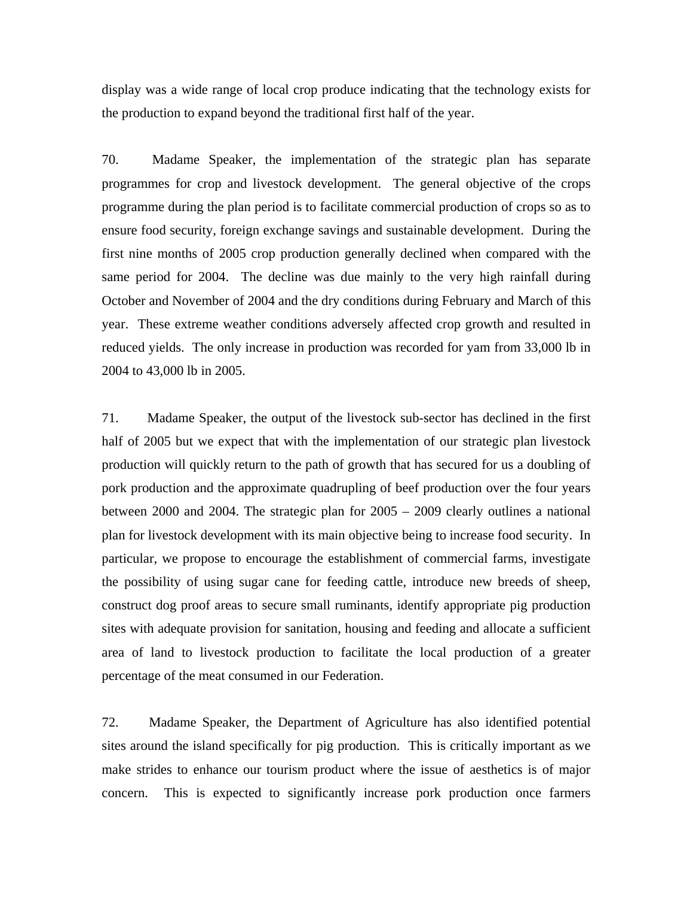display was a wide range of local crop produce indicating that the technology exists for the production to expand beyond the traditional first half of the year.

70. Madame Speaker, the implementation of the strategic plan has separate programmes for crop and livestock development. The general objective of the crops programme during the plan period is to facilitate commercial production of crops so as to ensure food security, foreign exchange savings and sustainable development. During the first nine months of 2005 crop production generally declined when compared with the same period for 2004. The decline was due mainly to the very high rainfall during October and November of 2004 and the dry conditions during February and March of this year. These extreme weather conditions adversely affected crop growth and resulted in reduced yields. The only increase in production was recorded for yam from 33,000 lb in 2004 to 43,000 lb in 2005.

71. Madame Speaker, the output of the livestock sub-sector has declined in the first half of 2005 but we expect that with the implementation of our strategic plan livestock production will quickly return to the path of growth that has secured for us a doubling of pork production and the approximate quadrupling of beef production over the four years between 2000 and 2004. The strategic plan for 2005 – 2009 clearly outlines a national plan for livestock development with its main objective being to increase food security. In particular, we propose to encourage the establishment of commercial farms, investigate the possibility of using sugar cane for feeding cattle, introduce new breeds of sheep, construct dog proof areas to secure small ruminants, identify appropriate pig production sites with adequate provision for sanitation, housing and feeding and allocate a sufficient area of land to livestock production to facilitate the local production of a greater percentage of the meat consumed in our Federation.

72. Madame Speaker, the Department of Agriculture has also identified potential sites around the island specifically for pig production. This is critically important as we make strides to enhance our tourism product where the issue of aesthetics is of major concern. This is expected to significantly increase pork production once farmers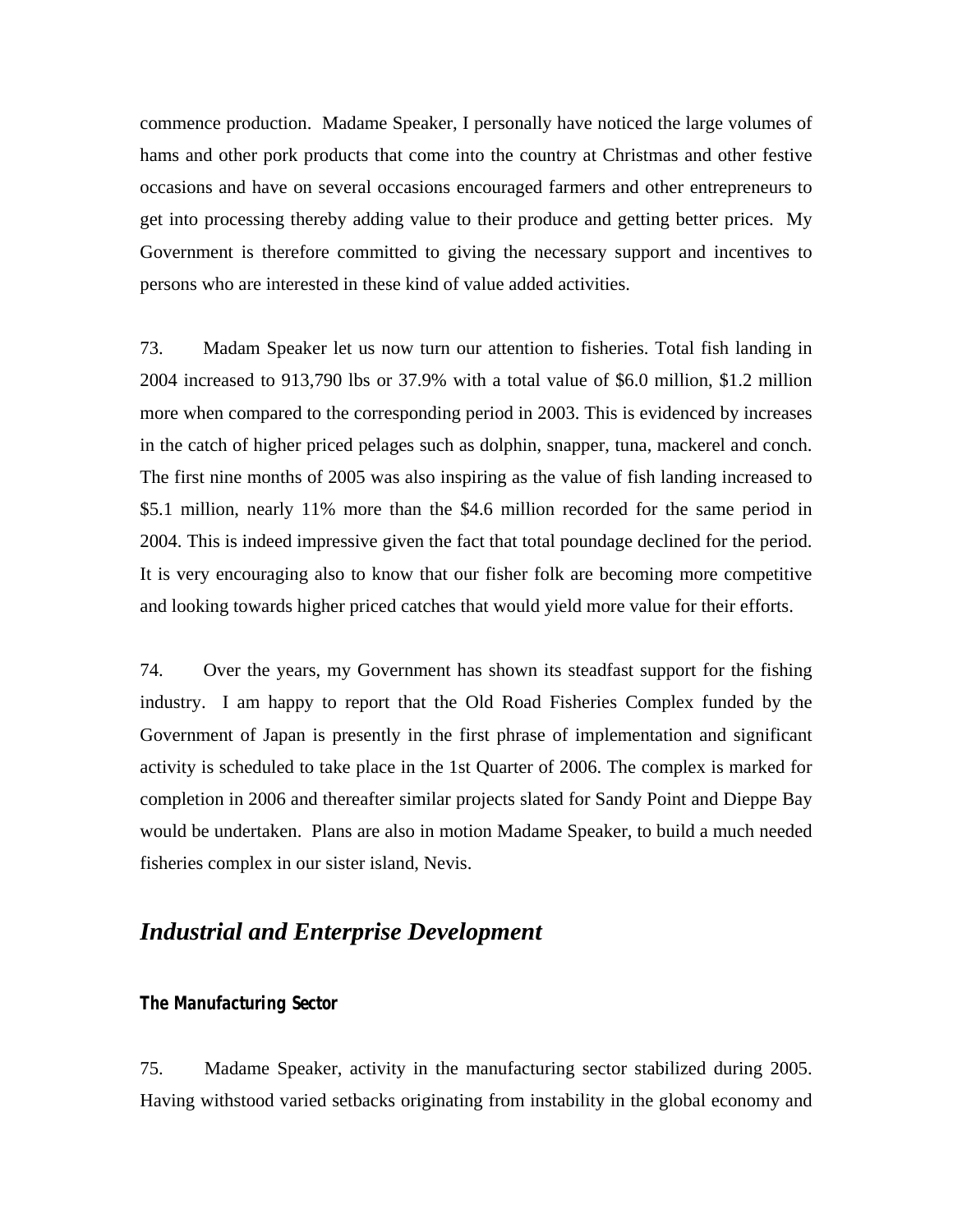commence production. Madame Speaker, I personally have noticed the large volumes of hams and other pork products that come into the country at Christmas and other festive occasions and have on several occasions encouraged farmers and other entrepreneurs to get into processing thereby adding value to their produce and getting better prices. My Government is therefore committed to giving the necessary support and incentives to persons who are interested in these kind of value added activities.

73. Madam Speaker let us now turn our attention to fisheries. Total fish landing in 2004 increased to 913,790 lbs or 37.9% with a total value of $6.0 million, $1.2 million more when compared to the corresponding period in 2003. This is evidenced by increases in the catch of higher priced pelages such as dolphin, snapper, tuna, mackerel and conch. The first nine months of 2005 was also inspiring as the value of fish landing increased to $5.1 million, nearly 11% more than the $4.6 million recorded for the same period in 2004. This is indeed impressive given the fact that total poundage declined for the period. It is very encouraging also to know that our fisher folk are becoming more competitive and looking towards higher priced catches that would yield more value for their efforts.

74. Over the years, my Government has shown its steadfast support for the fishing industry. I am happy to report that the Old Road Fisheries Complex funded by the Government of Japan is presently in the first phrase of implementation and significant activity is scheduled to take place in the 1st Quarter of 2006. The complex is marked for completion in 2006 and thereafter similar projects slated for Sandy Point and Dieppe Bay would be undertaken. Plans are also in motion Madame Speaker, to build a much needed fisheries complex in our sister island, Nevis.

## *Industrial and Enterprise Development*

### The Manufacturing Sector

75. Madame Speaker, activity in the manufacturing sector stabilized during 2005. Having withstood varied setbacks originating from instability in the global economy and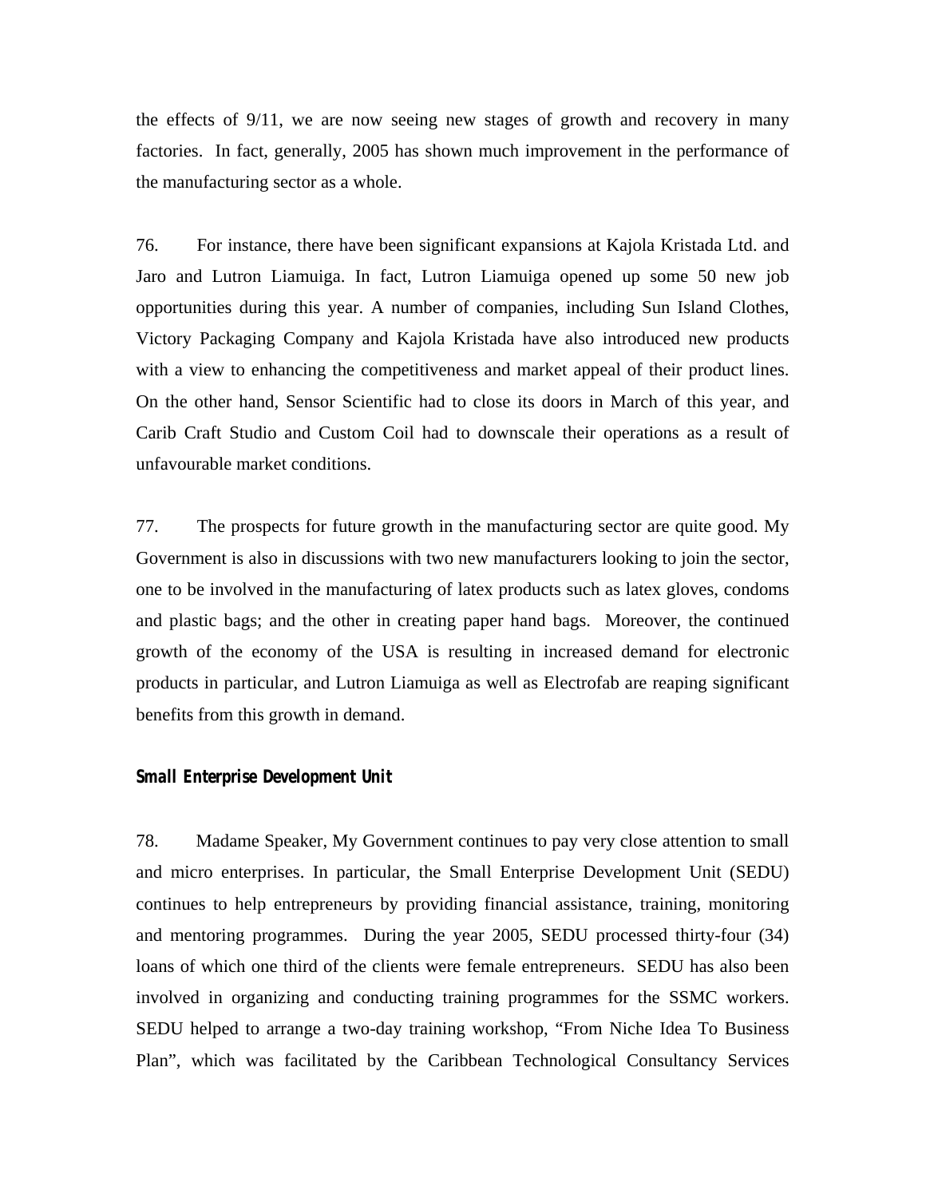the effects of 9/11, we are now seeing new stages of growth and recovery in many factories. In fact, generally, 2005 has shown much improvement in the performance of the manufacturing sector as a whole.

76. For instance, there have been significant expansions at Kajola Kristada Ltd. and Jaro and Lutron Liamuiga. In fact, Lutron Liamuiga opened up some 50 new job opportunities during this year. A number of companies, including Sun Island Clothes, Victory Packaging Company and Kajola Kristada have also introduced new products with a view to enhancing the competitiveness and market appeal of their product lines. On the other hand, Sensor Scientific had to close its doors in March of this year, and Carib Craft Studio and Custom Coil had to downscale their operations as a result of unfavourable market conditions.

77. The prospects for future growth in the manufacturing sector are quite good. My Government is also in discussions with two new manufacturers looking to join the sector, one to be involved in the manufacturing of latex products such as latex gloves, condoms and plastic bags; and the other in creating paper hand bags. Moreover, the continued growth of the economy of the USA is resulting in increased demand for electronic products in particular, and Lutron Liamuiga as well as Electrofab are reaping significant benefits from this growth in demand.

### *Small Enterprise Development Unit*

78. Madame Speaker, My Government continues to pay very close attention to small and micro enterprises. In particular, the Small Enterprise Development Unit (SEDU) continues to help entrepreneurs by providing financial assistance, training, monitoring and mentoring programmes. During the year 2005, SEDU processed thirty-four (34) loans of which one third of the clients were female entrepreneurs. SEDU has also been involved in organizing and conducting training programmes for the SSMC workers. SEDU helped to arrange a two-day training workshop, "From Niche Idea To Business Plan", which was facilitated by the Caribbean Technological Consultancy Services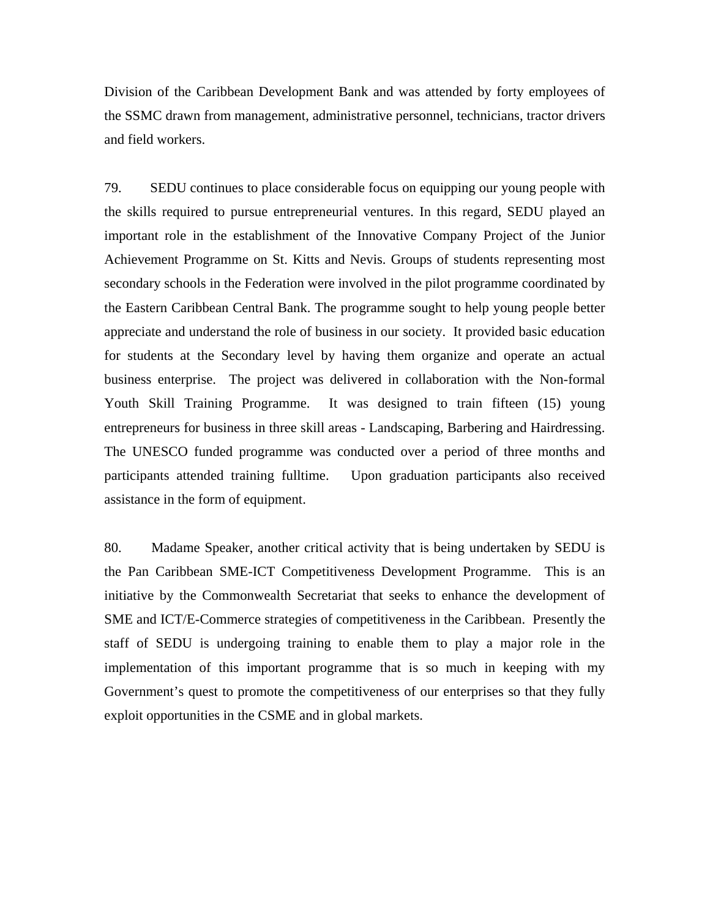Division of the Caribbean Development Bank and was attended by forty employees of the SSMC drawn from management, administrative personnel, technicians, tractor drivers and field workers.

79. SEDU continues to place considerable focus on equipping our young people with the skills required to pursue entrepreneurial ventures. In this regard, SEDU played an important role in the establishment of the Innovative Company Project of the Junior Achievement Programme on St. Kitts and Nevis. Groups of students representing most secondary schools in the Federation were involved in the pilot programme coordinated by the Eastern Caribbean Central Bank. The programme sought to help young people better appreciate and understand the role of business in our society. It provided basic education for students at the Secondary level by having them organize and operate an actual business enterprise. The project was delivered in collaboration with the Non-formal Youth Skill Training Programme. It was designed to train fifteen (15) young entrepreneurs for business in three skill areas - Landscaping, Barbering and Hairdressing. The UNESCO funded programme was conducted over a period of three months and participants attended training fulltime. Upon graduation participants also received assistance in the form of equipment.

80. Madame Speaker, another critical activity that is being undertaken by SEDU is the Pan Caribbean SME-ICT Competitiveness Development Programme. This is an initiative by the Commonwealth Secretariat that seeks to enhance the development of SME and ICT/E-Commerce strategies of competitiveness in the Caribbean. Presently the staff of SEDU is undergoing training to enable them to play a major role in the implementation of this important programme that is so much in keeping with my Government's quest to promote the competitiveness of our enterprises so that they fully exploit opportunities in the CSME and in global markets.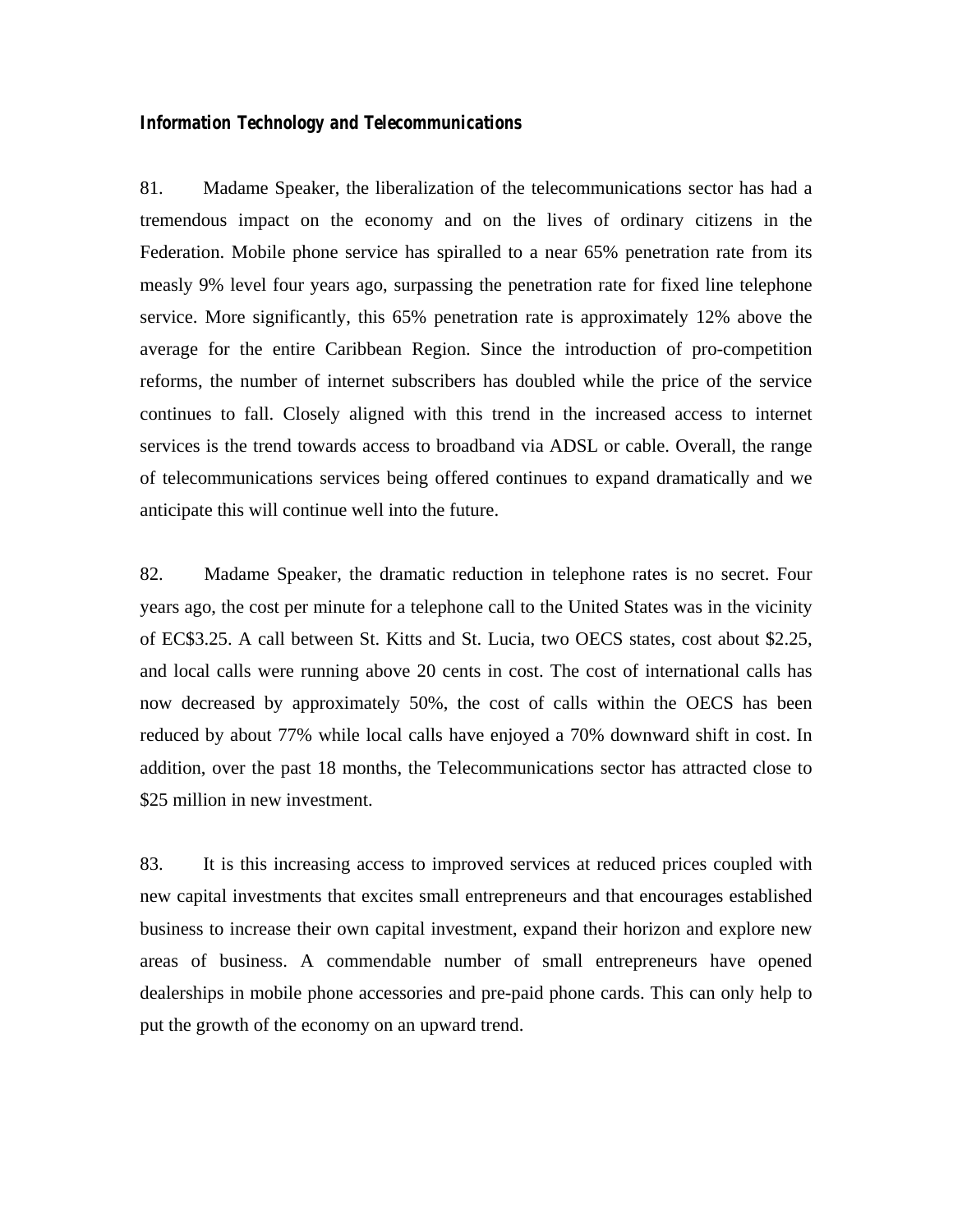***Information Technology and Telecommunications***

81. Madame Speaker, the liberalization of the telecommunications sector has had a tremendous impact on the economy and on the lives of ordinary citizens in the Federation. Mobile phone service has spiralled to a near 65% penetration rate from its measly 9% level four years ago, surpassing the penetration rate for fixed line telephone service. More significantly, this 65% penetration rate is approximately 12% above the average for the entire Caribbean Region. Since the introduction of pro-competition reforms, the number of internet subscribers has doubled while the price of the service continues to fall. Closely aligned with this trend in the increased access to internet services is the trend towards access to broadband via ADSL or cable. Overall, the range of telecommunications services being offered continues to expand dramatically and we anticipate this will continue well into the future.

82. Madame Speaker, the dramatic reduction in telephone rates is no secret. Four years ago, the cost per minute for a telephone call to the United States was in the vicinity of EC$3.25. A call between St. Kitts and St. Lucia, two OECS states, cost about $2.25, and local calls were running above 20 cents in cost. The cost of international calls has now decreased by approximately 50%, the cost of calls within the OECS has been reduced by about 77% while local calls have enjoyed a 70% downward shift in cost. In addition, over the past 18 months, the Telecommunications sector has attracted close to $25 million in new investment.

83. It is this increasing access to improved services at reduced prices coupled with new capital investments that excites small entrepreneurs and that encourages established business to increase their own capital investment, expand their horizon and explore new areas of business. A commendable number of small entrepreneurs have opened dealerships in mobile phone accessories and pre-paid phone cards. This can only help to put the growth of the economy on an upward trend.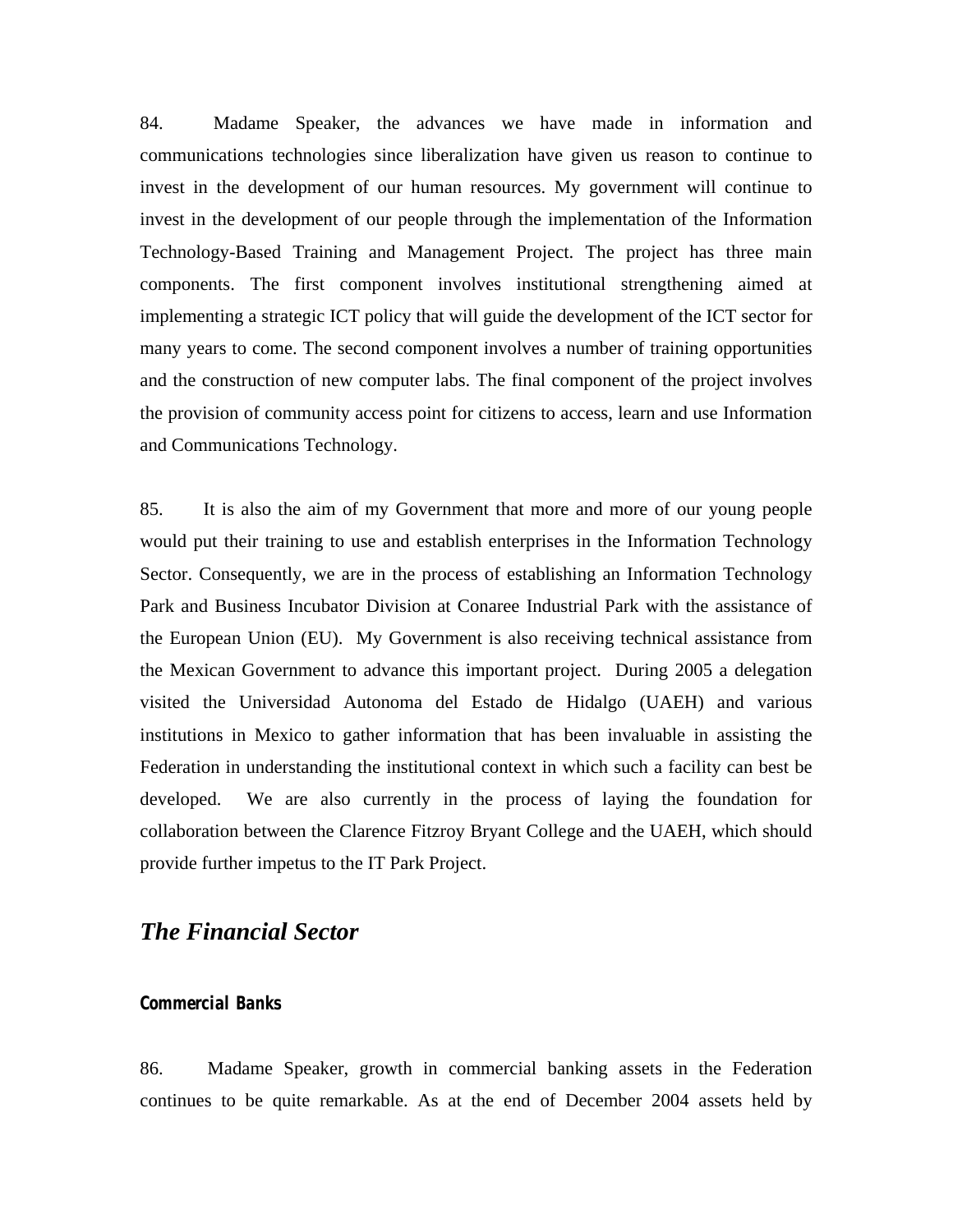84. Madame Speaker, the advances we have made in information and communications technologies since liberalization have given us reason to continue to invest in the development of our human resources. My government will continue to invest in the development of our people through the implementation of the Information Technology-Based Training and Management Project. The project has three main components. The first component involves institutional strengthening aimed at implementing a strategic ICT policy that will guide the development of the ICT sector for many years to come. The second component involves a number of training opportunities and the construction of new computer labs. The final component of the project involves the provision of community access point for citizens to access, learn and use Information and Communications Technology.

85. It is also the aim of my Government that more and more of our young people would put their training to use and establish enterprises in the Information Technology Sector. Consequently, we are in the process of establishing an Information Technology Park and Business Incubator Division at Conaree Industrial Park with the assistance of the European Union (EU). My Government is also receiving technical assistance from the Mexican Government to advance this important project. During 2005 a delegation visited the Universidad Autonoma del Estado de Hidalgo (UAEH) and various institutions in Mexico to gather information that has been invaluable in assisting the Federation in understanding the institutional context in which such a facility can best be developed. We are also currently in the process of laying the foundation for collaboration between the Clarence Fitzroy Bryant College and the UAEH, which should provide further impetus to the IT Park Project.

## *The Financial Sector*

### Commercial Banks

86. Madame Speaker, growth in commercial banking assets in the Federation continues to be quite remarkable. As at the end of December 2004 assets held by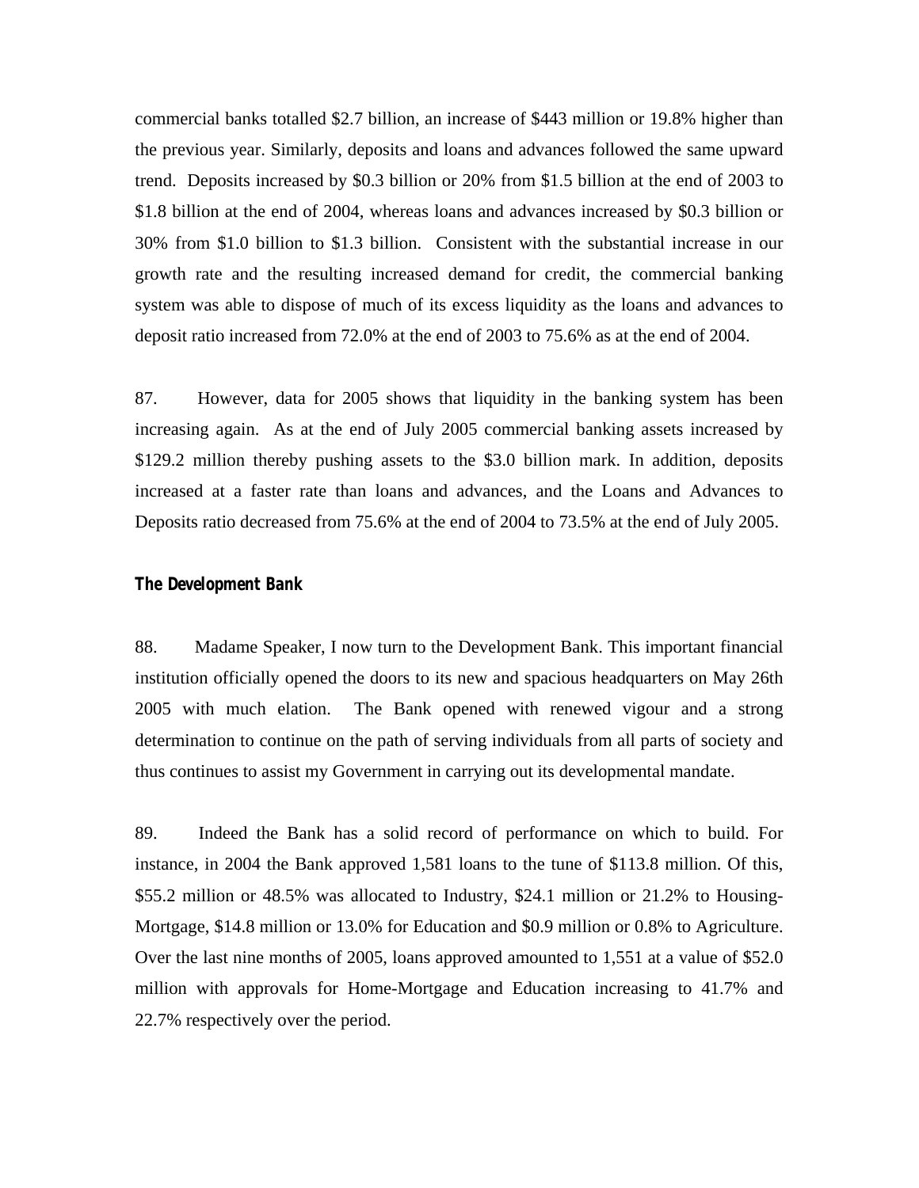commercial banks totalled \$2.7 billion, an increase of \$443 million or 19.8% higher than the previous year. Similarly, deposits and loans and advances followed the same upward trend. Deposits increased by \$0.3 billion or 20% from \$1.5 billion at the end of 2003 to \$1.8 billion at the end of 2004, whereas loans and advances increased by \$0.3 billion or 30% from \$1.0 billion to \$1.3 billion. Consistent with the substantial increase in our growth rate and the resulting increased demand for credit, the commercial banking system was able to dispose of much of its excess liquidity as the loans and advances to deposit ratio increased from 72.0% at the end of 2003 to 75.6% as at the end of 2004.

87. However, data for 2005 shows that liquidity in the banking system has been increasing again. As at the end of July 2005 commercial banking assets increased by \$129.2 million thereby pushing assets to the \$3.0 billion mark. In addition, deposits increased at a faster rate than loans and advances, and the Loans and Advances to Deposits ratio decreased from 75.6% at the end of 2004 to 73.5% at the end of July 2005.

### The Development Bank

88. Madame Speaker, I now turn to the Development Bank. This important financial institution officially opened the doors to its new and spacious headquarters on May 26th 2005 with much elation. The Bank opened with renewed vigour and a strong determination to continue on the path of serving individuals from all parts of society and thus continues to assist my Government in carrying out its developmental mandate.

89. Indeed the Bank has a solid record of performance on which to build. For instance, in 2004 the Bank approved 1,581 loans to the tune of \$113.8 million. Of this, \$55.2 million or 48.5% was allocated to Industry, \$24.1 million or 21.2% to Housing-Mortgage, \$14.8 million or 13.0% for Education and \$0.9 million or 0.8% to Agriculture. Over the last nine months of 2005, loans approved amounted to 1,551 at a value of \$52.0 million with approvals for Home-Mortgage and Education increasing to 41.7% and 22.7% respectively over the period.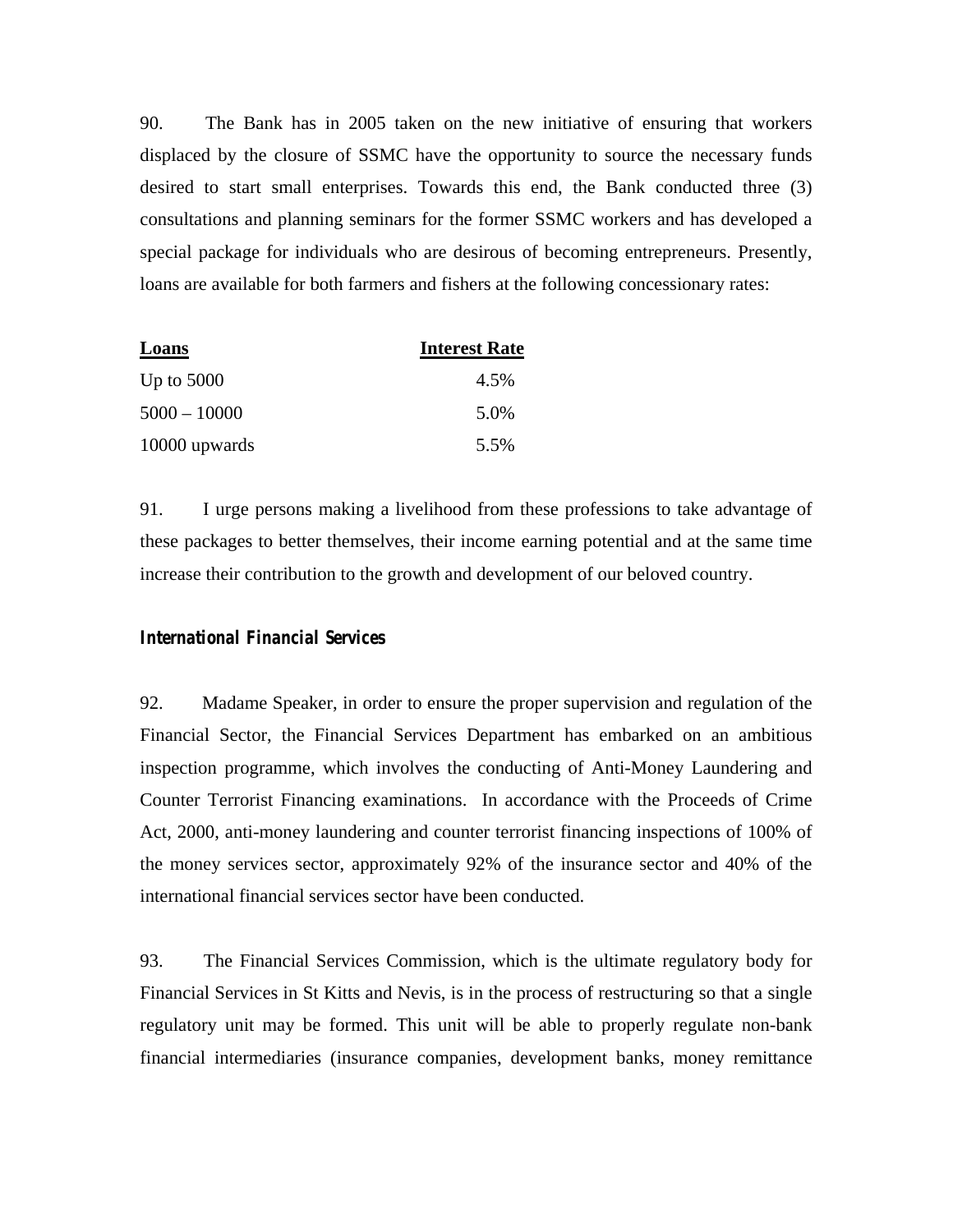90. The Bank has in 2005 taken on the new initiative of ensuring that workers displaced by the closure of SSMC have the opportunity to source the necessary funds desired to start small enterprises. Towards this end, the Bank conducted three (3) consultations and planning seminars for the former SSMC workers and has developed a special package for individuals who are desirous of becoming entrepreneurs. Presently, loans are available for both farmers and fishers at the following concessionary rates:

| Loans | Interest Rate |
|---|---|
| Up to 5000 | 4.5% |
| 5000 – 10000 | 5.0% |
| 10000 upwards | 5.5% |

91. I urge persons making a livelihood from these professions to take advantage of these packages to better themselves, their income earning potential and at the same time increase their contribution to the growth and development of our beloved country.

### *International Financial Services*

92. Madame Speaker, in order to ensure the proper supervision and regulation of the Financial Sector, the Financial Services Department has embarked on an ambitious inspection programme, which involves the conducting of Anti-Money Laundering and Counter Terrorist Financing examinations. In accordance with the Proceeds of Crime Act, 2000, anti-money laundering and counter terrorist financing inspections of 100% of the money services sector, approximately 92% of the insurance sector and 40% of the international financial services sector have been conducted.

93. The Financial Services Commission, which is the ultimate regulatory body for Financial Services in St Kitts and Nevis, is in the process of restructuring so that a single regulatory unit may be formed. This unit will be able to properly regulate non-bank financial intermediaries (insurance companies, development banks, money remittance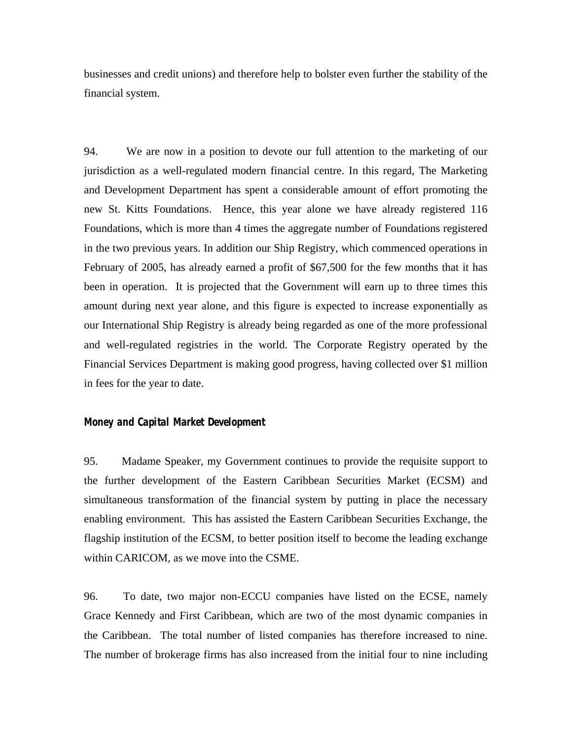businesses and credit unions) and therefore help to bolster even further the stability of the financial system.

94. We are now in a position to devote our full attention to the marketing of our jurisdiction as a well-regulated modern financial centre. In this regard, The Marketing and Development Department has spent a considerable amount of effort promoting the new St. Kitts Foundations. Hence, this year alone we have already registered 116 Foundations, which is more than 4 times the aggregate number of Foundations registered in the two previous years. In addition our Ship Registry, which commenced operations in February of 2005, has already earned a profit of $67,500 for the few months that it has been in operation. It is projected that the Government will earn up to three times this amount during next year alone, and this figure is expected to increase exponentially as our International Ship Registry is already being regarded as one of the more professional and well-regulated registries in the world. The Corporate Registry operated by the Financial Services Department is making good progress, having collected over $1 million in fees for the year to date.

***Money and Capital Market Development***

95. Madame Speaker, my Government continues to provide the requisite support to the further development of the Eastern Caribbean Securities Market (ECSM) and simultaneous transformation of the financial system by putting in place the necessary enabling environment. This has assisted the Eastern Caribbean Securities Exchange, the flagship institution of the ECSM, to better position itself to become the leading exchange within CARICOM, as we move into the CSME.

96. To date, two major non-ECCU companies have listed on the ECSE, namely Grace Kennedy and First Caribbean, which are two of the most dynamic companies in the Caribbean. The total number of listed companies has therefore increased to nine. The number of brokerage firms has also increased from the initial four to nine including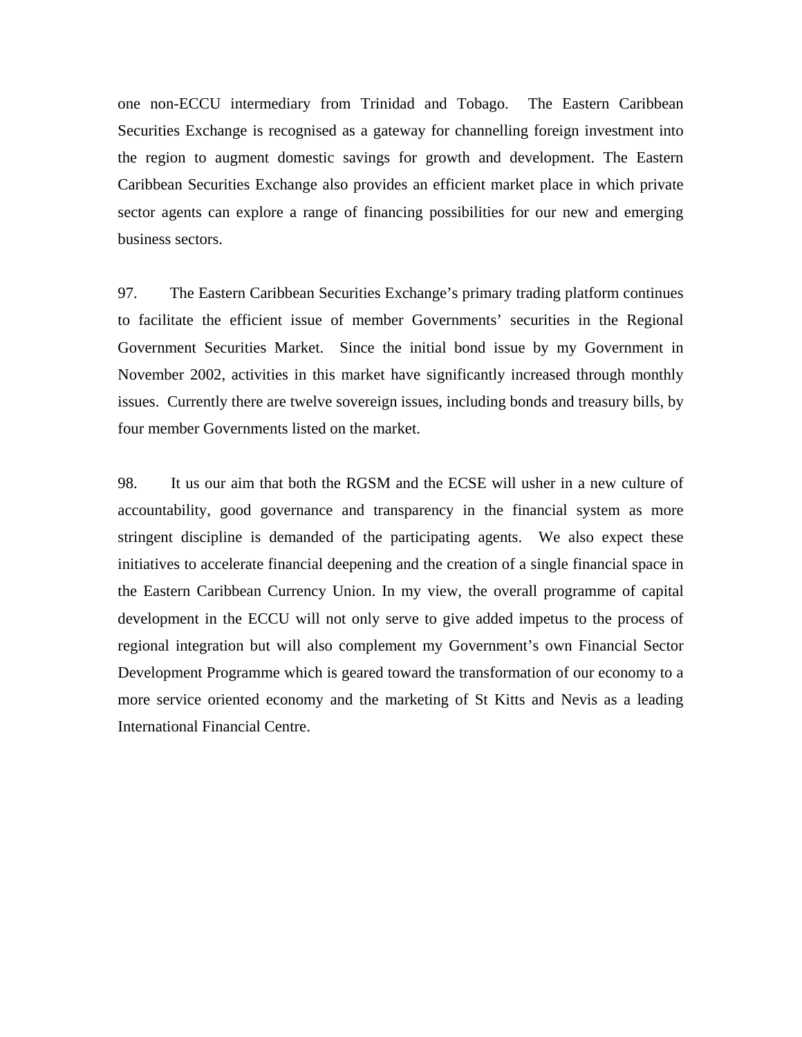one non-ECCU intermediary from Trinidad and Tobago. The Eastern Caribbean Securities Exchange is recognised as a gateway for channelling foreign investment into the region to augment domestic savings for growth and development. The Eastern Caribbean Securities Exchange also provides an efficient market place in which private sector agents can explore a range of financing possibilities for our new and emerging business sectors.

97. The Eastern Caribbean Securities Exchange's primary trading platform continues to facilitate the efficient issue of member Governments' securities in the Regional Government Securities Market. Since the initial bond issue by my Government in November 2002, activities in this market have significantly increased through monthly issues. Currently there are twelve sovereign issues, including bonds and treasury bills, by four member Governments listed on the market.

98. It us our aim that both the RGSM and the ECSE will usher in a new culture of accountability, good governance and transparency in the financial system as more stringent discipline is demanded of the participating agents. We also expect these initiatives to accelerate financial deepening and the creation of a single financial space in the Eastern Caribbean Currency Union. In my view, the overall programme of capital development in the ECCU will not only serve to give added impetus to the process of regional integration but will also complement my Government's own Financial Sector Development Programme which is geared toward the transformation of our economy to a more service oriented economy and the marketing of St Kitts and Nevis as a leading International Financial Centre.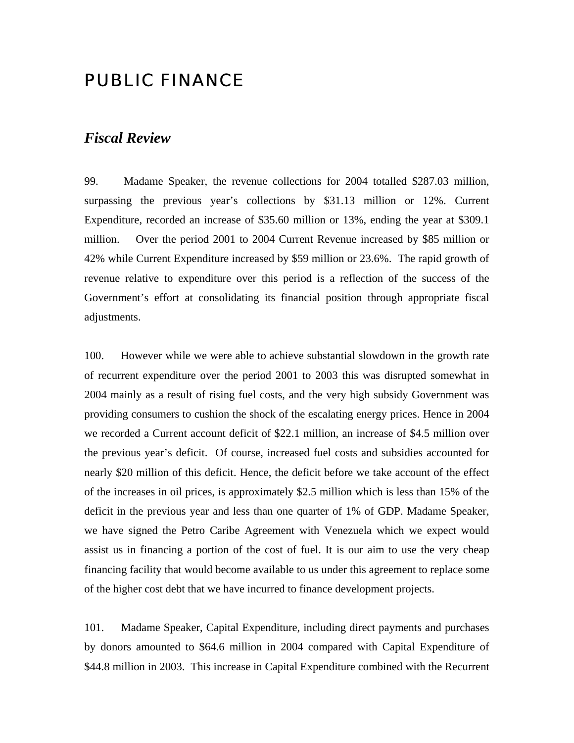# PUBLIC FINANCE

## *Fiscal Review*

99. Madame Speaker, the revenue collections for 2004 totalled $287.03 million, surpassing the previous year's collections by $31.13 million or 12%. Current Expenditure, recorded an increase of $35.60 million or 13%, ending the year at $309.1 million. Over the period 2001 to 2004 Current Revenue increased by $85 million or 42% while Current Expenditure increased by $59 million or 23.6%. The rapid growth of revenue relative to expenditure over this period is a reflection of the success of the Government's effort at consolidating its financial position through appropriate fiscal adjustments.

100. However while we were able to achieve substantial slowdown in the growth rate of recurrent expenditure over the period 2001 to 2003 this was disrupted somewhat in 2004 mainly as a result of rising fuel costs, and the very high subsidy Government was providing consumers to cushion the shock of the escalating energy prices. Hence in 2004 we recorded a Current account deficit of $22.1 million, an increase of $4.5 million over the previous year's deficit. Of course, increased fuel costs and subsidies accounted for nearly $20 million of this deficit. Hence, the deficit before we take account of the effect of the increases in oil prices, is approximately $2.5 million which is less than 15% of the deficit in the previous year and less than one quarter of 1% of GDP. Madame Speaker, we have signed the Petro Caribe Agreement with Venezuela which we expect would assist us in financing a portion of the cost of fuel. It is our aim to use the very cheap financing facility that would become available to us under this agreement to replace some of the higher cost debt that we have incurred to finance development projects.

101. Madame Speaker, Capital Expenditure, including direct payments and purchases by donors amounted to $64.6 million in 2004 compared with Capital Expenditure of $44.8 million in 2003. This increase in Capital Expenditure combined with the Recurrent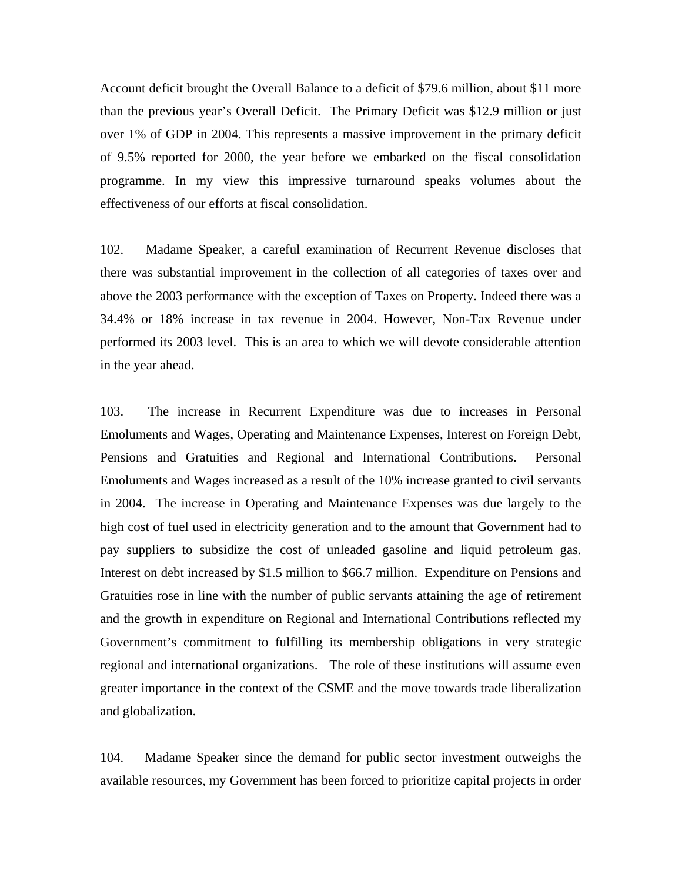Account deficit brought the Overall Balance to a deficit of $79.6 million, about $11 more than the previous year's Overall Deficit. The Primary Deficit was $12.9 million or just over 1% of GDP in 2004. This represents a massive improvement in the primary deficit of 9.5% reported for 2000, the year before we embarked on the fiscal consolidation programme. In my view this impressive turnaround speaks volumes about the effectiveness of our efforts at fiscal consolidation.

102. Madame Speaker, a careful examination of Recurrent Revenue discloses that there was substantial improvement in the collection of all categories of taxes over and above the 2003 performance with the exception of Taxes on Property. Indeed there was a 34.4% or 18% increase in tax revenue in 2004. However, Non-Tax Revenue under performed its 2003 level. This is an area to which we will devote considerable attention in the year ahead.

103. The increase in Recurrent Expenditure was due to increases in Personal Emoluments and Wages, Operating and Maintenance Expenses, Interest on Foreign Debt, Pensions and Gratuities and Regional and International Contributions. Personal Emoluments and Wages increased as a result of the 10% increase granted to civil servants in 2004. The increase in Operating and Maintenance Expenses was due largely to the high cost of fuel used in electricity generation and to the amount that Government had to pay suppliers to subsidize the cost of unleaded gasoline and liquid petroleum gas. Interest on debt increased by $1.5 million to $66.7 million. Expenditure on Pensions and Gratuities rose in line with the number of public servants attaining the age of retirement and the growth in expenditure on Regional and International Contributions reflected my Government's commitment to fulfilling its membership obligations in very strategic regional and international organizations. The role of these institutions will assume even greater importance in the context of the CSME and the move towards trade liberalization and globalization.

104. Madame Speaker since the demand for public sector investment outweighs the available resources, my Government has been forced to prioritize capital projects in order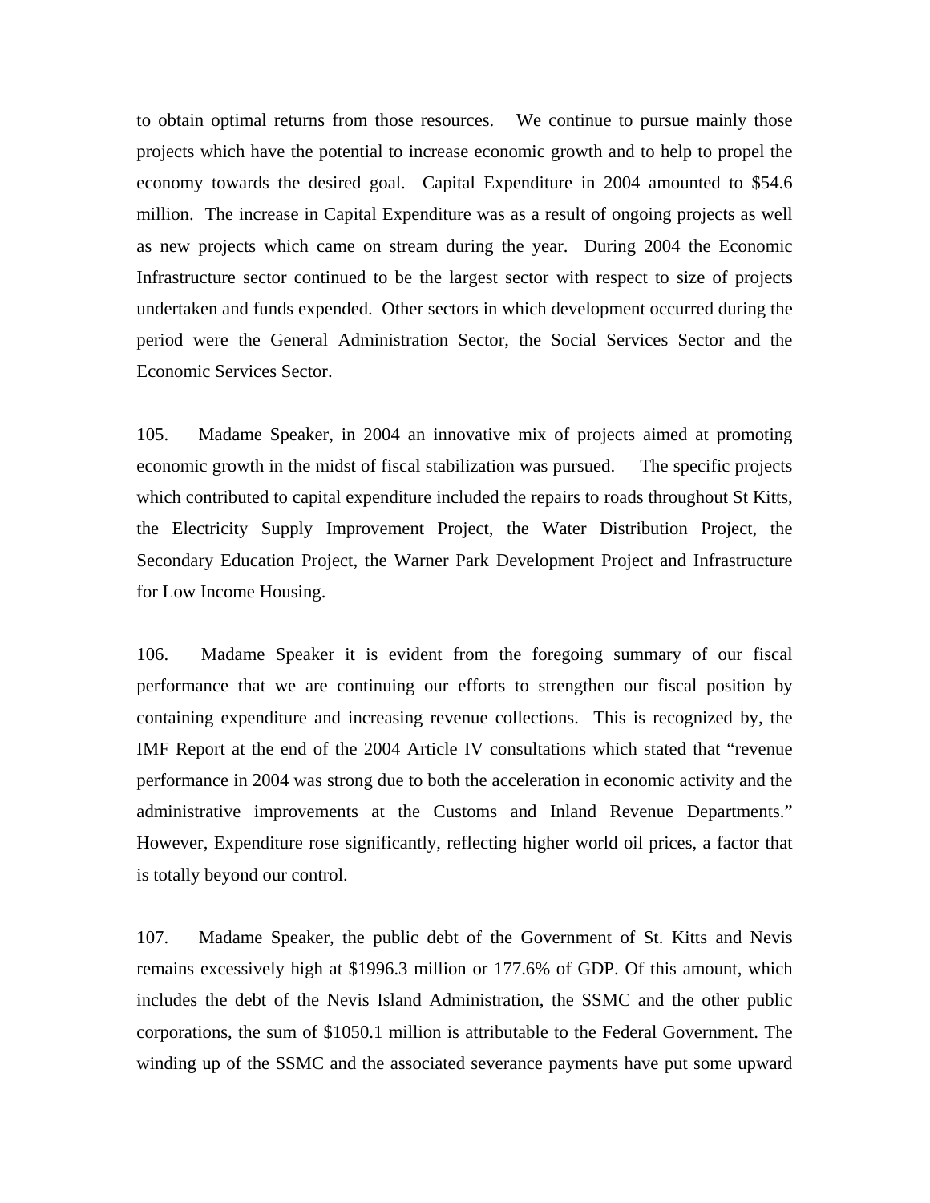to obtain optimal returns from those resources. We continue to pursue mainly those projects which have the potential to increase economic growth and to help to propel the economy towards the desired goal. Capital Expenditure in 2004 amounted to $54.6 million. The increase in Capital Expenditure was as a result of ongoing projects as well as new projects which came on stream during the year. During 2004 the Economic Infrastructure sector continued to be the largest sector with respect to size of projects undertaken and funds expended. Other sectors in which development occurred during the period were the General Administration Sector, the Social Services Sector and the Economic Services Sector.

105. Madame Speaker, in 2004 an innovative mix of projects aimed at promoting economic growth in the midst of fiscal stabilization was pursued. The specific projects which contributed to capital expenditure included the repairs to roads throughout St Kitts, the Electricity Supply Improvement Project, the Water Distribution Project, the Secondary Education Project, the Warner Park Development Project and Infrastructure for Low Income Housing.

106. Madame Speaker it is evident from the foregoing summary of our fiscal performance that we are continuing our efforts to strengthen our fiscal position by containing expenditure and increasing revenue collections. This is recognized by, the IMF Report at the end of the 2004 Article IV consultations which stated that "revenue performance in 2004 was strong due to both the acceleration in economic activity and the administrative improvements at the Customs and Inland Revenue Departments." However, Expenditure rose significantly, reflecting higher world oil prices, a factor that is totally beyond our control.

107. Madame Speaker, the public debt of the Government of St. Kitts and Nevis remains excessively high at $1996.3 million or 177.6% of GDP. Of this amount, which includes the debt of the Nevis Island Administration, the SSMC and the other public corporations, the sum of $1050.1 million is attributable to the Federal Government. The winding up of the SSMC and the associated severance payments have put some upward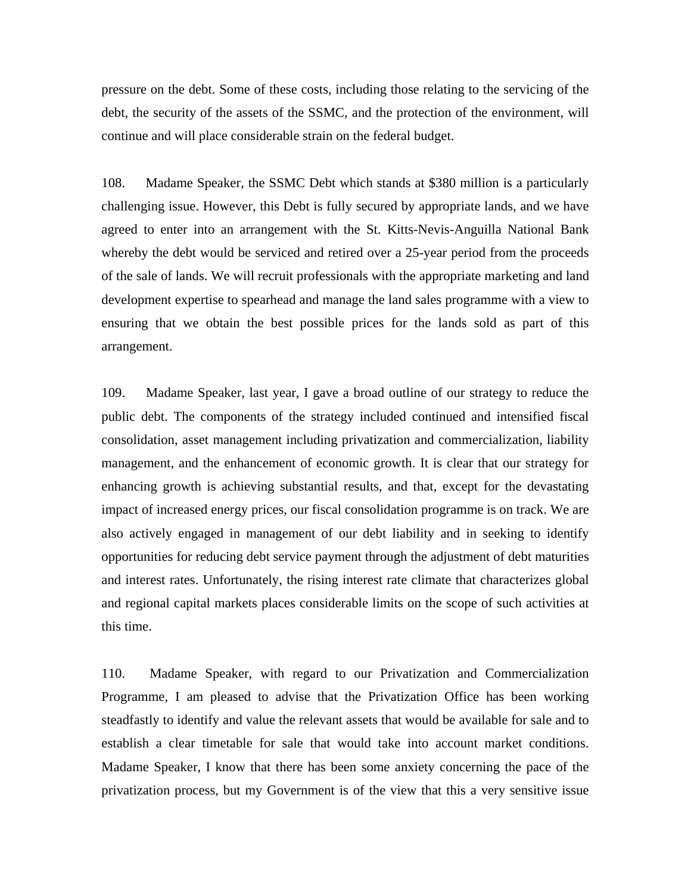pressure on the debt. Some of these costs, including those relating to the servicing of the debt, the security of the assets of the SSMC, and the protection of the environment, will continue and will place considerable strain on the federal budget.

108. Madame Speaker, the SSMC Debt which stands at $380 million is a particularly challenging issue. However, this Debt is fully secured by appropriate lands, and we have agreed to enter into an arrangement with the St. Kitts-Nevis-Anguilla National Bank whereby the debt would be serviced and retired over a 25-year period from the proceeds of the sale of lands. We will recruit professionals with the appropriate marketing and land development expertise to spearhead and manage the land sales programme with a view to ensuring that we obtain the best possible prices for the lands sold as part of this arrangement.

109. Madame Speaker, last year, I gave a broad outline of our strategy to reduce the public debt. The components of the strategy included continued and intensified fiscal consolidation, asset management including privatization and commercialization, liability management, and the enhancement of economic growth. It is clear that our strategy for enhancing growth is achieving substantial results, and that, except for the devastating impact of increased energy prices, our fiscal consolidation programme is on track. We are also actively engaged in management of our debt liability and in seeking to identify opportunities for reducing debt service payment through the adjustment of debt maturities and interest rates. Unfortunately, the rising interest rate climate that characterizes global and regional capital markets places considerable limits on the scope of such activities at this time.

110. Madame Speaker, with regard to our Privatization and Commercialization Programme, I am pleased to advise that the Privatization Office has been working steadfastly to identify and value the relevant assets that would be available for sale and to establish a clear timetable for sale that would take into account market conditions. Madame Speaker, I know that there has been some anxiety concerning the pace of the privatization process, but my Government is of the view that this a very sensitive issue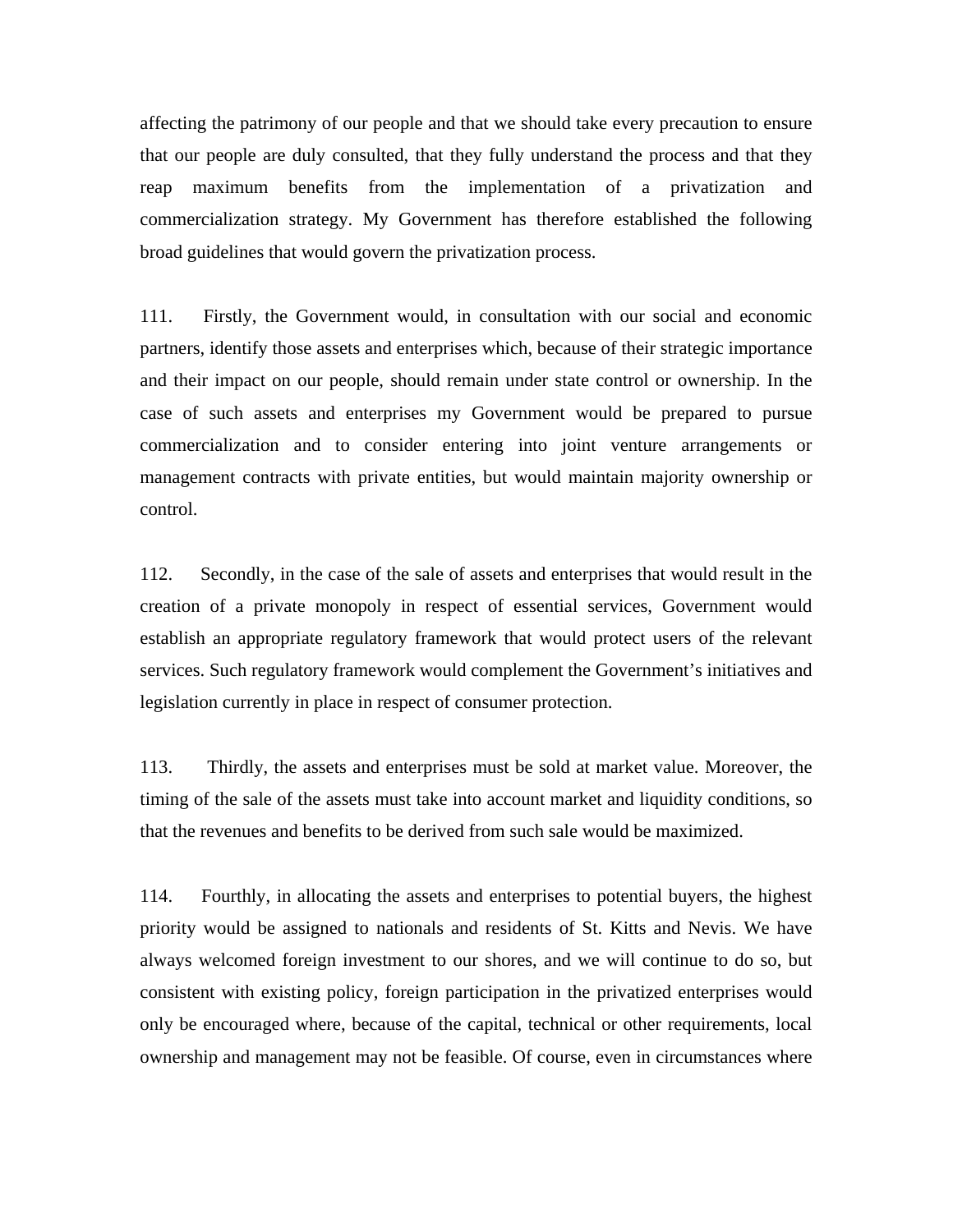affecting the patrimony of our people and that we should take every precaution to ensure that our people are duly consulted, that they fully understand the process and that they reap maximum benefits from the implementation of a privatization and commercialization strategy. My Government has therefore established the following broad guidelines that would govern the privatization process.

111. Firstly, the Government would, in consultation with our social and economic partners, identify those assets and enterprises which, because of their strategic importance and their impact on our people, should remain under state control or ownership. In the case of such assets and enterprises my Government would be prepared to pursue commercialization and to consider entering into joint venture arrangements or management contracts with private entities, but would maintain majority ownership or control.

112. Secondly, in the case of the sale of assets and enterprises that would result in the creation of a private monopoly in respect of essential services, Government would establish an appropriate regulatory framework that would protect users of the relevant services. Such regulatory framework would complement the Government's initiatives and legislation currently in place in respect of consumer protection.

113. Thirdly, the assets and enterprises must be sold at market value. Moreover, the timing of the sale of the assets must take into account market and liquidity conditions, so that the revenues and benefits to be derived from such sale would be maximized.

114. Fourthly, in allocating the assets and enterprises to potential buyers, the highest priority would be assigned to nationals and residents of St. Kitts and Nevis. We have always welcomed foreign investment to our shores, and we will continue to do so, but consistent with existing policy, foreign participation in the privatized enterprises would only be encouraged where, because of the capital, technical or other requirements, local ownership and management may not be feasible. Of course, even in circumstances where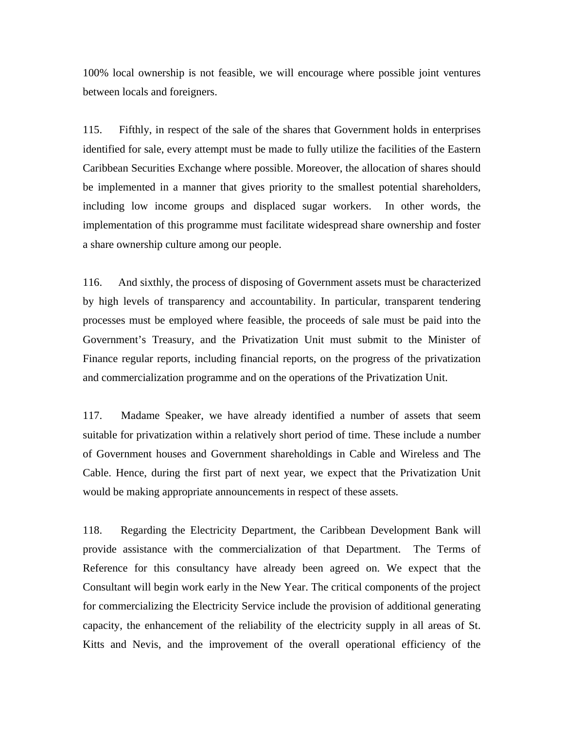100% local ownership is not feasible, we will encourage where possible joint ventures between locals and foreigners.

115. Fifthly, in respect of the sale of the shares that Government holds in enterprises identified for sale, every attempt must be made to fully utilize the facilities of the Eastern Caribbean Securities Exchange where possible. Moreover, the allocation of shares should be implemented in a manner that gives priority to the smallest potential shareholders, including low income groups and displaced sugar workers. In other words, the implementation of this programme must facilitate widespread share ownership and foster a share ownership culture among our people.

116. And sixthly, the process of disposing of Government assets must be characterized by high levels of transparency and accountability. In particular, transparent tendering processes must be employed where feasible, the proceeds of sale must be paid into the Government's Treasury, and the Privatization Unit must submit to the Minister of Finance regular reports, including financial reports, on the progress of the privatization and commercialization programme and on the operations of the Privatization Unit.

117. Madame Speaker, we have already identified a number of assets that seem suitable for privatization within a relatively short period of time. These include a number of Government houses and Government shareholdings in Cable and Wireless and The Cable. Hence, during the first part of next year, we expect that the Privatization Unit would be making appropriate announcements in respect of these assets.

118. Regarding the Electricity Department, the Caribbean Development Bank will provide assistance with the commercialization of that Department. The Terms of Reference for this consultancy have already been agreed on. We expect that the Consultant will begin work early in the New Year. The critical components of the project for commercializing the Electricity Service include the provision of additional generating capacity, the enhancement of the reliability of the electricity supply in all areas of St. Kitts and Nevis, and the improvement of the overall operational efficiency of the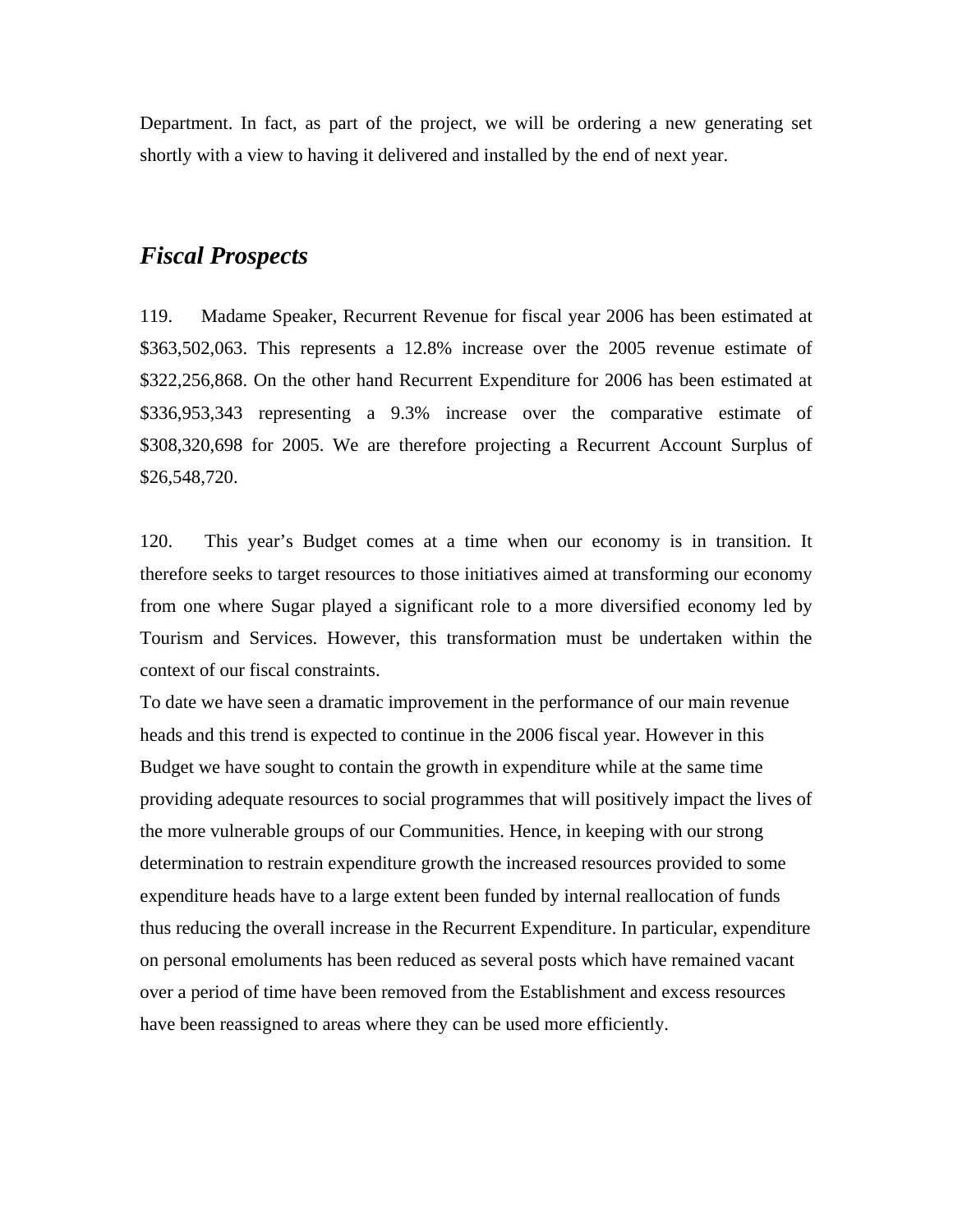Department. In fact, as part of the project, we will be ordering a new generating set shortly with a view to having it delivered and installed by the end of next year.

## *Fiscal Prospects*

119. Madame Speaker, Recurrent Revenue for fiscal year 2006 has been estimated at $363,502,063. This represents a 12.8% increase over the 2005 revenue estimate of $322,256,868. On the other hand Recurrent Expenditure for 2006 has been estimated at $336,953,343 representing a 9.3% increase over the comparative estimate of $308,320,698 for 2005. We are therefore projecting a Recurrent Account Surplus of $26,548,720.

120. This year's Budget comes at a time when our economy is in transition. It therefore seeks to target resources to those initiatives aimed at transforming our economy from one where Sugar played a significant role to a more diversified economy led by Tourism and Services. However, this transformation must be undertaken within the context of our fiscal constraints.

To date we have seen a dramatic improvement in the performance of our main revenue heads and this trend is expected to continue in the 2006 fiscal year. However in this Budget we have sought to contain the growth in expenditure while at the same time providing adequate resources to social programmes that will positively impact the lives of the more vulnerable groups of our Communities. Hence, in keeping with our strong determination to restrain expenditure growth the increased resources provided to some expenditure heads have to a large extent been funded by internal reallocation of funds thus reducing the overall increase in the Recurrent Expenditure. In particular, expenditure on personal emoluments has been reduced as several posts which have remained vacant over a period of time have been removed from the Establishment and excess resources have been reassigned to areas where they can be used more efficiently.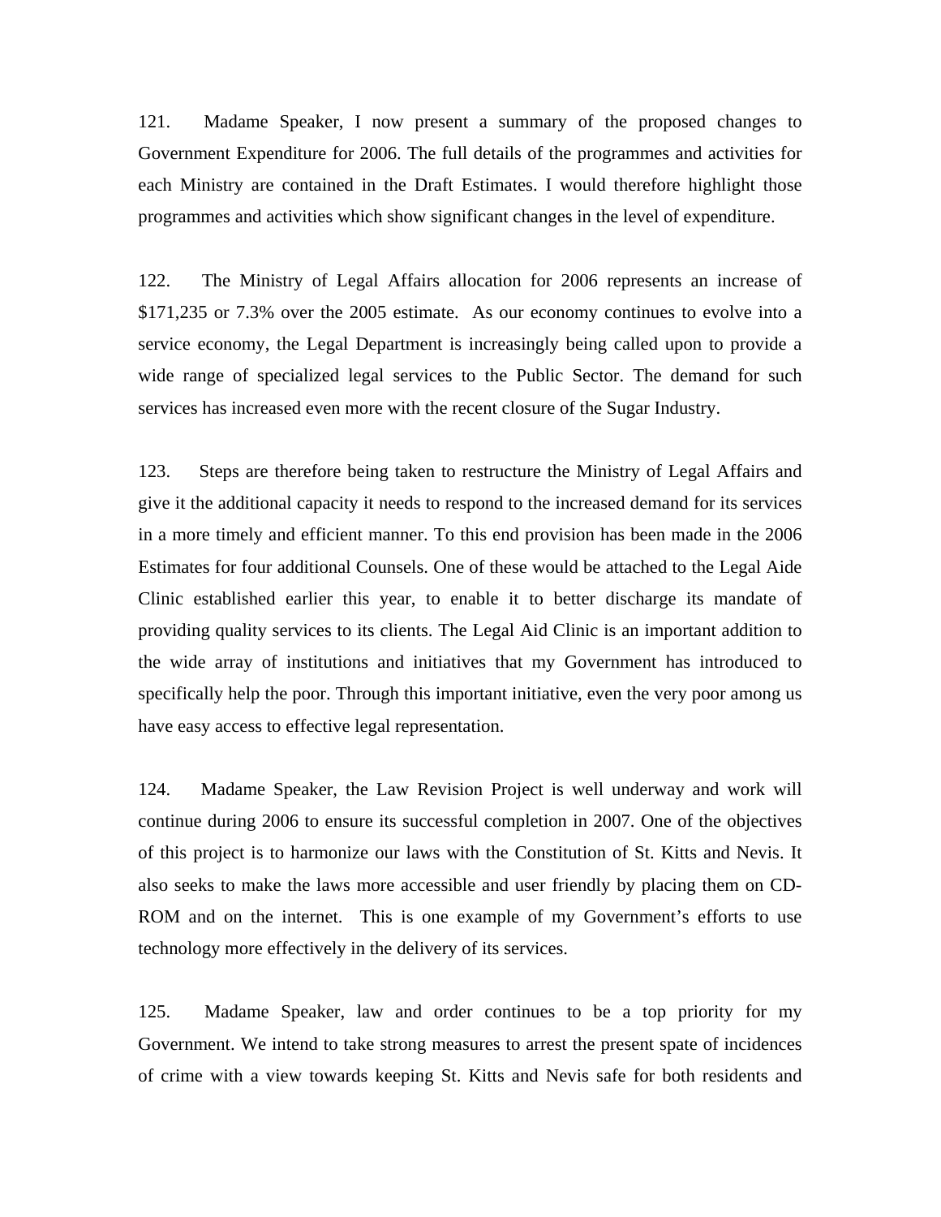121. Madame Speaker, I now present a summary of the proposed changes to Government Expenditure for 2006. The full details of the programmes and activities for each Ministry are contained in the Draft Estimates. I would therefore highlight those programmes and activities which show significant changes in the level of expenditure.

122. The Ministry of Legal Affairs allocation for 2006 represents an increase of $171,235 or 7.3% over the 2005 estimate. As our economy continues to evolve into a service economy, the Legal Department is increasingly being called upon to provide a wide range of specialized legal services to the Public Sector. The demand for such services has increased even more with the recent closure of the Sugar Industry.

123. Steps are therefore being taken to restructure the Ministry of Legal Affairs and give it the additional capacity it needs to respond to the increased demand for its services in a more timely and efficient manner. To this end provision has been made in the 2006 Estimates for four additional Counsels. One of these would be attached to the Legal Aide Clinic established earlier this year, to enable it to better discharge its mandate of providing quality services to its clients. The Legal Aid Clinic is an important addition to the wide array of institutions and initiatives that my Government has introduced to specifically help the poor. Through this important initiative, even the very poor among us have easy access to effective legal representation.

124. Madame Speaker, the Law Revision Project is well underway and work will continue during 2006 to ensure its successful completion in 2007. One of the objectives of this project is to harmonize our laws with the Constitution of St. Kitts and Nevis. It also seeks to make the laws more accessible and user friendly by placing them on CD-ROM and on the internet. This is one example of my Government's efforts to use technology more effectively in the delivery of its services.

125. Madame Speaker, law and order continues to be a top priority for my Government. We intend to take strong measures to arrest the present spate of incidences of crime with a view towards keeping St. Kitts and Nevis safe for both residents and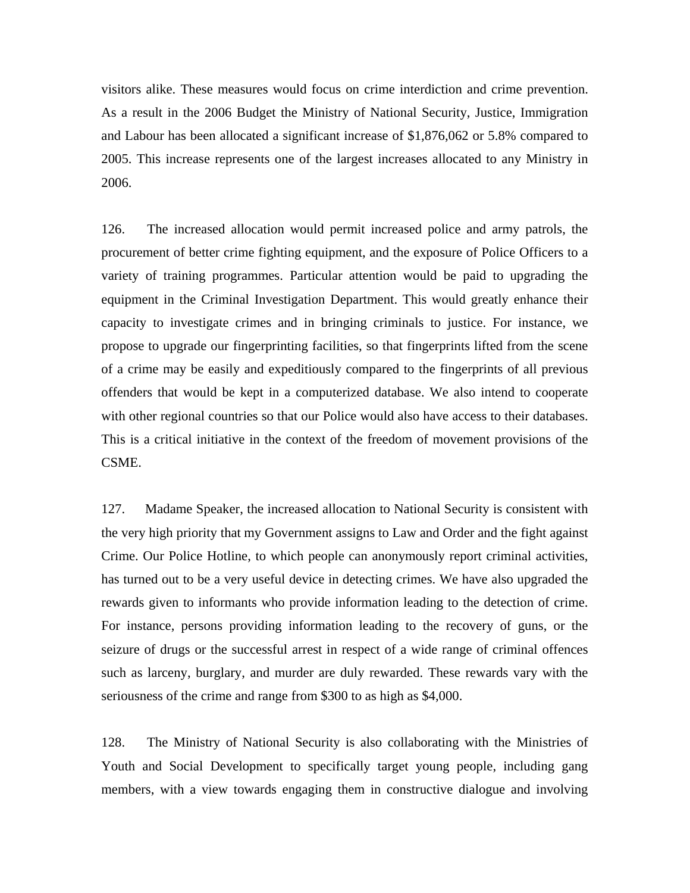visitors alike. These measures would focus on crime interdiction and crime prevention. As a result in the 2006 Budget the Ministry of National Security, Justice, Immigration and Labour has been allocated a significant increase of $1,876,062 or 5.8% compared to 2005. This increase represents one of the largest increases allocated to any Ministry in 2006.

126. The increased allocation would permit increased police and army patrols, the procurement of better crime fighting equipment, and the exposure of Police Officers to a variety of training programmes. Particular attention would be paid to upgrading the equipment in the Criminal Investigation Department. This would greatly enhance their capacity to investigate crimes and in bringing criminals to justice. For instance, we propose to upgrade our fingerprinting facilities, so that fingerprints lifted from the scene of a crime may be easily and expeditiously compared to the fingerprints of all previous offenders that would be kept in a computerized database. We also intend to cooperate with other regional countries so that our Police would also have access to their databases. This is a critical initiative in the context of the freedom of movement provisions of the CSME.

127. Madame Speaker, the increased allocation to National Security is consistent with the very high priority that my Government assigns to Law and Order and the fight against Crime. Our Police Hotline, to which people can anonymously report criminal activities, has turned out to be a very useful device in detecting crimes. We have also upgraded the rewards given to informants who provide information leading to the detection of crime. For instance, persons providing information leading to the recovery of guns, or the seizure of drugs or the successful arrest in respect of a wide range of criminal offences such as larceny, burglary, and murder are duly rewarded. These rewards vary with the seriousness of the crime and range from $300 to as high as $4,000.

128. The Ministry of National Security is also collaborating with the Ministries of Youth and Social Development to specifically target young people, including gang members, with a view towards engaging them in constructive dialogue and involving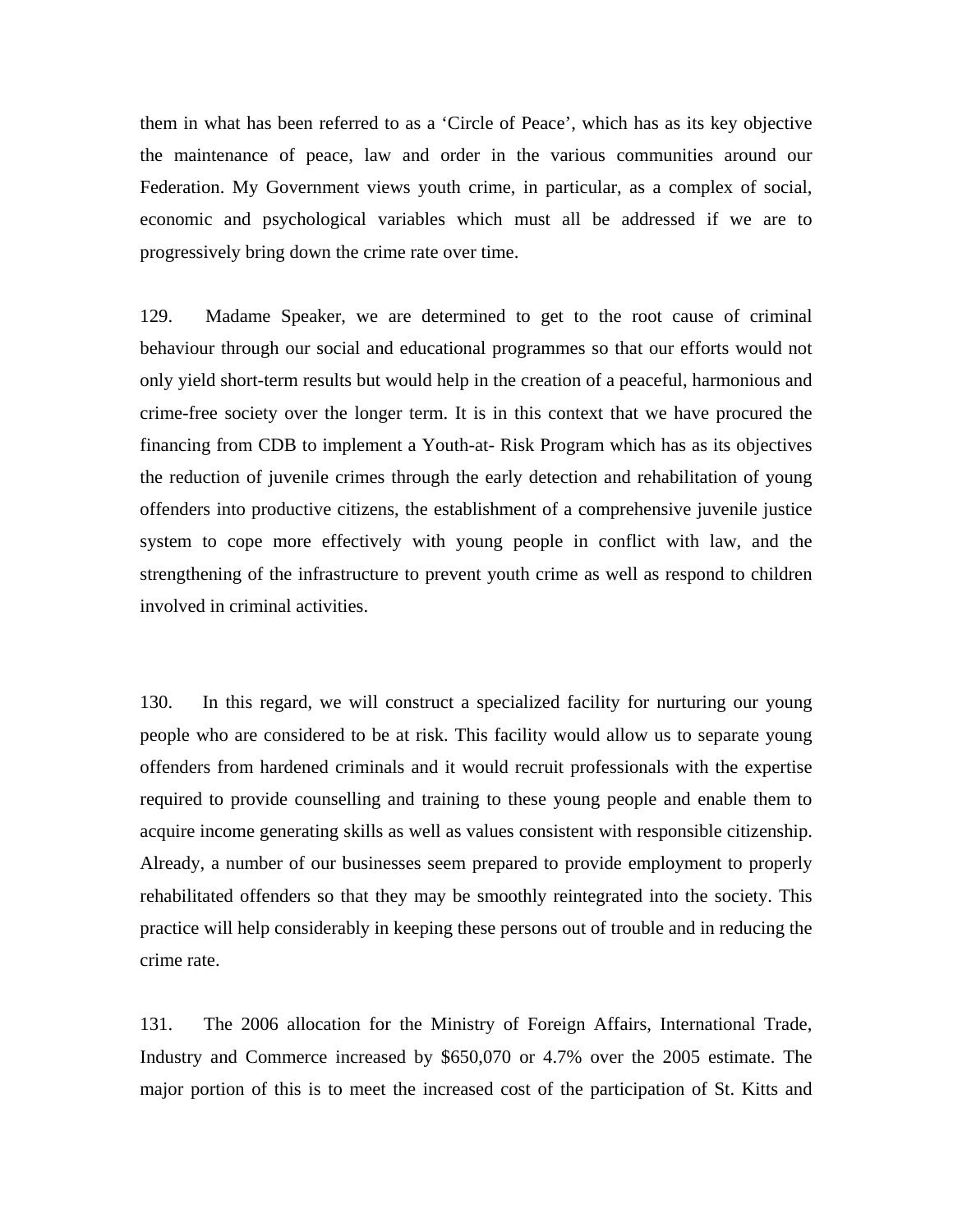them in what has been referred to as a 'Circle of Peace', which has as its key objective the maintenance of peace, law and order in the various communities around our Federation. My Government views youth crime, in particular, as a complex of social, economic and psychological variables which must all be addressed if we are to progressively bring down the crime rate over time.

129. Madame Speaker, we are determined to get to the root cause of criminal behaviour through our social and educational programmes so that our efforts would not only yield short-term results but would help in the creation of a peaceful, harmonious and crime-free society over the longer term. It is in this context that we have procured the financing from CDB to implement a Youth-at- Risk Program which has as its objectives the reduction of juvenile crimes through the early detection and rehabilitation of young offenders into productive citizens, the establishment of a comprehensive juvenile justice system to cope more effectively with young people in conflict with law, and the strengthening of the infrastructure to prevent youth crime as well as respond to children involved in criminal activities.

130. In this regard, we will construct a specialized facility for nurturing our young people who are considered to be at risk. This facility would allow us to separate young offenders from hardened criminals and it would recruit professionals with the expertise required to provide counselling and training to these young people and enable them to acquire income generating skills as well as values consistent with responsible citizenship. Already, a number of our businesses seem prepared to provide employment to properly rehabilitated offenders so that they may be smoothly reintegrated into the society. This practice will help considerably in keeping these persons out of trouble and in reducing the crime rate.

131. The 2006 allocation for the Ministry of Foreign Affairs, International Trade, Industry and Commerce increased by $650,070 or 4.7% over the 2005 estimate. The major portion of this is to meet the increased cost of the participation of St. Kitts and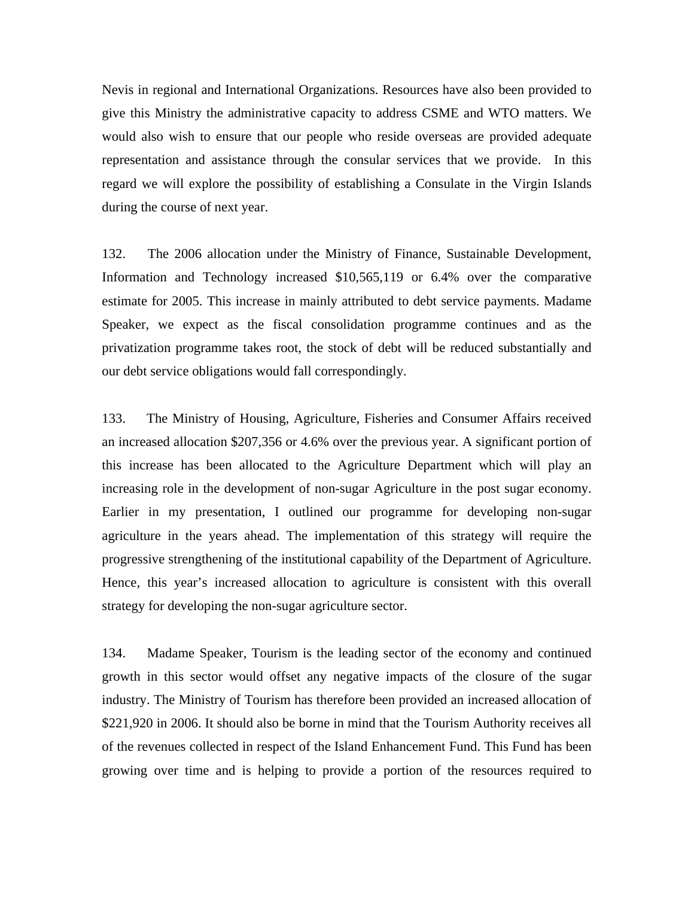Nevis in regional and International Organizations. Resources have also been provided to give this Ministry the administrative capacity to address CSME and WTO matters. We would also wish to ensure that our people who reside overseas are provided adequate representation and assistance through the consular services that we provide. In this regard we will explore the possibility of establishing a Consulate in the Virgin Islands during the course of next year.

132. The 2006 allocation under the Ministry of Finance, Sustainable Development, Information and Technology increased $10,565,119 or 6.4% over the comparative estimate for 2005. This increase in mainly attributed to debt service payments. Madame Speaker, we expect as the fiscal consolidation programme continues and as the privatization programme takes root, the stock of debt will be reduced substantially and our debt service obligations would fall correspondingly.

133. The Ministry of Housing, Agriculture, Fisheries and Consumer Affairs received an increased allocation $207,356 or 4.6% over the previous year. A significant portion of this increase has been allocated to the Agriculture Department which will play an increasing role in the development of non-sugar Agriculture in the post sugar economy. Earlier in my presentation, I outlined our programme for developing non-sugar agriculture in the years ahead. The implementation of this strategy will require the progressive strengthening of the institutional capability of the Department of Agriculture. Hence, this year's increased allocation to agriculture is consistent with this overall strategy for developing the non-sugar agriculture sector.

134. Madame Speaker, Tourism is the leading sector of the economy and continued growth in this sector would offset any negative impacts of the closure of the sugar industry. The Ministry of Tourism has therefore been provided an increased allocation of $221,920 in 2006. It should also be borne in mind that the Tourism Authority receives all of the revenues collected in respect of the Island Enhancement Fund. This Fund has been growing over time and is helping to provide a portion of the resources required to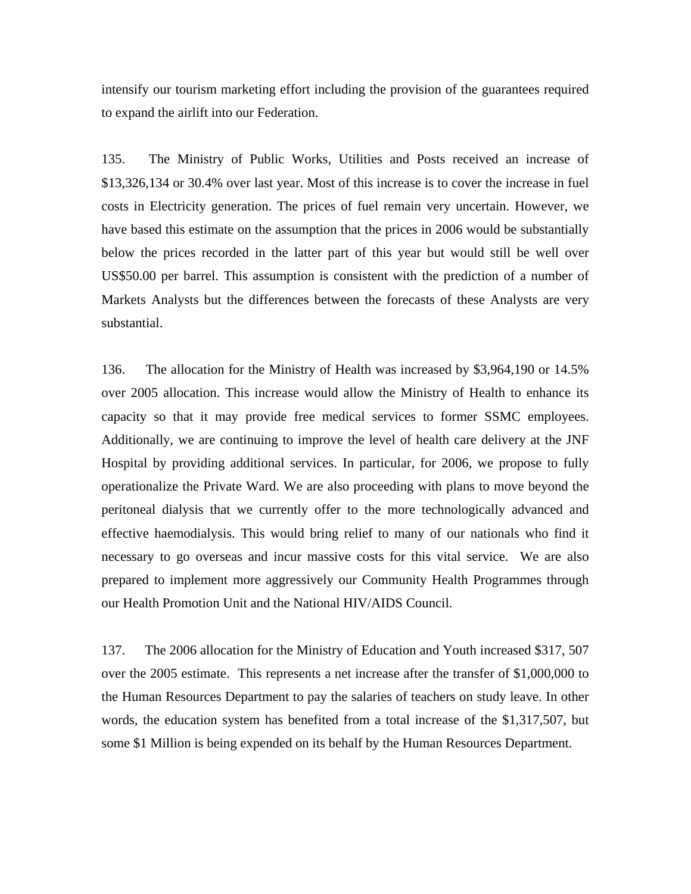intensify our tourism marketing effort including the provision of the guarantees required to expand the airlift into our Federation.

135. The Ministry of Public Works, Utilities and Posts received an increase of $13,326,134 or 30.4% over last year. Most of this increase is to cover the increase in fuel costs in Electricity generation. The prices of fuel remain very uncertain. However, we have based this estimate on the assumption that the prices in 2006 would be substantially below the prices recorded in the latter part of this year but would still be well over US$50.00 per barrel. This assumption is consistent with the prediction of a number of Markets Analysts but the differences between the forecasts of these Analysts are very substantial.

136. The allocation for the Ministry of Health was increased by $3,964,190 or 14.5% over 2005 allocation. This increase would allow the Ministry of Health to enhance its capacity so that it may provide free medical services to former SSMC employees. Additionally, we are continuing to improve the level of health care delivery at the JNF Hospital by providing additional services. In particular, for 2006, we propose to fully operationalize the Private Ward. We are also proceeding with plans to move beyond the peritoneal dialysis that we currently offer to the more technologically advanced and effective haemodialysis. This would bring relief to many of our nationals who find it necessary to go overseas and incur massive costs for this vital service. We are also prepared to implement more aggressively our Community Health Programmes through our Health Promotion Unit and the National HIV/AIDS Council.

137. The 2006 allocation for the Ministry of Education and Youth increased $317, 507 over the 2005 estimate. This represents a net increase after the transfer of $1,000,000 to the Human Resources Department to pay the salaries of teachers on study leave. In other words, the education system has benefited from a total increase of the $1,317,507, but some $1 Million is being expended on its behalf by the Human Resources Department.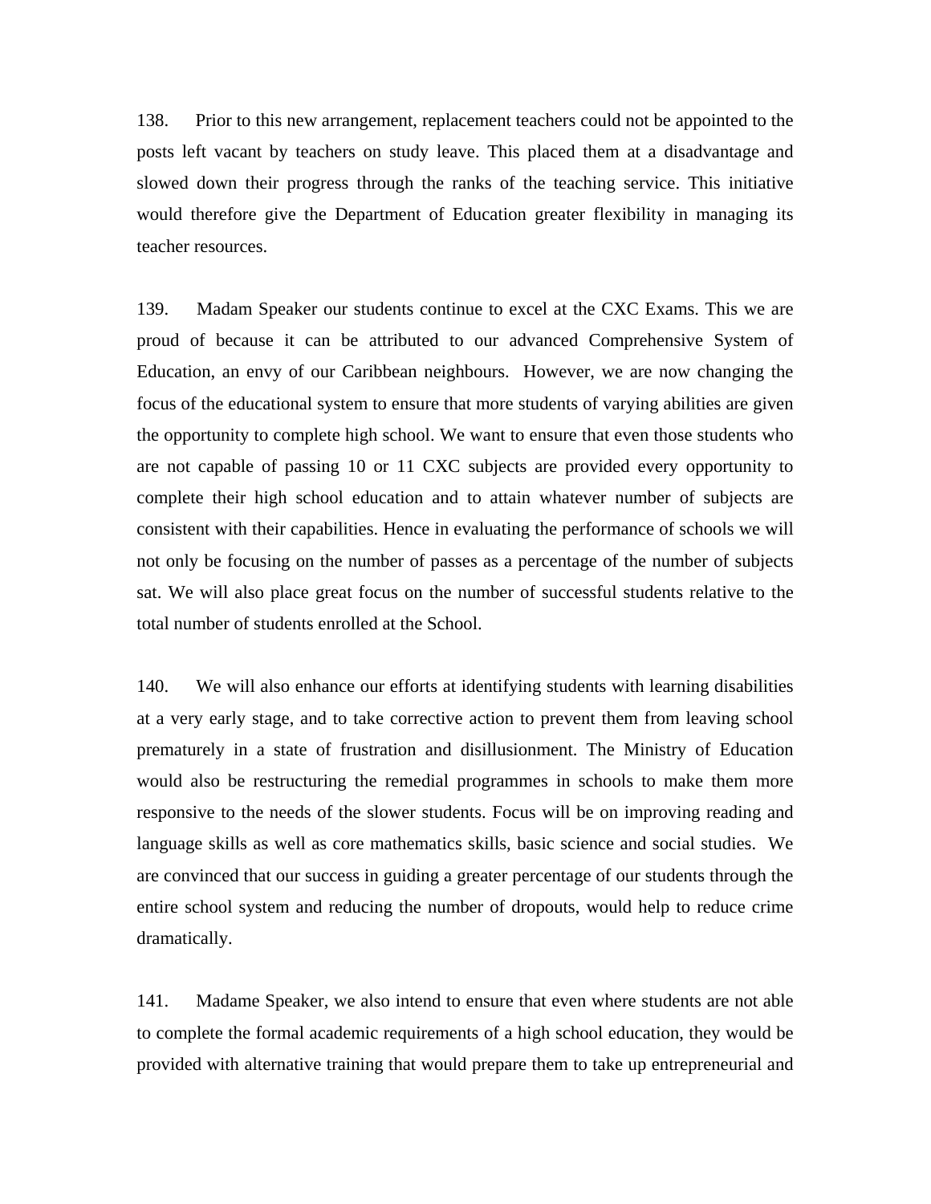138. Prior to this new arrangement, replacement teachers could not be appointed to the posts left vacant by teachers on study leave. This placed them at a disadvantage and slowed down their progress through the ranks of the teaching service. This initiative would therefore give the Department of Education greater flexibility in managing its teacher resources.

139. Madam Speaker our students continue to excel at the CXC Exams. This we are proud of because it can be attributed to our advanced Comprehensive System of Education, an envy of our Caribbean neighbours. However, we are now changing the focus of the educational system to ensure that more students of varying abilities are given the opportunity to complete high school. We want to ensure that even those students who are not capable of passing 10 or 11 CXC subjects are provided every opportunity to complete their high school education and to attain whatever number of subjects are consistent with their capabilities. Hence in evaluating the performance of schools we will not only be focusing on the number of passes as a percentage of the number of subjects sat. We will also place great focus on the number of successful students relative to the total number of students enrolled at the School.

140. We will also enhance our efforts at identifying students with learning disabilities at a very early stage, and to take corrective action to prevent them from leaving school prematurely in a state of frustration and disillusionment. The Ministry of Education would also be restructuring the remedial programmes in schools to make them more responsive to the needs of the slower students. Focus will be on improving reading and language skills as well as core mathematics skills, basic science and social studies. We are convinced that our success in guiding a greater percentage of our students through the entire school system and reducing the number of dropouts, would help to reduce crime dramatically.

141. Madame Speaker, we also intend to ensure that even where students are not able to complete the formal academic requirements of a high school education, they would be provided with alternative training that would prepare them to take up entrepreneurial and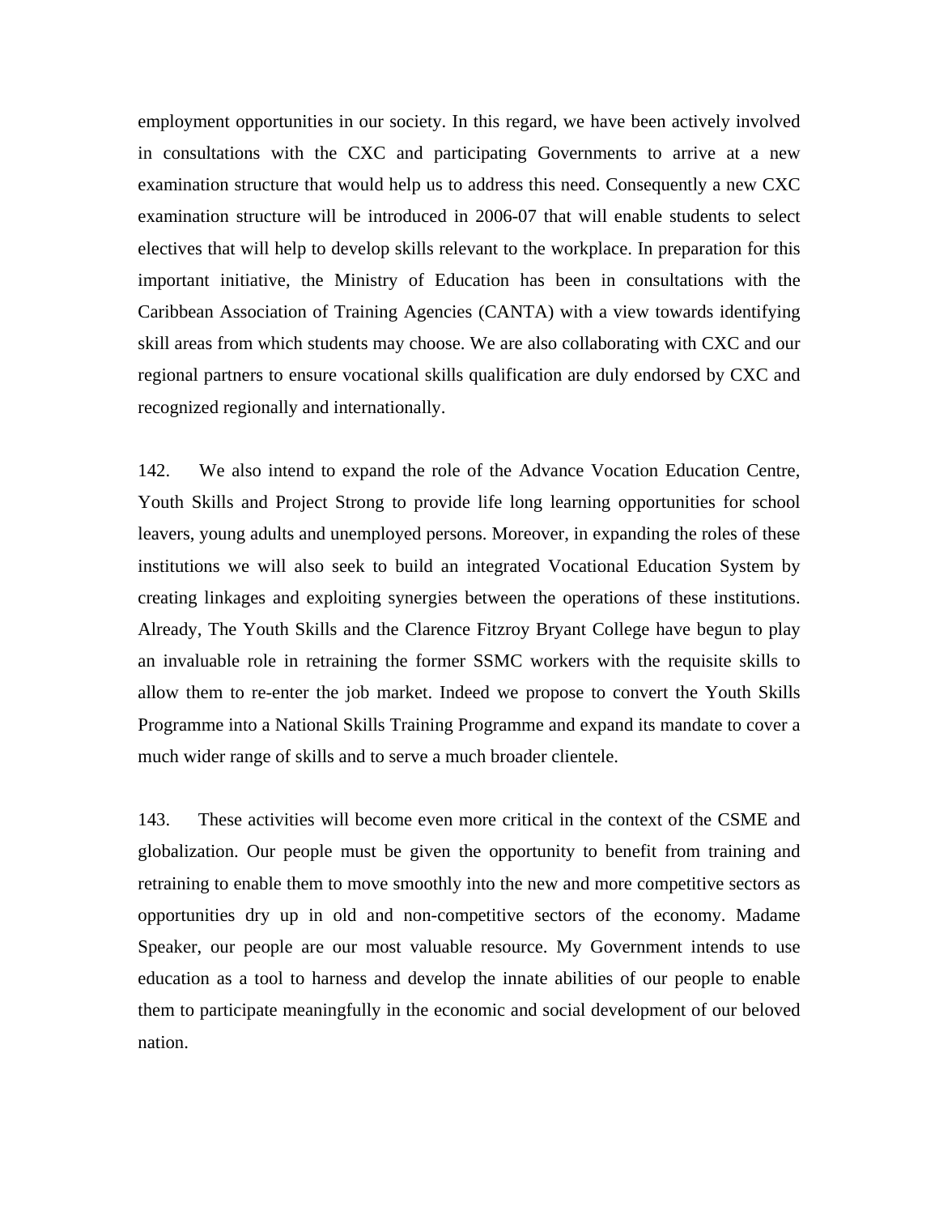employment opportunities in our society. In this regard, we have been actively involved in consultations with the CXC and participating Governments to arrive at a new examination structure that would help us to address this need. Consequently a new CXC examination structure will be introduced in 2006-07 that will enable students to select electives that will help to develop skills relevant to the workplace. In preparation for this important initiative, the Ministry of Education has been in consultations with the Caribbean Association of Training Agencies (CANTA) with a view towards identifying skill areas from which students may choose. We are also collaborating with CXC and our regional partners to ensure vocational skills qualification are duly endorsed by CXC and recognized regionally and internationally.

142. We also intend to expand the role of the Advance Vocation Education Centre, Youth Skills and Project Strong to provide life long learning opportunities for school leavers, young adults and unemployed persons. Moreover, in expanding the roles of these institutions we will also seek to build an integrated Vocational Education System by creating linkages and exploiting synergies between the operations of these institutions. Already, The Youth Skills and the Clarence Fitzroy Bryant College have begun to play an invaluable role in retraining the former SSMC workers with the requisite skills to allow them to re-enter the job market. Indeed we propose to convert the Youth Skills Programme into a National Skills Training Programme and expand its mandate to cover a much wider range of skills and to serve a much broader clientele.

143. These activities will become even more critical in the context of the CSME and globalization. Our people must be given the opportunity to benefit from training and retraining to enable them to move smoothly into the new and more competitive sectors as opportunities dry up in old and non-competitive sectors of the economy. Madame Speaker, our people are our most valuable resource. My Government intends to use education as a tool to harness and develop the innate abilities of our people to enable them to participate meaningfully in the economic and social development of our beloved nation.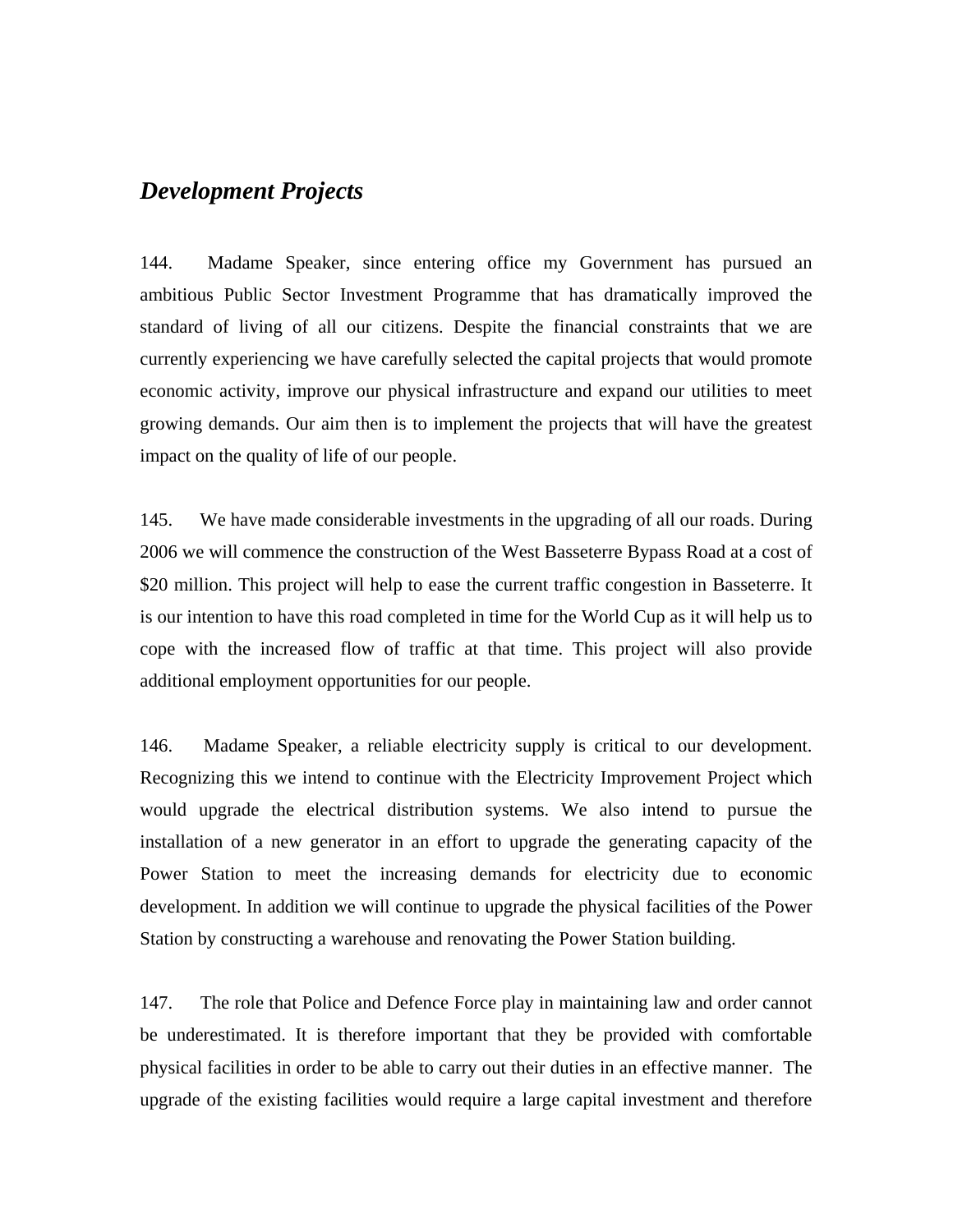## *Development Projects*

144. Madame Speaker, since entering office my Government has pursued an ambitious Public Sector Investment Programme that has dramatically improved the standard of living of all our citizens. Despite the financial constraints that we are currently experiencing we have carefully selected the capital projects that would promote economic activity, improve our physical infrastructure and expand our utilities to meet growing demands. Our aim then is to implement the projects that will have the greatest impact on the quality of life of our people.

145. We have made considerable investments in the upgrading of all our roads. During 2006 we will commence the construction of the West Basseterre Bypass Road at a cost of $20 million. This project will help to ease the current traffic congestion in Basseterre. It is our intention to have this road completed in time for the World Cup as it will help us to cope with the increased flow of traffic at that time. This project will also provide additional employment opportunities for our people.

146. Madame Speaker, a reliable electricity supply is critical to our development. Recognizing this we intend to continue with the Electricity Improvement Project which would upgrade the electrical distribution systems. We also intend to pursue the installation of a new generator in an effort to upgrade the generating capacity of the Power Station to meet the increasing demands for electricity due to economic development. In addition we will continue to upgrade the physical facilities of the Power Station by constructing a warehouse and renovating the Power Station building.

147. The role that Police and Defence Force play in maintaining law and order cannot be underestimated. It is therefore important that they be provided with comfortable physical facilities in order to be able to carry out their duties in an effective manner. The upgrade of the existing facilities would require a large capital investment and therefore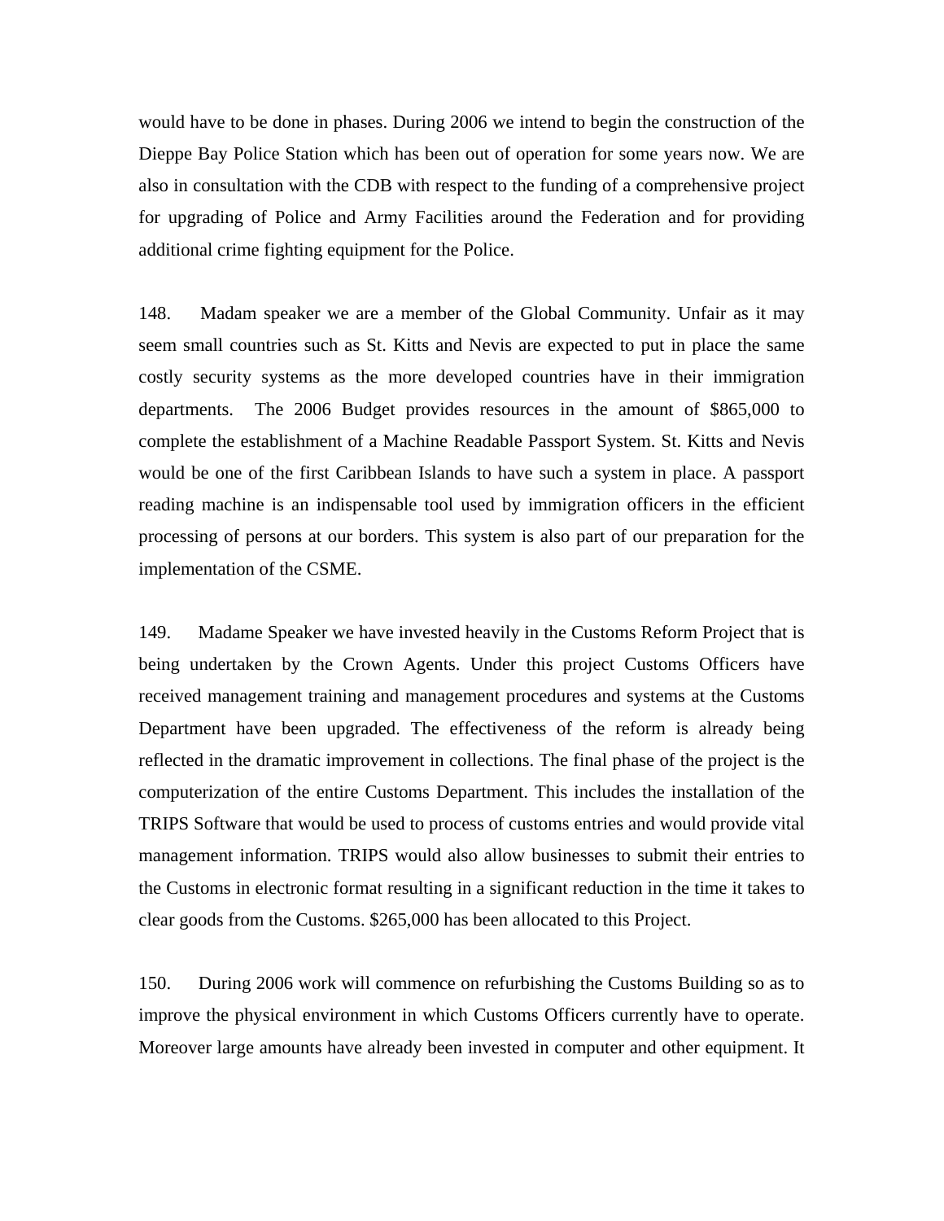would have to be done in phases. During 2006 we intend to begin the construction of the Dieppe Bay Police Station which has been out of operation for some years now. We are also in consultation with the CDB with respect to the funding of a comprehensive project for upgrading of Police and Army Facilities around the Federation and for providing additional crime fighting equipment for the Police.

148. Madam speaker we are a member of the Global Community. Unfair as it may seem small countries such as St. Kitts and Nevis are expected to put in place the same costly security systems as the more developed countries have in their immigration departments. The 2006 Budget provides resources in the amount of $865,000 to complete the establishment of a Machine Readable Passport System. St. Kitts and Nevis would be one of the first Caribbean Islands to have such a system in place. A passport reading machine is an indispensable tool used by immigration officers in the efficient processing of persons at our borders. This system is also part of our preparation for the implementation of the CSME.

149. Madame Speaker we have invested heavily in the Customs Reform Project that is being undertaken by the Crown Agents. Under this project Customs Officers have received management training and management procedures and systems at the Customs Department have been upgraded. The effectiveness of the reform is already being reflected in the dramatic improvement in collections. The final phase of the project is the computerization of the entire Customs Department. This includes the installation of the TRIPS Software that would be used to process of customs entries and would provide vital management information. TRIPS would also allow businesses to submit their entries to the Customs in electronic format resulting in a significant reduction in the time it takes to clear goods from the Customs. $265,000 has been allocated to this Project.

150. During 2006 work will commence on refurbishing the Customs Building so as to improve the physical environment in which Customs Officers currently have to operate. Moreover large amounts have already been invested in computer and other equipment. It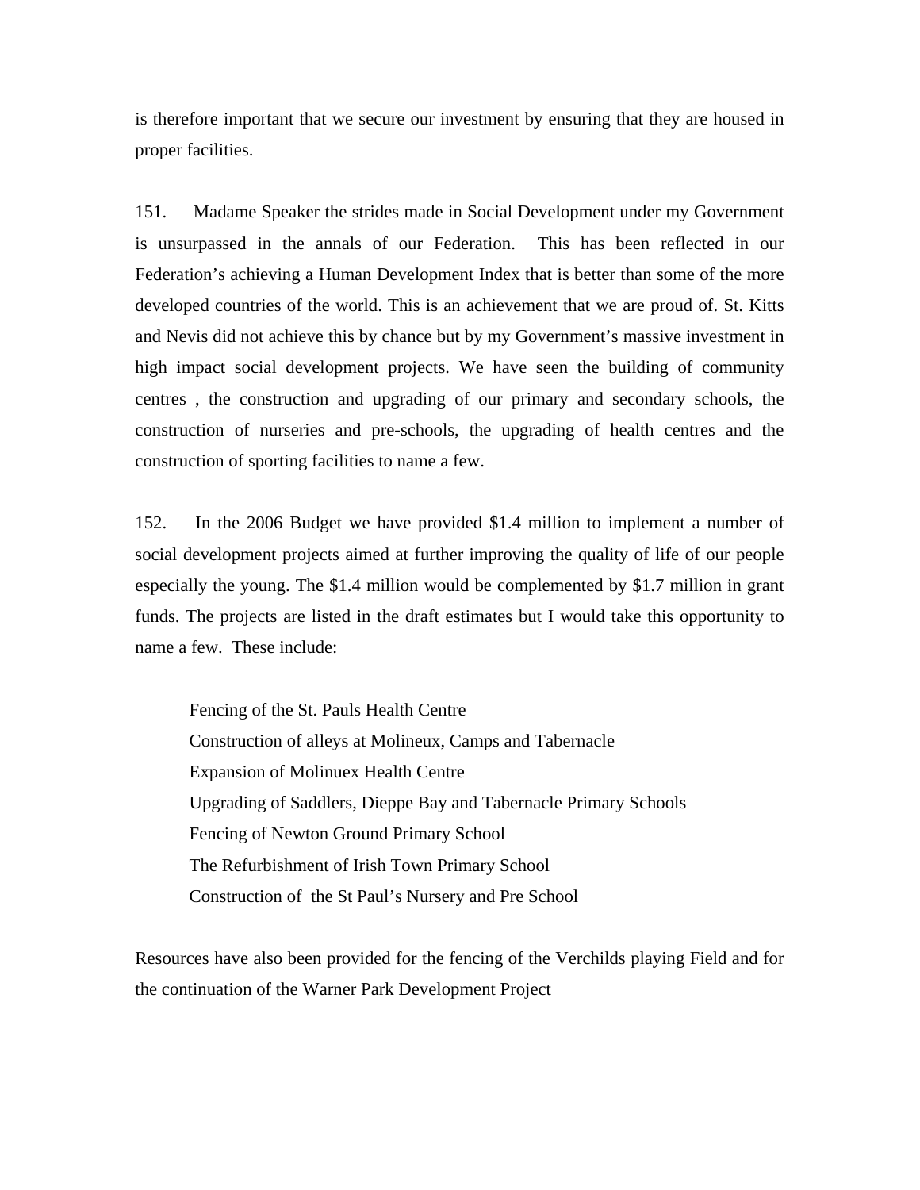is therefore important that we secure our investment by ensuring that they are housed in proper facilities.

151. Madame Speaker the strides made in Social Development under my Government is unsurpassed in the annals of our Federation. This has been reflected in our Federation's achieving a Human Development Index that is better than some of the more developed countries of the world. This is an achievement that we are proud of. St. Kitts and Nevis did not achieve this by chance but by my Government's massive investment in high impact social development projects. We have seen the building of community centres , the construction and upgrading of our primary and secondary schools, the construction of nurseries and pre-schools, the upgrading of health centres and the construction of sporting facilities to name a few.

152. In the 2006 Budget we have provided $1.4 million to implement a number of social development projects aimed at further improving the quality of life of our people especially the young. The $1.4 million would be complemented by $1.7 million in grant funds. The projects are listed in the draft estimates but I would take this opportunity to name a few. These include:

- Fencing of the St. Pauls Health Centre
- Construction of alleys at Molineux, Camps and Tabernacle
- Expansion of Molinuex Health Centre
- Upgrading of Saddlers, Dieppe Bay and Tabernacle Primary Schools
- Fencing of Newton Ground Primary School
- The Refurbishment of Irish Town Primary School
- Construction of the St Paul's Nursery and Pre School

Resources have also been provided for the fencing of the Verchilds playing Field and for the continuation of the Warner Park Development Project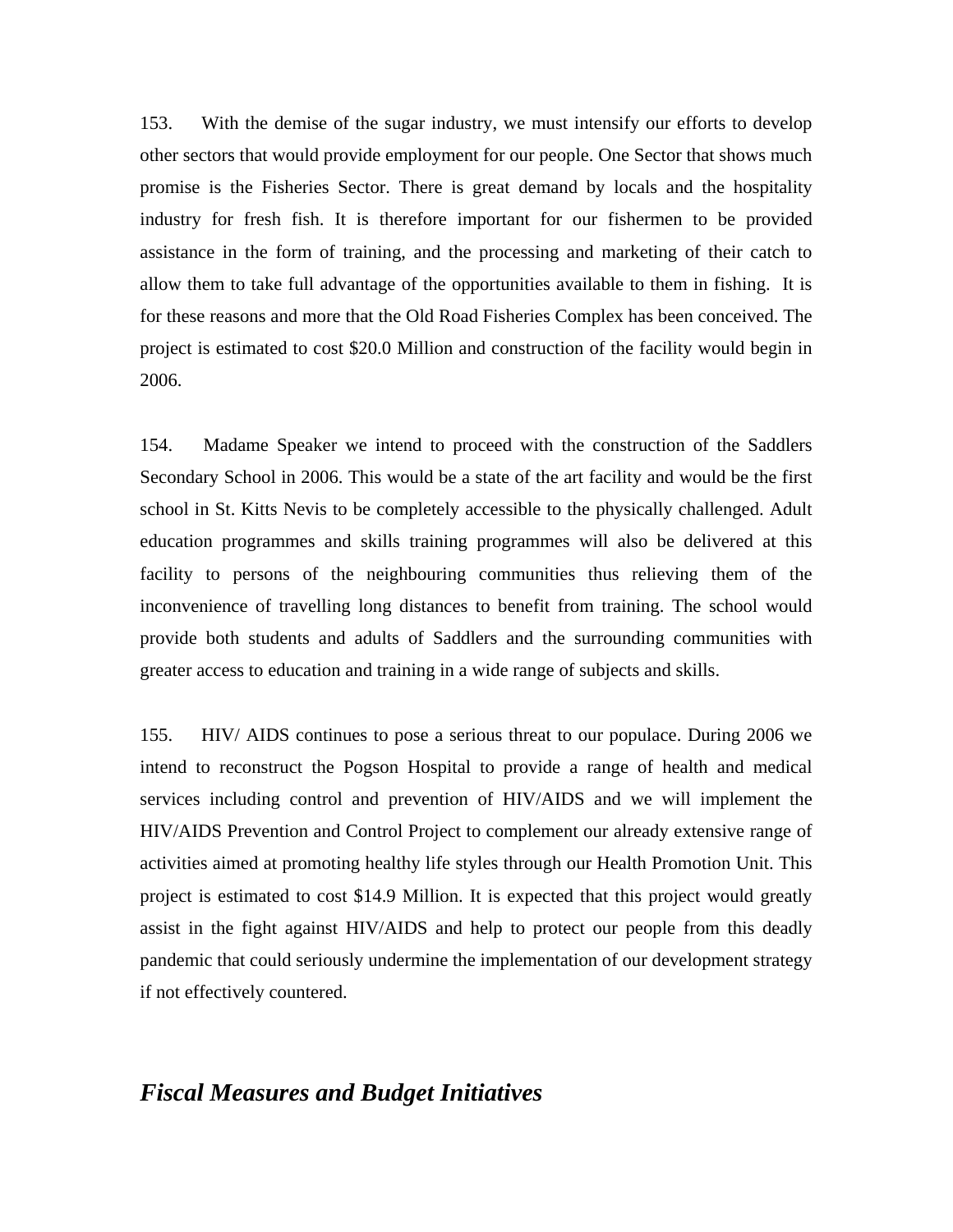153. With the demise of the sugar industry, we must intensify our efforts to develop other sectors that would provide employment for our people. One Sector that shows much promise is the Fisheries Sector. There is great demand by locals and the hospitality industry for fresh fish. It is therefore important for our fishermen to be provided assistance in the form of training, and the processing and marketing of their catch to allow them to take full advantage of the opportunities available to them in fishing. It is for these reasons and more that the Old Road Fisheries Complex has been conceived. The project is estimated to cost $20.0 Million and construction of the facility would begin in 2006.

154. Madame Speaker we intend to proceed with the construction of the Saddlers Secondary School in 2006. This would be a state of the art facility and would be the first school in St. Kitts Nevis to be completely accessible to the physically challenged. Adult education programmes and skills training programmes will also be delivered at this facility to persons of the neighbouring communities thus relieving them of the inconvenience of travelling long distances to benefit from training. The school would provide both students and adults of Saddlers and the surrounding communities with greater access to education and training in a wide range of subjects and skills.

155. HIV/ AIDS continues to pose a serious threat to our populace. During 2006 we intend to reconstruct the Pogson Hospital to provide a range of health and medical services including control and prevention of HIV/AIDS and we will implement the HIV/AIDS Prevention and Control Project to complement our already extensive range of activities aimed at promoting healthy life styles through our Health Promotion Unit. This project is estimated to cost $14.9 Million. It is expected that this project would greatly assist in the fight against HIV/AIDS and help to protect our people from this deadly pandemic that could seriously undermine the implementation of our development strategy if not effectively countered.

## *Fiscal Measures and Budget Initiatives*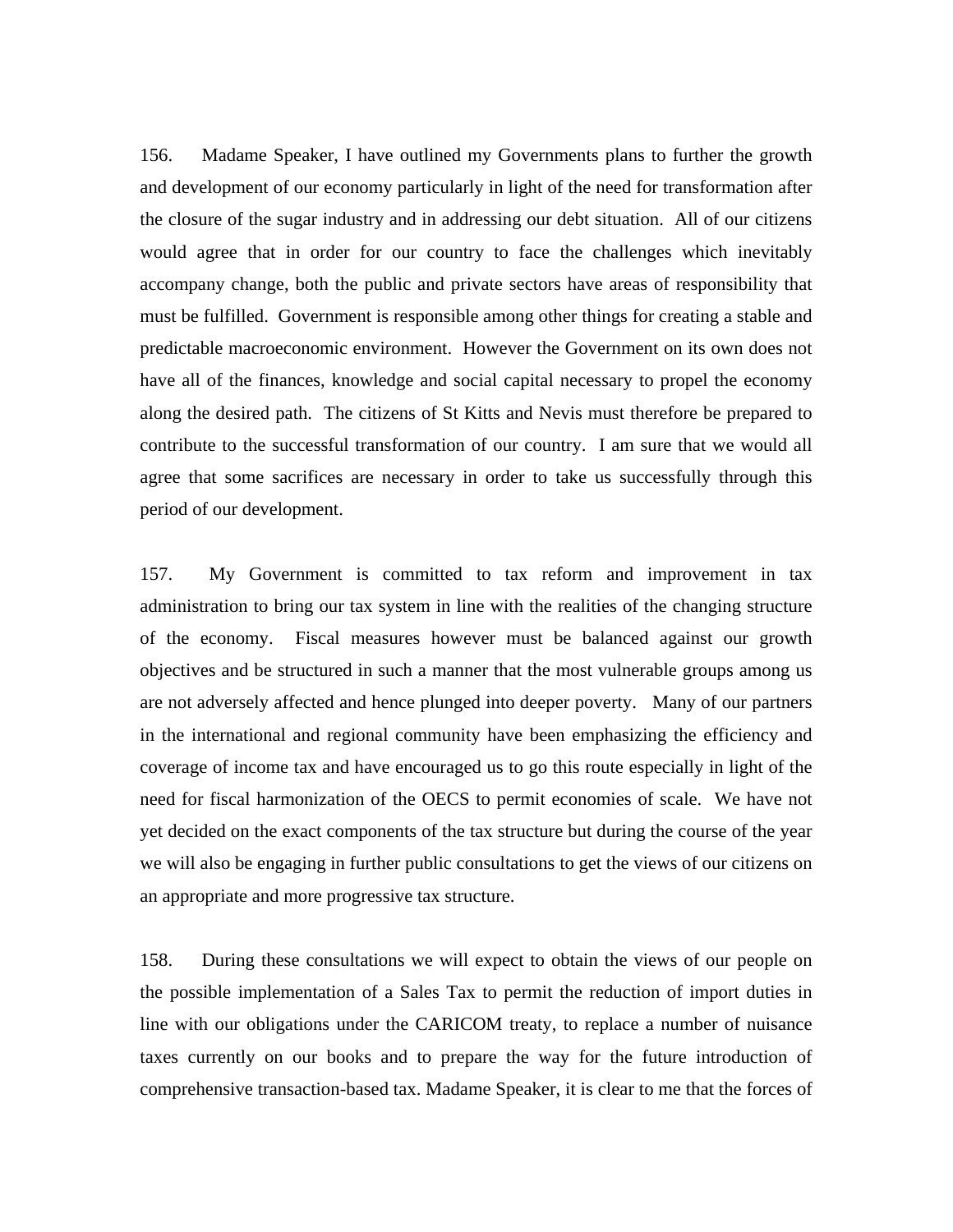156. Madame Speaker, I have outlined my Governments plans to further the growth and development of our economy particularly in light of the need for transformation after the closure of the sugar industry and in addressing our debt situation. All of our citizens would agree that in order for our country to face the challenges which inevitably accompany change, both the public and private sectors have areas of responsibility that must be fulfilled. Government is responsible among other things for creating a stable and predictable macroeconomic environment. However the Government on its own does not have all of the finances, knowledge and social capital necessary to propel the economy along the desired path. The citizens of St Kitts and Nevis must therefore be prepared to contribute to the successful transformation of our country. I am sure that we would all agree that some sacrifices are necessary in order to take us successfully through this period of our development.

157. My Government is committed to tax reform and improvement in tax administration to bring our tax system in line with the realities of the changing structure of the economy. Fiscal measures however must be balanced against our growth objectives and be structured in such a manner that the most vulnerable groups among us are not adversely affected and hence plunged into deeper poverty. Many of our partners in the international and regional community have been emphasizing the efficiency and coverage of income tax and have encouraged us to go this route especially in light of the need for fiscal harmonization of the OECS to permit economies of scale. We have not yet decided on the exact components of the tax structure but during the course of the year we will also be engaging in further public consultations to get the views of our citizens on an appropriate and more progressive tax structure.

158. During these consultations we will expect to obtain the views of our people on the possible implementation of a Sales Tax to permit the reduction of import duties in line with our obligations under the CARICOM treaty, to replace a number of nuisance taxes currently on our books and to prepare the way for the future introduction of comprehensive transaction-based tax. Madame Speaker, it is clear to me that the forces of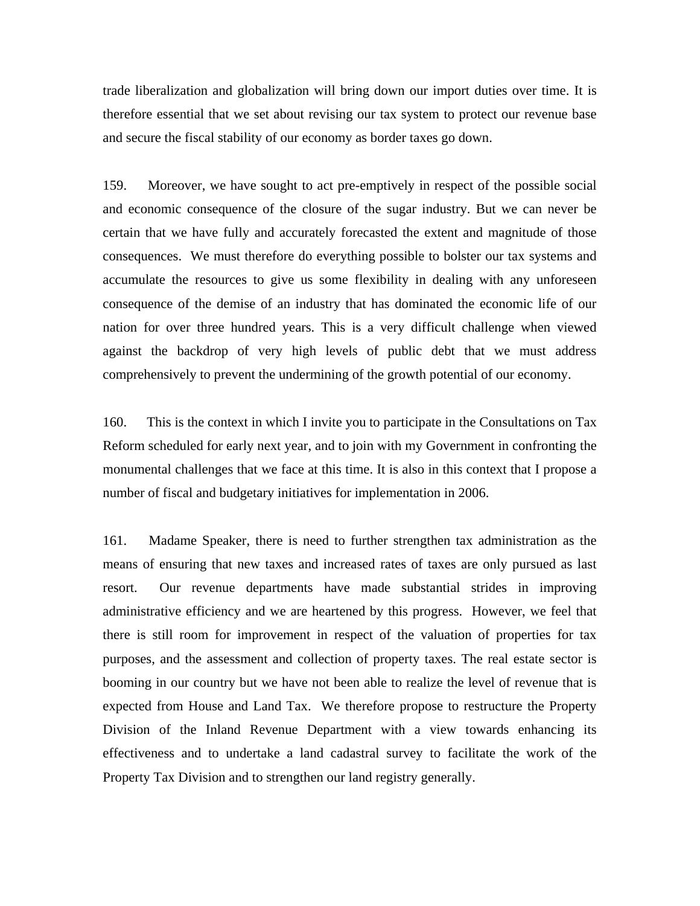trade liberalization and globalization will bring down our import duties over time. It is therefore essential that we set about revising our tax system to protect our revenue base and secure the fiscal stability of our economy as border taxes go down.

159. Moreover, we have sought to act pre-emptively in respect of the possible social and economic consequence of the closure of the sugar industry. But we can never be certain that we have fully and accurately forecasted the extent and magnitude of those consequences. We must therefore do everything possible to bolster our tax systems and accumulate the resources to give us some flexibility in dealing with any unforeseen consequence of the demise of an industry that has dominated the economic life of our nation for over three hundred years. This is a very difficult challenge when viewed against the backdrop of very high levels of public debt that we must address comprehensively to prevent the undermining of the growth potential of our economy.

160. This is the context in which I invite you to participate in the Consultations on Tax Reform scheduled for early next year, and to join with my Government in confronting the monumental challenges that we face at this time. It is also in this context that I propose a number of fiscal and budgetary initiatives for implementation in 2006.

161. Madame Speaker, there is need to further strengthen tax administration as the means of ensuring that new taxes and increased rates of taxes are only pursued as last resort. Our revenue departments have made substantial strides in improving administrative efficiency and we are heartened by this progress. However, we feel that there is still room for improvement in respect of the valuation of properties for tax purposes, and the assessment and collection of property taxes. The real estate sector is booming in our country but we have not been able to realize the level of revenue that is expected from House and Land Tax. We therefore propose to restructure the Property Division of the Inland Revenue Department with a view towards enhancing its effectiveness and to undertake a land cadastral survey to facilitate the work of the Property Tax Division and to strengthen our land registry generally.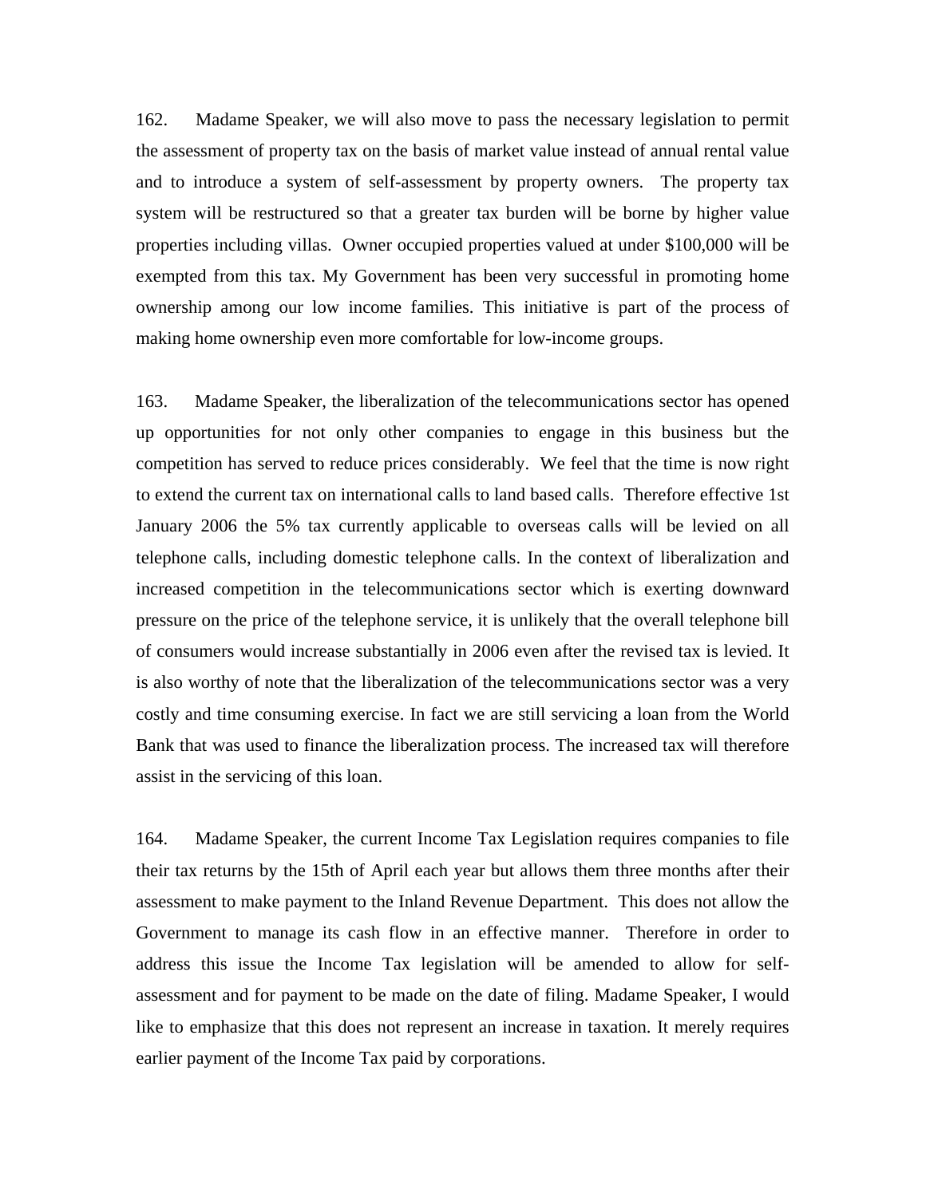162. Madame Speaker, we will also move to pass the necessary legislation to permit the assessment of property tax on the basis of market value instead of annual rental value and to introduce a system of self-assessment by property owners. The property tax system will be restructured so that a greater tax burden will be borne by higher value properties including villas. Owner occupied properties valued at under $100,000 will be exempted from this tax. My Government has been very successful in promoting home ownership among our low income families. This initiative is part of the process of making home ownership even more comfortable for low-income groups.

163. Madame Speaker, the liberalization of the telecommunications sector has opened up opportunities for not only other companies to engage in this business but the competition has served to reduce prices considerably. We feel that the time is now right to extend the current tax on international calls to land based calls. Therefore effective 1st January 2006 the 5% tax currently applicable to overseas calls will be levied on all telephone calls, including domestic telephone calls. In the context of liberalization and increased competition in the telecommunications sector which is exerting downward pressure on the price of the telephone service, it is unlikely that the overall telephone bill of consumers would increase substantially in 2006 even after the revised tax is levied. It is also worthy of note that the liberalization of the telecommunications sector was a very costly and time consuming exercise. In fact we are still servicing a loan from the World Bank that was used to finance the liberalization process. The increased tax will therefore assist in the servicing of this loan.

164. Madame Speaker, the current Income Tax Legislation requires companies to file their tax returns by the 15th of April each year but allows them three months after their assessment to make payment to the Inland Revenue Department. This does not allow the Government to manage its cash flow in an effective manner. Therefore in order to address this issue the Income Tax legislation will be amended to allow for self-assessment and for payment to be made on the date of filing. Madame Speaker, I would like to emphasize that this does not represent an increase in taxation. It merely requires earlier payment of the Income Tax paid by corporations.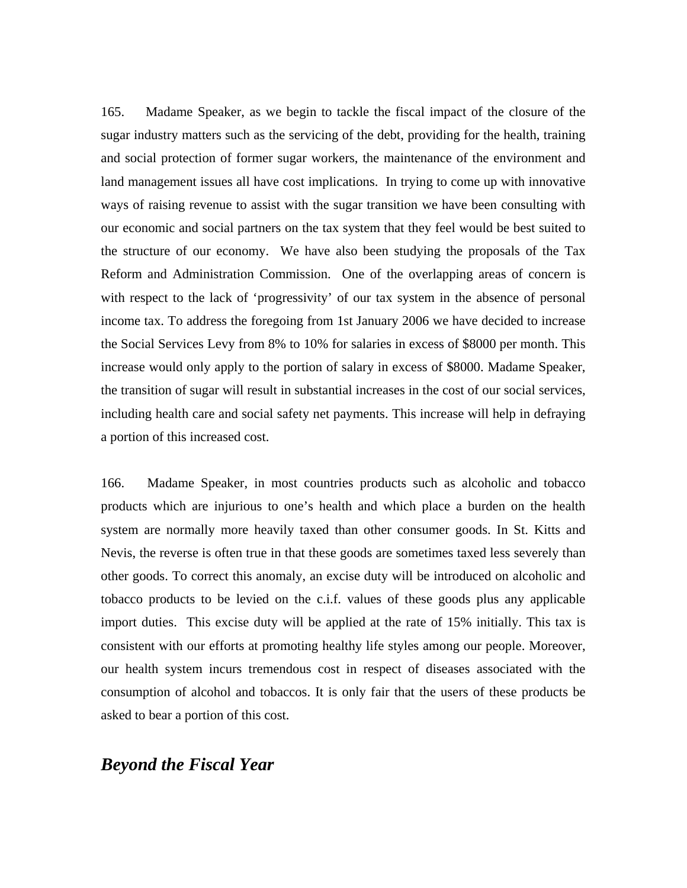165. Madame Speaker, as we begin to tackle the fiscal impact of the closure of the sugar industry matters such as the servicing of the debt, providing for the health, training and social protection of former sugar workers, the maintenance of the environment and land management issues all have cost implications. In trying to come up with innovative ways of raising revenue to assist with the sugar transition we have been consulting with our economic and social partners on the tax system that they feel would be best suited to the structure of our economy. We have also been studying the proposals of the Tax Reform and Administration Commission. One of the overlapping areas of concern is with respect to the lack of 'progressivity' of our tax system in the absence of personal income tax. To address the foregoing from 1st January 2006 we have decided to increase the Social Services Levy from 8% to 10% for salaries in excess of $8000 per month. This increase would only apply to the portion of salary in excess of $8000. Madame Speaker, the transition of sugar will result in substantial increases in the cost of our social services, including health care and social safety net payments. This increase will help in defraying a portion of this increased cost.

166. Madame Speaker, in most countries products such as alcoholic and tobacco products which are injurious to one's health and which place a burden on the health system are normally more heavily taxed than other consumer goods. In St. Kitts and Nevis, the reverse is often true in that these goods are sometimes taxed less severely than other goods. To correct this anomaly, an excise duty will be introduced on alcoholic and tobacco products to be levied on the c.i.f. values of these goods plus any applicable import duties. This excise duty will be applied at the rate of 15% initially. This tax is consistent with our efforts at promoting healthy life styles among our people. Moreover, our health system incurs tremendous cost in respect of diseases associated with the consumption of alcohol and tobaccos. It is only fair that the users of these products be asked to bear a portion of this cost.

## *Beyond the Fiscal Year*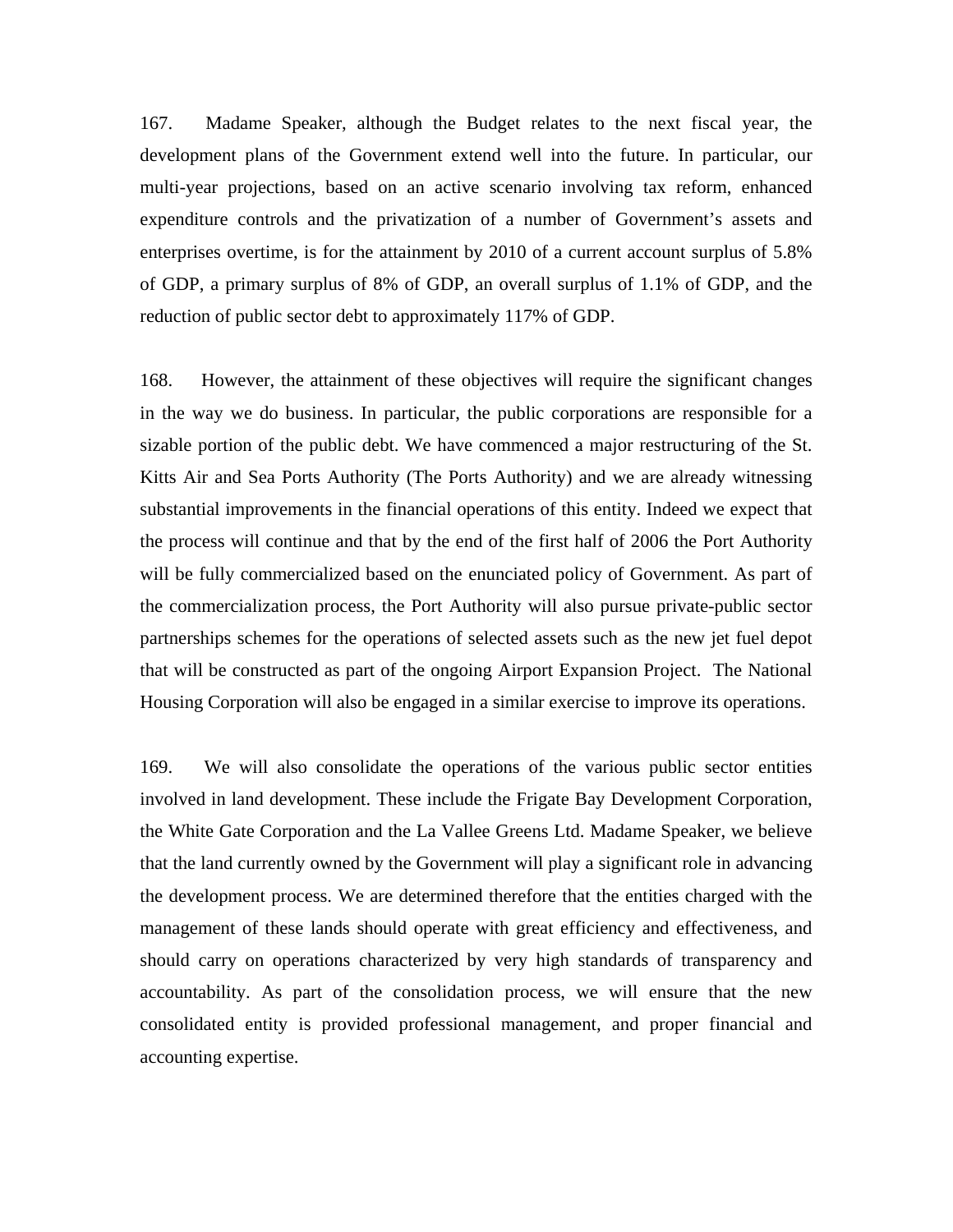167. Madame Speaker, although the Budget relates to the next fiscal year, the development plans of the Government extend well into the future. In particular, our multi-year projections, based on an active scenario involving tax reform, enhanced expenditure controls and the privatization of a number of Government's assets and enterprises overtime, is for the attainment by 2010 of a current account surplus of 5.8% of GDP, a primary surplus of 8% of GDP, an overall surplus of 1.1% of GDP, and the reduction of public sector debt to approximately 117% of GDP.

168. However, the attainment of these objectives will require the significant changes in the way we do business. In particular, the public corporations are responsible for a sizable portion of the public debt. We have commenced a major restructuring of the St. Kitts Air and Sea Ports Authority (The Ports Authority) and we are already witnessing substantial improvements in the financial operations of this entity. Indeed we expect that the process will continue and that by the end of the first half of 2006 the Port Authority will be fully commercialized based on the enunciated policy of Government. As part of the commercialization process, the Port Authority will also pursue private-public sector partnerships schemes for the operations of selected assets such as the new jet fuel depot that will be constructed as part of the ongoing Airport Expansion Project. The National Housing Corporation will also be engaged in a similar exercise to improve its operations.

169. We will also consolidate the operations of the various public sector entities involved in land development. These include the Frigate Bay Development Corporation, the White Gate Corporation and the La Vallee Greens Ltd. Madame Speaker, we believe that the land currently owned by the Government will play a significant role in advancing the development process. We are determined therefore that the entities charged with the management of these lands should operate with great efficiency and effectiveness, and should carry on operations characterized by very high standards of transparency and accountability. As part of the consolidation process, we will ensure that the new consolidated entity is provided professional management, and proper financial and accounting expertise.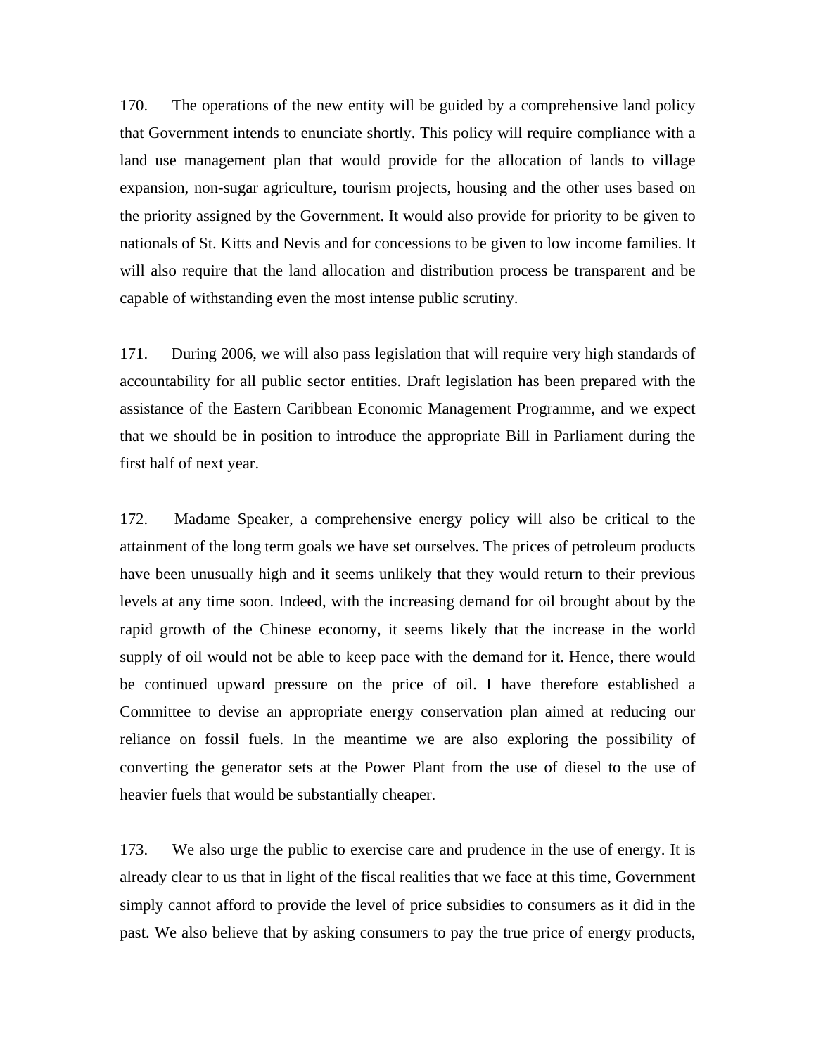170. The operations of the new entity will be guided by a comprehensive land policy that Government intends to enunciate shortly. This policy will require compliance with a land use management plan that would provide for the allocation of lands to village expansion, non-sugar agriculture, tourism projects, housing and the other uses based on the priority assigned by the Government. It would also provide for priority to be given to nationals of St. Kitts and Nevis and for concessions to be given to low income families. It will also require that the land allocation and distribution process be transparent and be capable of withstanding even the most intense public scrutiny.

171. During 2006, we will also pass legislation that will require very high standards of accountability for all public sector entities. Draft legislation has been prepared with the assistance of the Eastern Caribbean Economic Management Programme, and we expect that we should be in position to introduce the appropriate Bill in Parliament during the first half of next year.

172. Madame Speaker, a comprehensive energy policy will also be critical to the attainment of the long term goals we have set ourselves. The prices of petroleum products have been unusually high and it seems unlikely that they would return to their previous levels at any time soon. Indeed, with the increasing demand for oil brought about by the rapid growth of the Chinese economy, it seems likely that the increase in the world supply of oil would not be able to keep pace with the demand for it. Hence, there would be continued upward pressure on the price of oil. I have therefore established a Committee to devise an appropriate energy conservation plan aimed at reducing our reliance on fossil fuels. In the meantime we are also exploring the possibility of converting the generator sets at the Power Plant from the use of diesel to the use of heavier fuels that would be substantially cheaper.

173. We also urge the public to exercise care and prudence in the use of energy. It is already clear to us that in light of the fiscal realities that we face at this time, Government simply cannot afford to provide the level of price subsidies to consumers as it did in the past. We also believe that by asking consumers to pay the true price of energy products,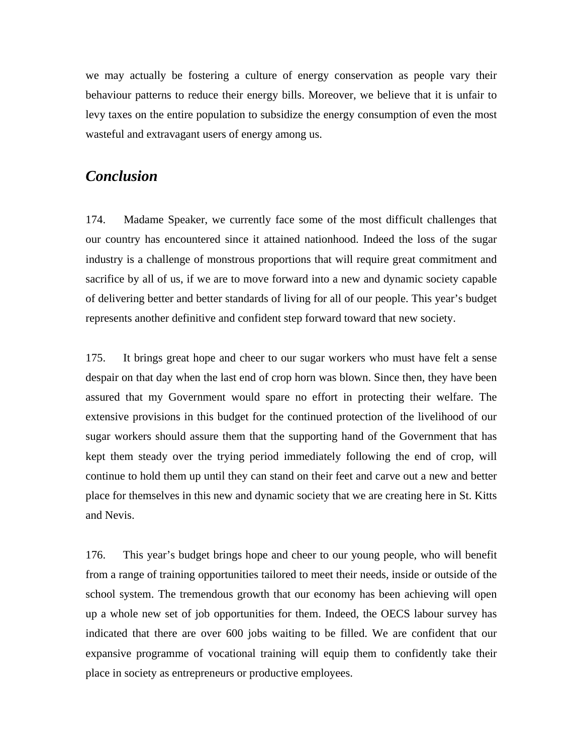we may actually be fostering a culture of energy conservation as people vary their behaviour patterns to reduce their energy bills. Moreover, we believe that it is unfair to levy taxes on the entire population to subsidize the energy consumption of even the most wasteful and extravagant users of energy among us.

## *Conclusion*

174. Madame Speaker, we currently face some of the most difficult challenges that our country has encountered since it attained nationhood. Indeed the loss of the sugar industry is a challenge of monstrous proportions that will require great commitment and sacrifice by all of us, if we are to move forward into a new and dynamic society capable of delivering better and better standards of living for all of our people. This year's budget represents another definitive and confident step forward toward that new society.

175. It brings great hope and cheer to our sugar workers who must have felt a sense despair on that day when the last end of crop horn was blown. Since then, they have been assured that my Government would spare no effort in protecting their welfare. The extensive provisions in this budget for the continued protection of the livelihood of our sugar workers should assure them that the supporting hand of the Government that has kept them steady over the trying period immediately following the end of crop, will continue to hold them up until they can stand on their feet and carve out a new and better place for themselves in this new and dynamic society that we are creating here in St. Kitts and Nevis.

176. This year's budget brings hope and cheer to our young people, who will benefit from a range of training opportunities tailored to meet their needs, inside or outside of the school system. The tremendous growth that our economy has been achieving will open up a whole new set of job opportunities for them. Indeed, the OECS labour survey has indicated that there are over 600 jobs waiting to be filled. We are confident that our expansive programme of vocational training will equip them to confidently take their place in society as entrepreneurs or productive employees.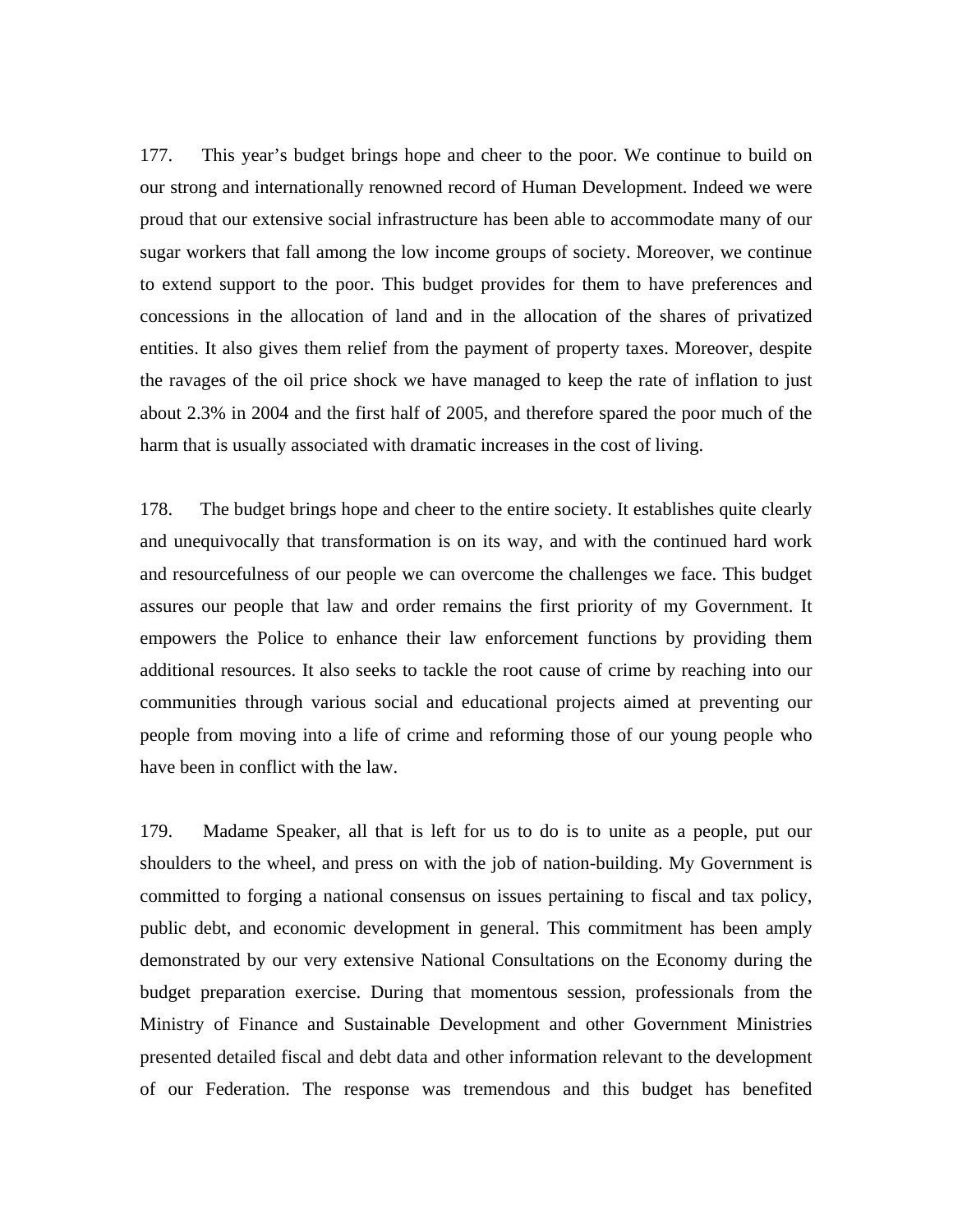177. This year's budget brings hope and cheer to the poor. We continue to build on our strong and internationally renowned record of Human Development. Indeed we were proud that our extensive social infrastructure has been able to accommodate many of our sugar workers that fall among the low income groups of society. Moreover, we continue to extend support to the poor. This budget provides for them to have preferences and concessions in the allocation of land and in the allocation of the shares of privatized entities. It also gives them relief from the payment of property taxes. Moreover, despite the ravages of the oil price shock we have managed to keep the rate of inflation to just about 2.3% in 2004 and the first half of 2005, and therefore spared the poor much of the harm that is usually associated with dramatic increases in the cost of living.

178. The budget brings hope and cheer to the entire society. It establishes quite clearly and unequivocally that transformation is on its way, and with the continued hard work and resourcefulness of our people we can overcome the challenges we face. This budget assures our people that law and order remains the first priority of my Government. It empowers the Police to enhance their law enforcement functions by providing them additional resources. It also seeks to tackle the root cause of crime by reaching into our communities through various social and educational projects aimed at preventing our people from moving into a life of crime and reforming those of our young people who have been in conflict with the law.

179. Madame Speaker, all that is left for us to do is to unite as a people, put our shoulders to the wheel, and press on with the job of nation-building. My Government is committed to forging a national consensus on issues pertaining to fiscal and tax policy, public debt, and economic development in general. This commitment has been amply demonstrated by our very extensive National Consultations on the Economy during the budget preparation exercise. During that momentous session, professionals from the Ministry of Finance and Sustainable Development and other Government Ministries presented detailed fiscal and debt data and other information relevant to the development of our Federation. The response was tremendous and this budget has benefited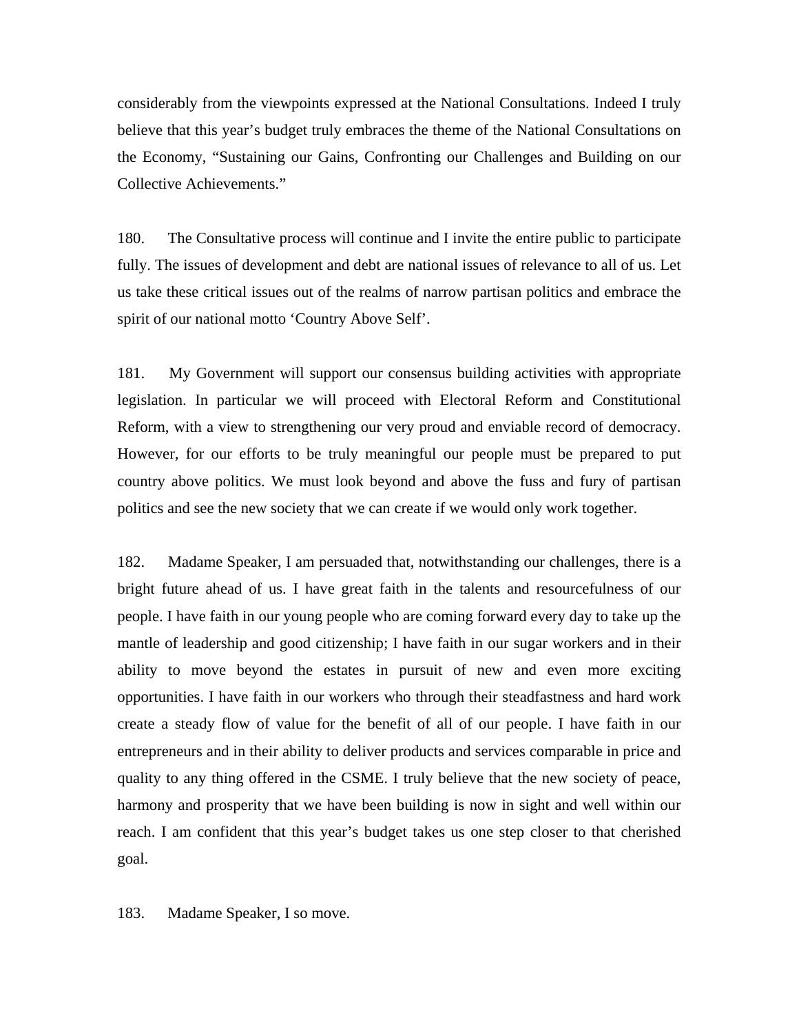considerably from the viewpoints expressed at the National Consultations. Indeed I truly believe that this year's budget truly embraces the theme of the National Consultations on the Economy, "Sustaining our Gains, Confronting our Challenges and Building on our Collective Achievements."

180. The Consultative process will continue and I invite the entire public to participate fully. The issues of development and debt are national issues of relevance to all of us. Let us take these critical issues out of the realms of narrow partisan politics and embrace the spirit of our national motto 'Country Above Self'.

181. My Government will support our consensus building activities with appropriate legislation. In particular we will proceed with Electoral Reform and Constitutional Reform, with a view to strengthening our very proud and enviable record of democracy. However, for our efforts to be truly meaningful our people must be prepared to put country above politics. We must look beyond and above the fuss and fury of partisan politics and see the new society that we can create if we would only work together.

182. Madame Speaker, I am persuaded that, notwithstanding our challenges, there is a bright future ahead of us. I have great faith in the talents and resourcefulness of our people. I have faith in our young people who are coming forward every day to take up the mantle of leadership and good citizenship; I have faith in our sugar workers and in their ability to move beyond the estates in pursuit of new and even more exciting opportunities. I have faith in our workers who through their steadfastness and hard work create a steady flow of value for the benefit of all of our people. I have faith in our entrepreneurs and in their ability to deliver products and services comparable in price and quality to any thing offered in the CSME. I truly believe that the new society of peace, harmony and prosperity that we have been building is now in sight and well within our reach. I am confident that this year's budget takes us one step closer to that cherished goal.

183. Madame Speaker, I so move.